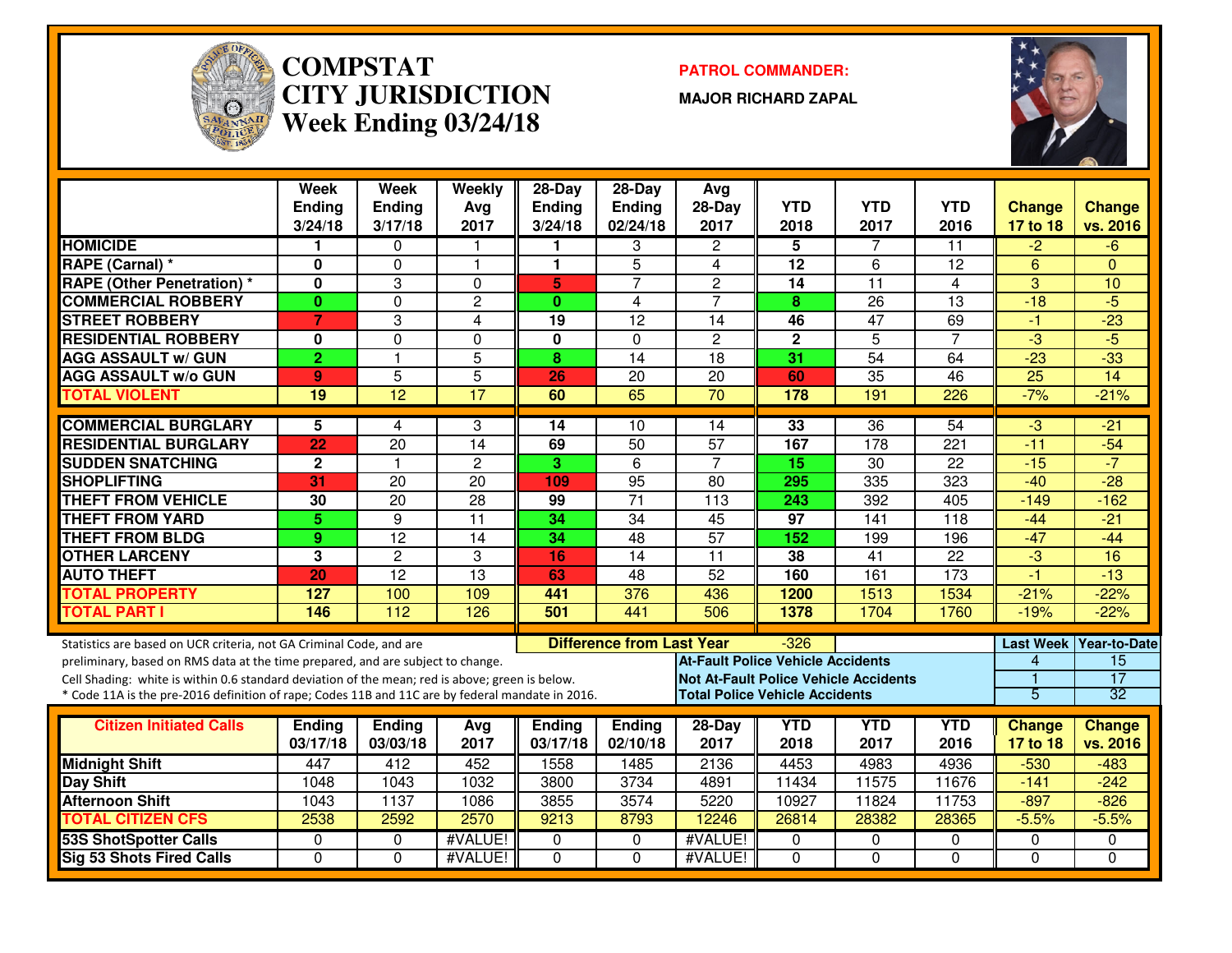# COMPSTAT
# CITY JURISDICTION
## Week Ending 03/24/18

**PATROL COMMANDER:**

**MAJOR RICHARD ZAPAL**

| | Week Ending 3/24/18 | Week Ending 3/17/18 | Weekly Avg 2017 | 28-Day Ending 3/24/18 | 28-Day Ending 02/24/18 | Avg 28-Day 2017 | YTD 2018 | YTD 2017 | YTD 2016 | Change 17 to 18 | Change vs. 2016 |
|---|---|---|---|---|---|---|---|---|---|---|---|
| HOMICIDE | 1 | 0 | 1 | 1 | 3 | 2 | 5 | 7 | 11 | -2 | -6 |
| RAPE (Carnal) * | 0 | 0 | 1 | 1 | 5 | 4 | 12 | 6 | 12 | 6 | 0 |
| RAPE (Other Penetration) * | 0 | 3 | 0 | 5 | 7 | 2 | 14 | 11 | 4 | 3 | 10 |
| COMMERCIAL ROBBERY | 0 | 0 | 2 | 0 | 4 | 7 | 8 | 26 | 13 | -18 | -5 |
| STREET ROBBERY | 7 | 3 | 4 | 19 | 12 | 14 | 46 | 47 | 69 | -1 | -23 |
| RESIDENTIAL ROBBERY | 0 | 0 | 0 | 0 | 0 | 2 | 2 | 5 | 7 | -3 | -5 |
| AGG ASSAULT w/ GUN | 2 | 1 | 5 | 8 | 14 | 18 | 31 | 54 | 64 | -23 | -33 |
| AGG ASSAULT w/o GUN | 9 | 5 | 5 | 26 | 20 | 20 | 60 | 35 | 46 | 25 | 14 |
| TOTAL VIOLENT | 19 | 12 | 17 | 60 | 65 | 70 | 178 | 191 | 226 | -7% | -21% |
| COMMERCIAL BURGLARY | 5 | 4 | 3 | 14 | 10 | 14 | 33 | 36 | 54 | -3 | -21 |
| RESIDENTIAL BURGLARY | 22 | 20 | 14 | 69 | 50 | 57 | 167 | 178 | 221 | -11 | -54 |
| SUDDEN SNATCHING | 2 | 1 | 2 | 3 | 6 | 7 | 15 | 30 | 22 | -15 | -7 |
| SHOPLIFTING | 31 | 20 | 20 | 109 | 95 | 80 | 295 | 335 | 323 | -40 | -28 |
| THEFT FROM VEHICLE | 30 | 20 | 28 | 99 | 71 | 113 | 243 | 392 | 405 | -149 | -162 |
| THEFT FROM YARD | 5 | 9 | 11 | 34 | 34 | 45 | 97 | 141 | 118 | -44 | -21 |
| THEFT FROM BLDG | 9 | 12 | 14 | 34 | 48 | 57 | 152 | 199 | 196 | -47 | -44 |
| OTHER LARCENY | 3 | 2 | 3 | 16 | 14 | 11 | 38 | 41 | 22 | -3 | 16 |
| AUTO THEFT | 20 | 12 | 13 | 63 | 48 | 52 | 160 | 161 | 173 | -1 | -13 |
| TOTAL PROPERTY | 127 | 100 | 109 | 441 | 376 | 436 | 1200 | 1513 | 1534 | -21% | -22% |
| TOTAL PART I | 146 | 112 | 126 | 501 | 441 | 506 | 1378 | 1704 | 1760 | -19% | -22% |

**Difference from Last Year:** -326

Statistics are based on UCR criteria, not GA Criminal Code, and are preliminary, based on RMS data at the time prepared, and are subject to change.
Cell Shading: white is within 0.6 standard deviation of the mean; red is above; green is below.
* Code 11A is the pre-2016 definition of rape; Codes 11B and 11C are by federal mandate in 2016.

| | Last Week | Year-to-Date |
|---|---|---|
| At-Fault Police Vehicle Accidents | 4 | 15 |
| Not At-Fault Police Vehicle Accidents | 1 | 17 |
| Total Police Vehicle Accidents | 5 | 32 |

| Citizen Initiated Calls | Ending 03/17/18 | Ending 03/03/18 | Avg 2017 | Ending 03/17/18 | Ending 02/10/18 | 28-Day 2017 | YTD 2018 | YTD 2017 | YTD 2016 | Change 17 to 18 | Change vs. 2016 |
|---|---|---|---|---|---|---|---|---|---|---|---|
| Midnight Shift | 447 | 412 | 452 | 1558 | 1485 | 2136 | 4453 | 4983 | 4936 | -530 | -483 |
| Day Shift | 1048 | 1043 | 1032 | 3800 | 3734 | 4891 | 11434 | 11575 | 11676 | -141 | -242 |
| Afternoon Shift | 1043 | 1137 | 1086 | 3855 | 3574 | 5220 | 10927 | 11824 | 11753 | -897 | -826 |
| TOTAL CITIZEN CFS | 2538 | 2592 | 2570 | 9213 | 8793 | 12246 | 26814 | 28382 | 28365 | -5.5% | -5.5% |
| 53S ShotSpotter Calls | 0 | 0 | #VALUE! | 0 | 0 | #VALUE! | 0 | 0 | 0 | 0 | 0 |
| Sig 53 Shots Fired Calls | 0 | 0 | #VALUE! | 0 | 0 | #VALUE! | 0 | 0 | 0 | 0 | 0 |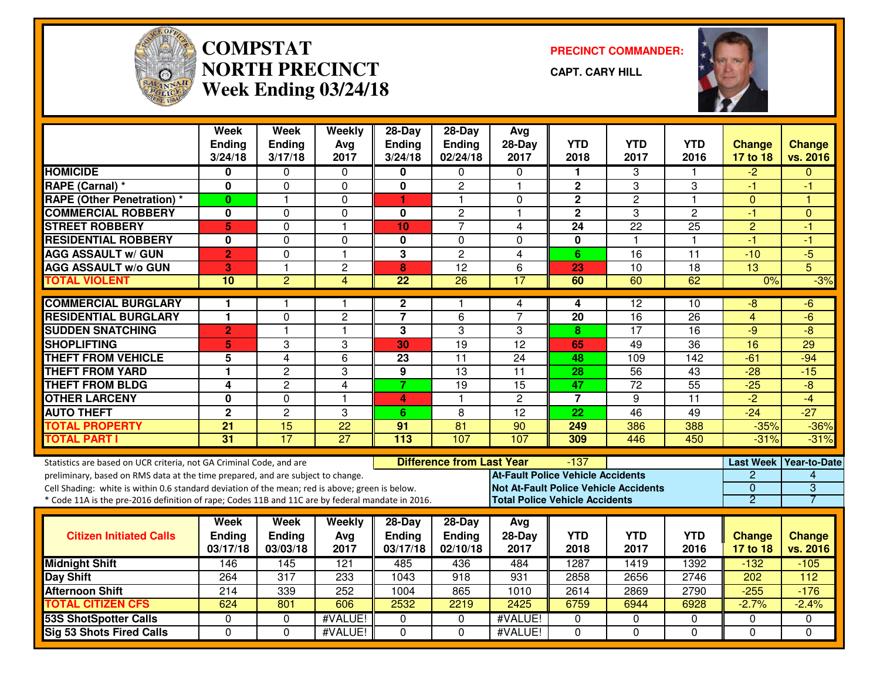# COMPSTAT NORTH PRECINCT

## Week Ending 03/24/18

**PRECINCT COMMANDER:**

**CAPT. CARY HILL**

| | Week Ending 3/24/18 | Week Ending 3/17/18 | Weekly Avg 2017 | 28-Day Ending 3/24/18 | 28-Day Ending 02/24/18 | Avg 28-Day 2017 | YTD 2018 | YTD 2017 | YTD 2016 | Change 17 to 18 | Change vs. 2016 |
|---|---|---|---|---|---|---|---|---|---|---|---|
| HOMICIDE | 0 | 0 | 0 | 0 | 0 | 0 | 1 | 3 | 1 | -2 | 0 |
| RAPE (Carnal) * | 0 | 0 | 0 | 0 | 2 | 1 | 2 | 3 | 3 | -1 | -1 |
| RAPE (Other Penetration) * | 0 | 1 | 0 | 1 | 1 | 0 | 2 | 2 | 1 | 0 | 1 |
| COMMERCIAL ROBBERY | 0 | 0 | 0 | 0 | 2 | 1 | 2 | 3 | 2 | -1 | 0 |
| STREET ROBBERY | 5 | 0 | 1 | 10 | 7 | 4 | 24 | 22 | 25 | 2 | -1 |
| RESIDENTIAL ROBBERY | 0 | 0 | 0 | 0 | 0 | 0 | 0 | 1 | 1 | -1 | -1 |
| AGG ASSAULT w/ GUN | 2 | 0 | 1 | 3 | 2 | 4 | 6 | 16 | 11 | -10 | -5 |
| AGG ASSAULT w/o GUN | 3 | 1 | 2 | 8 | 12 | 6 | 23 | 10 | 18 | 13 | 5 |
| TOTAL VIOLENT | 10 | 2 | 4 | 22 | 26 | 17 | 60 | 60 | 62 | 0% | -3% |
| COMMERCIAL BURGLARY | 1 | 1 | 1 | 2 | 1 | 4 | 4 | 12 | 10 | -8 | -6 |
| RESIDENTIAL BURGLARY | 1 | 0 | 2 | 7 | 6 | 7 | 20 | 16 | 26 | 4 | -6 |
| SUDDEN SNATCHING | 2 | 1 | 1 | 3 | 3 | 3 | 8 | 17 | 16 | -9 | -8 |
| SHOPLIFTING | 5 | 3 | 3 | 30 | 19 | 12 | 65 | 49 | 36 | 16 | 29 |
| THEFT FROM VEHICLE | 5 | 4 | 6 | 23 | 11 | 24 | 48 | 109 | 142 | -61 | -94 |
| THEFT FROM YARD | 1 | 2 | 3 | 9 | 13 | 11 | 28 | 56 | 43 | -28 | -15 |
| THEFT FROM BLDG | 4 | 2 | 4 | 7 | 19 | 15 | 47 | 72 | 55 | -25 | -8 |
| OTHER LARCENY | 0 | 0 | 1 | 4 | 1 | 2 | 7 | 9 | 11 | -2 | -4 |
| AUTO THEFT | 2 | 2 | 3 | 6 | 8 | 12 | 22 | 46 | 49 | -24 | -27 |
| TOTAL PROPERTY | 21 | 15 | 22 | 91 | 81 | 90 | 249 | 386 | 388 | -35% | -36% |
| TOTAL PART I | 31 | 17 | 27 | 113 | 107 | 107 | 309 | 446 | 450 | -31% | -31% |

Statistics are based on UCR criteria, not GA Criminal Code, and are preliminary, based on RMS data at the time prepared, and are subject to change.

Cell Shading: white is within 0.6 standard deviation of the mean; red is above; green is below.

* Code 11A is the pre-2016 definition of rape; Codes 11B and 11C are by federal mandate in 2016.

**Difference from Last Year:** -137

| | Last Week | Year-to-Date |
|---|---|---|
| At-Fault Police Vehicle Accidents | 2 | 4 |
| Not At-Fault Police Vehicle Accidents | 0 | 3 |
| Total Police Vehicle Accidents | 2 | 7 |

| Citizen Initiated Calls | Week Ending 03/17/18 | Week Ending 03/03/18 | Weekly Avg 2017 | 28-Day Ending 03/17/18 | 28-Day Ending 02/10/18 | Avg 28-Day 2017 | YTD 2018 | YTD 2017 | YTD 2016 | Change 17 to 18 | Change vs. 2016 |
|---|---|---|---|---|---|---|---|---|---|---|---|
| Midnight Shift | 146 | 145 | 121 | 485 | 436 | 484 | 1287 | 1419 | 1392 | -132 | -105 |
| Day Shift | 264 | 317 | 233 | 1043 | 918 | 931 | 2858 | 2656 | 2746 | 202 | 112 |
| Afternoon Shift | 214 | 339 | 252 | 1004 | 865 | 1010 | 2614 | 2869 | 2790 | -255 | -176 |
| TOTAL CITIZEN CFS | 624 | 801 | 606 | 2532 | 2219 | 2425 | 6759 | 6944 | 6928 | -2.7% | -2.4% |
| 53S ShotSpotter Calls | 0 | 0 | #VALUE! | 0 | 0 | #VALUE! | 0 | 0 | 0 | 0 | 0 |
| Sig 53 Shots Fired Calls | 0 | 0 | #VALUE! | 0 | 0 | #VALUE! | 0 | 0 | 0 | 0 | 0 |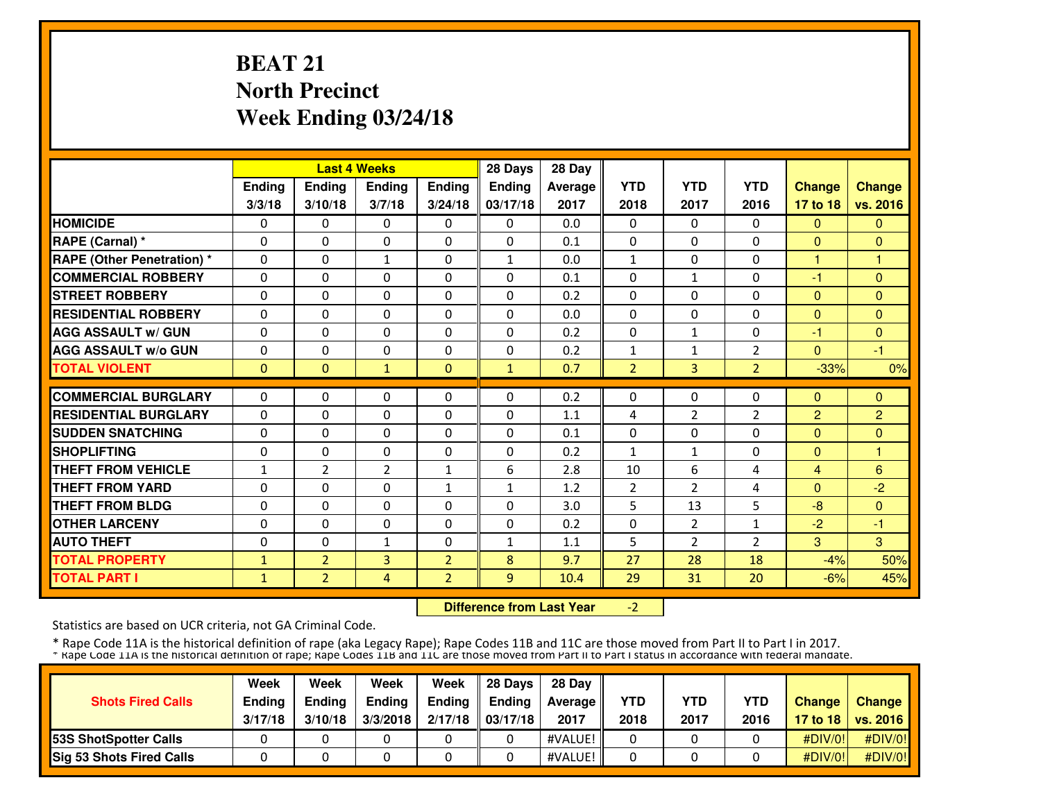# BEAT 21
# North Precinct
# Week Ending 03/24/18

| | Last 4 Weeks | | | | 28 Days | 28 Day | | | | | |
|---|---|---|---|---|---|---|---|---|---|---|---|
| | Ending 3/3/18 | Ending 3/10/18 | Ending 3/7/18 | Ending 3/24/18 | Ending 03/17/18 | Average 2017 | YTD 2018 | YTD 2017 | YTD 2016 | Change 17 to 18 | Change vs. 2016 |
| HOMICIDE | 0 | 0 | 0 | 0 | 0 | 0.0 | 0 | 0 | 0 | 0 | 0 |
| RAPE (Carnal) * | 0 | 0 | 0 | 0 | 0 | 0.1 | 0 | 0 | 0 | 0 | 0 |
| RAPE (Other Penetration) * | 0 | 0 | 1 | 0 | 1 | 0.0 | 1 | 0 | 0 | 1 | 1 |
| COMMERCIAL ROBBERY | 0 | 0 | 0 | 0 | 0 | 0.1 | 0 | 1 | 0 | -1 | 0 |
| STREET ROBBERY | 0 | 0 | 0 | 0 | 0 | 0.2 | 0 | 0 | 0 | 0 | 0 |
| RESIDENTIAL ROBBERY | 0 | 0 | 0 | 0 | 0 | 0.0 | 0 | 0 | 0 | 0 | 0 |
| AGG ASSAULT w/ GUN | 0 | 0 | 0 | 0 | 0 | 0.2 | 0 | 1 | 0 | -1 | 0 |
| AGG ASSAULT w/o GUN | 0 | 0 | 0 | 0 | 0 | 0.2 | 1 | 1 | 2 | 0 | -1 |
| TOTAL VIOLENT | 0 | 0 | 1 | 0 | 1 | 0.7 | 2 | 3 | 2 | -33% | 0% |
| COMMERCIAL BURGLARY | 0 | 0 | 0 | 0 | 0 | 0.2 | 0 | 0 | 0 | 0 | 0 |
| RESIDENTIAL BURGLARY | 0 | 0 | 0 | 0 | 0 | 1.1 | 4 | 2 | 2 | 2 | 2 |
| SUDDEN SNATCHING | 0 | 0 | 0 | 0 | 0 | 0.1 | 0 | 0 | 0 | 0 | 0 |
| SHOPLIFTING | 0 | 0 | 0 | 0 | 0 | 0.2 | 1 | 1 | 0 | 0 | 1 |
| THEFT FROM VEHICLE | 1 | 2 | 2 | 1 | 6 | 2.8 | 10 | 6 | 4 | 4 | 6 |
| THEFT FROM YARD | 0 | 0 | 0 | 1 | 1 | 1.2 | 2 | 2 | 4 | 0 | -2 |
| THEFT FROM BLDG | 0 | 0 | 0 | 0 | 0 | 3.0 | 5 | 13 | 5 | -8 | 0 |
| OTHER LARCENY | 0 | 0 | 0 | 0 | 0 | 0.2 | 0 | 2 | 1 | -2 | -1 |
| AUTO THEFT | 0 | 0 | 1 | 0 | 1 | 1.1 | 5 | 2 | 2 | 3 | 3 |
| TOTAL PROPERTY | 1 | 2 | 3 | 2 | 8 | 9.7 | 27 | 28 | 18 | -4% | 50% |
| TOTAL PART I | 1 | 2 | 4 | 2 | 9 | 10.4 | 29 | 31 | 20 | -6% | 45% |

**Difference from Last Year** -2

Statistics are based on UCR criteria, not GA Criminal Code.

* Rape Code 11A is the historical definition of rape (aka Legacy Rape); Rape Codes 11B and 11C are those moved from Part II to Part I in 2017.
* Rape Code 11A is the historical definition of rape; Rape Codes 11B and 11C are those moved from Part II to Part I status in accordance with federal mandate.

| Shots Fired Calls | Week Ending 3/17/18 | Week Ending 3/10/18 | Week Ending 3/3/2018 | Week Ending 2/17/18 | 28 Days Ending 03/17/18 | 28 Day Average 2017 | YTD 2018 | YTD 2017 | YTD 2016 | Change 17 to 18 | Change vs. 2016 |
|---|---|---|---|---|---|---|---|---|---|---|---|
| 53S ShotSpotter Calls | 0 | 0 | 0 | 0 | 0 | #VALUE! | 0 | 0 | 0 | #DIV/0! | #DIV/0! |
| Sig 53 Shots Fired Calls | 0 | 0 | 0 | 0 | 0 | #VALUE! | 0 | 0 | 0 | #DIV/0! | #DIV/0! |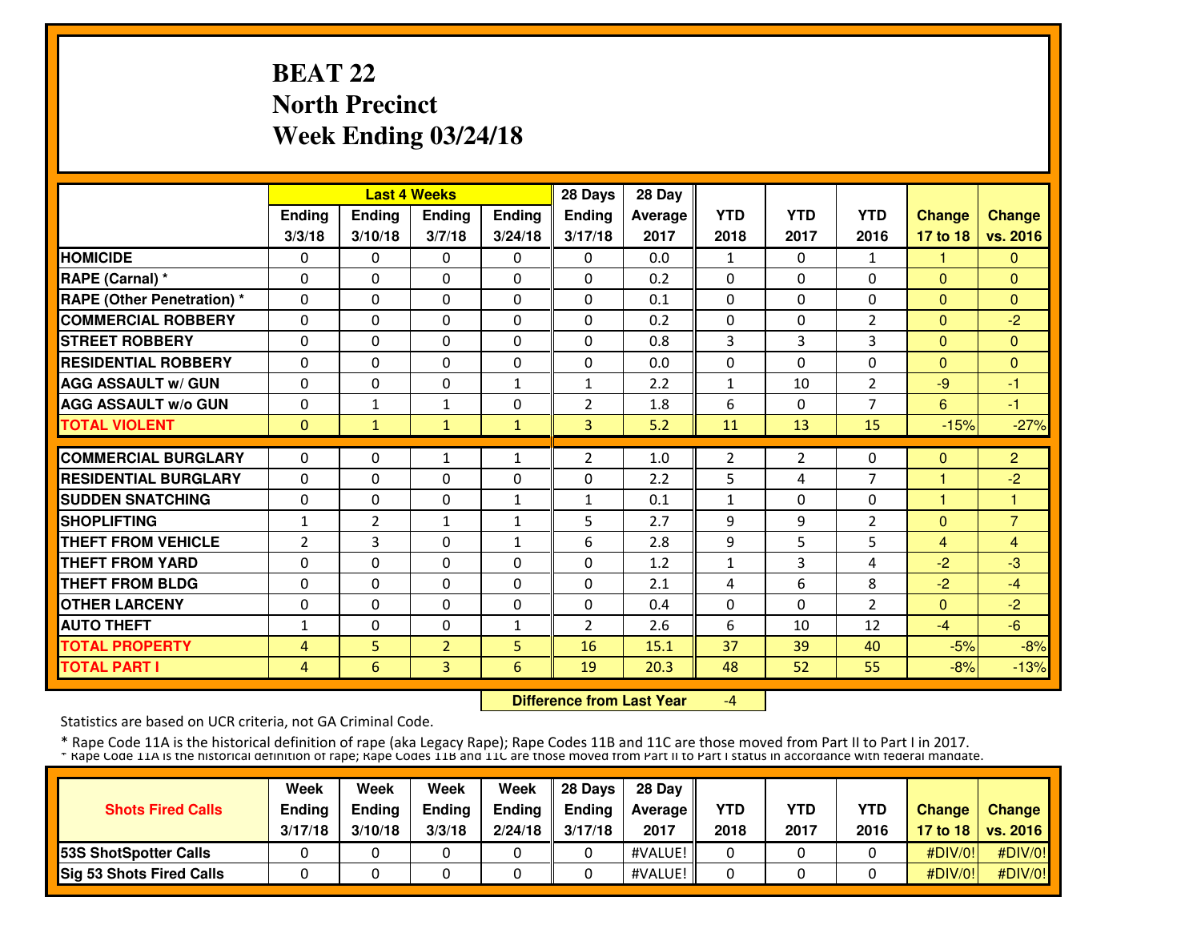# BEAT 22
# North Precinct
# Week Ending 03/24/18

| | Last 4 Weeks | | | | 28 Days | 28 Day | | | | | |
|---|---|---|---|---|---|---|---|---|---|---|---|
| | Ending 3/3/18 | Ending 3/10/18 | Ending 3/7/18 | Ending 3/24/18 | Ending 3/17/18 | Average 2017 | YTD 2018 | YTD 2017 | YTD 2016 | Change 17 to 18 | Change vs. 2016 |
| HOMICIDE | 0 | 0 | 0 | 0 | 0 | 0.0 | 1 | 0 | 1 | 1 | 0 |
| RAPE (Carnal) * | 0 | 0 | 0 | 0 | 0 | 0.2 | 0 | 0 | 0 | 0 | 0 |
| RAPE (Other Penetration) * | 0 | 0 | 0 | 0 | 0 | 0.1 | 0 | 0 | 0 | 0 | 0 |
| COMMERCIAL ROBBERY | 0 | 0 | 0 | 0 | 0 | 0.2 | 0 | 0 | 2 | 0 | -2 |
| STREET ROBBERY | 0 | 0 | 0 | 0 | 0 | 0.8 | 3 | 3 | 3 | 0 | 0 |
| RESIDENTIAL ROBBERY | 0 | 0 | 0 | 0 | 0 | 0.0 | 0 | 0 | 0 | 0 | 0 |
| AGG ASSAULT w/ GUN | 0 | 0 | 0 | 1 | 1 | 2.2 | 1 | 10 | 2 | -9 | -1 |
| AGG ASSAULT w/o GUN | 0 | 1 | 1 | 0 | 2 | 1.8 | 6 | 0 | 7 | 6 | -1 |
| TOTAL VIOLENT | 0 | 1 | 1 | 1 | 3 | 5.2 | 11 | 13 | 15 | -15% | -27% |
| COMMERCIAL BURGLARY | 0 | 0 | 1 | 1 | 2 | 1.0 | 2 | 2 | 0 | 0 | 2 |
| RESIDENTIAL BURGLARY | 0 | 0 | 0 | 0 | 0 | 2.2 | 5 | 4 | 7 | 1 | -2 |
| SUDDEN SNATCHING | 0 | 0 | 0 | 1 | 1 | 0.1 | 1 | 0 | 0 | 1 | 1 |
| SHOPLIFTING | 1 | 2 | 1 | 1 | 5 | 2.7 | 9 | 9 | 2 | 0 | 7 |
| THEFT FROM VEHICLE | 2 | 3 | 0 | 1 | 6 | 2.8 | 9 | 5 | 5 | 4 | 4 |
| THEFT FROM YARD | 0 | 0 | 0 | 0 | 0 | 1.2 | 1 | 3 | 4 | -2 | -3 |
| THEFT FROM BLDG | 0 | 0 | 0 | 0 | 0 | 2.1 | 4 | 6 | 8 | -2 | -4 |
| OTHER LARCENY | 0 | 0 | 0 | 0 | 0 | 0.4 | 0 | 0 | 2 | 0 | -2 |
| AUTO THEFT | 1 | 0 | 0 | 1 | 2 | 2.6 | 6 | 10 | 12 | -4 | -6 |
| TOTAL PROPERTY | 4 | 5 | 2 | 5 | 16 | 15.1 | 37 | 39 | 40 | -5% | -8% |
| TOTAL PART I | 4 | 6 | 3 | 6 | 19 | 20.3 | 48 | 52 | 55 | -8% | -13% |

**Difference from Last Year** -4

Statistics are based on UCR criteria, not GA Criminal Code.

* Rape Code 11A is the historical definition of rape (aka Legacy Rape); Rape Codes 11B and 11C are those moved from Part II to Part I in 2017.

* Rape Code 11A is the historical definition of rape; Rape Codes 11B and 11C are those moved from Part II to Part I status in accordance with federal mandate.

| Shots Fired Calls | Week Ending 3/17/18 | Week Ending 3/10/18 | Week Ending 3/3/18 | Week Ending 2/24/18 | 28 Days Ending 3/17/18 | 28 Day Average 2017 | YTD 2018 | YTD 2017 | YTD 2016 | Change 17 to 18 | Change vs. 2016 |
|---|---|---|---|---|---|---|---|---|---|---|---|
| 53S ShotSpotter Calls | 0 | 0 | 0 | 0 | 0 | #VALUE! | 0 | 0 | 0 | #DIV/0! | #DIV/0! |
| Sig 53 Shots Fired Calls | 0 | 0 | 0 | 0 | 0 | #VALUE! | 0 | 0 | 0 | #DIV/0! | #DIV/0! |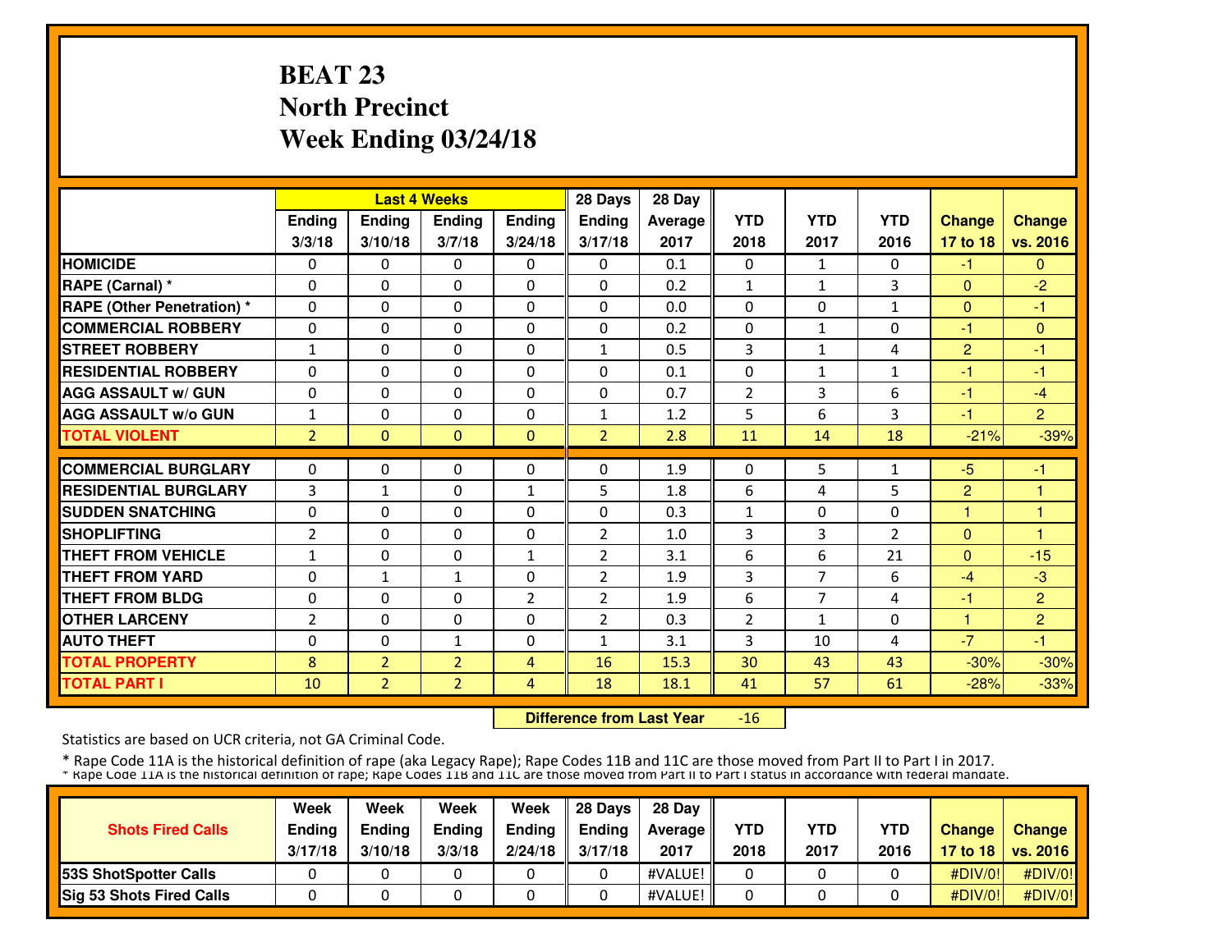# BEAT 23
# North Precinct
# Week Ending 03/24/18

| | Last 4 Weeks | | | | 28 Days | 28 Day | | | | | |
|---|---|---|---|---|---|---|---|---|---|---|---|
| | Ending 3/3/18 | Ending 3/10/18 | Ending 3/7/18 | Ending 3/24/18 | Ending 3/17/18 | Average 2017 | YTD 2018 | YTD 2017 | YTD 2016 | Change 17 to 18 | Change vs. 2016 |
| HOMICIDE | 0 | 0 | 0 | 0 | 0 | 0.1 | 0 | 1 | 0 | -1 | 0 |
| RAPE (Carnal) * | 0 | 0 | 0 | 0 | 0 | 0.2 | 1 | 1 | 3 | 0 | -2 |
| RAPE (Other Penetration) * | 0 | 0 | 0 | 0 | 0 | 0.0 | 0 | 0 | 1 | 0 | -1 |
| COMMERCIAL ROBBERY | 0 | 0 | 0 | 0 | 0 | 0.2 | 0 | 1 | 0 | -1 | 0 |
| STREET ROBBERY | 1 | 0 | 0 | 0 | 1 | 0.5 | 3 | 1 | 4 | 2 | -1 |
| RESIDENTIAL ROBBERY | 0 | 0 | 0 | 0 | 0 | 0.1 | 0 | 1 | 1 | -1 | -1 |
| AGG ASSAULT w/ GUN | 0 | 0 | 0 | 0 | 0 | 0.7 | 2 | 3 | 6 | -1 | -4 |
| AGG ASSAULT w/o GUN | 1 | 0 | 0 | 0 | 1 | 1.2 | 5 | 6 | 3 | -1 | 2 |
| TOTAL VIOLENT | 2 | 0 | 0 | 0 | 2 | 2.8 | 11 | 14 | 18 | -21% | -39% |
| COMMERCIAL BURGLARY | 0 | 0 | 0 | 0 | 0 | 1.9 | 0 | 5 | 1 | -5 | -1 |
| RESIDENTIAL BURGLARY | 3 | 1 | 0 | 1 | 5 | 1.8 | 6 | 4 | 5 | 2 | 1 |
| SUDDEN SNATCHING | 0 | 0 | 0 | 0 | 0 | 0.3 | 1 | 0 | 0 | 1 | 1 |
| SHOPLIFTING | 2 | 0 | 0 | 0 | 2 | 1.0 | 3 | 3 | 2 | 0 | 1 |
| THEFT FROM VEHICLE | 1 | 0 | 0 | 1 | 2 | 3.1 | 6 | 6 | 21 | 0 | -15 |
| THEFT FROM YARD | 0 | 1 | 1 | 0 | 2 | 1.9 | 3 | 7 | 6 | -4 | -3 |
| THEFT FROM BLDG | 0 | 0 | 0 | 2 | 2 | 1.9 | 6 | 7 | 4 | -1 | 2 |
| OTHER LARCENY | 2 | 0 | 0 | 0 | 2 | 0.3 | 2 | 1 | 0 | 1 | 2 |
| AUTO THEFT | 0 | 0 | 1 | 0 | 1 | 3.1 | 3 | 10 | 4 | -7 | -1 |
| TOTAL PROPERTY | 8 | 2 | 2 | 4 | 16 | 15.3 | 30 | 43 | 43 | -30% | -30% |
| TOTAL PART I | 10 | 2 | 2 | 4 | 18 | 18.1 | 41 | 57 | 61 | -28% | -33% |

**Difference from Last Year** -16

Statistics are based on UCR criteria, not GA Criminal Code.

\* Rape Code 11A is the historical definition of rape (aka Legacy Rape); Rape Codes 11B and 11C are those moved from Part II to Part I in 2017.
\* Rape Code 11A is the historical definition of rape; Rape Codes 11B and 11C are those moved from Part II to Part I status in accordance with federal mandate.

| Shots Fired Calls | Week Ending 3/17/18 | Week Ending 3/10/18 | Week Ending 3/3/18 | Week Ending 2/24/18 | 28 Days Ending 3/17/18 | 28 Day Average 2017 | YTD 2018 | YTD 2017 | YTD 2016 | Change 17 to 18 | Change vs. 2016 |
|---|---|---|---|---|---|---|---|---|---|---|---|
| 53S ShotSpotter Calls | 0 | 0 | 0 | 0 | 0 | #VALUE! | 0 | 0 | 0 | #DIV/0! | #DIV/0! |
| Sig 53 Shots Fired Calls | 0 | 0 | 0 | 0 | 0 | #VALUE! | 0 | 0 | 0 | #DIV/0! | #DIV/0! |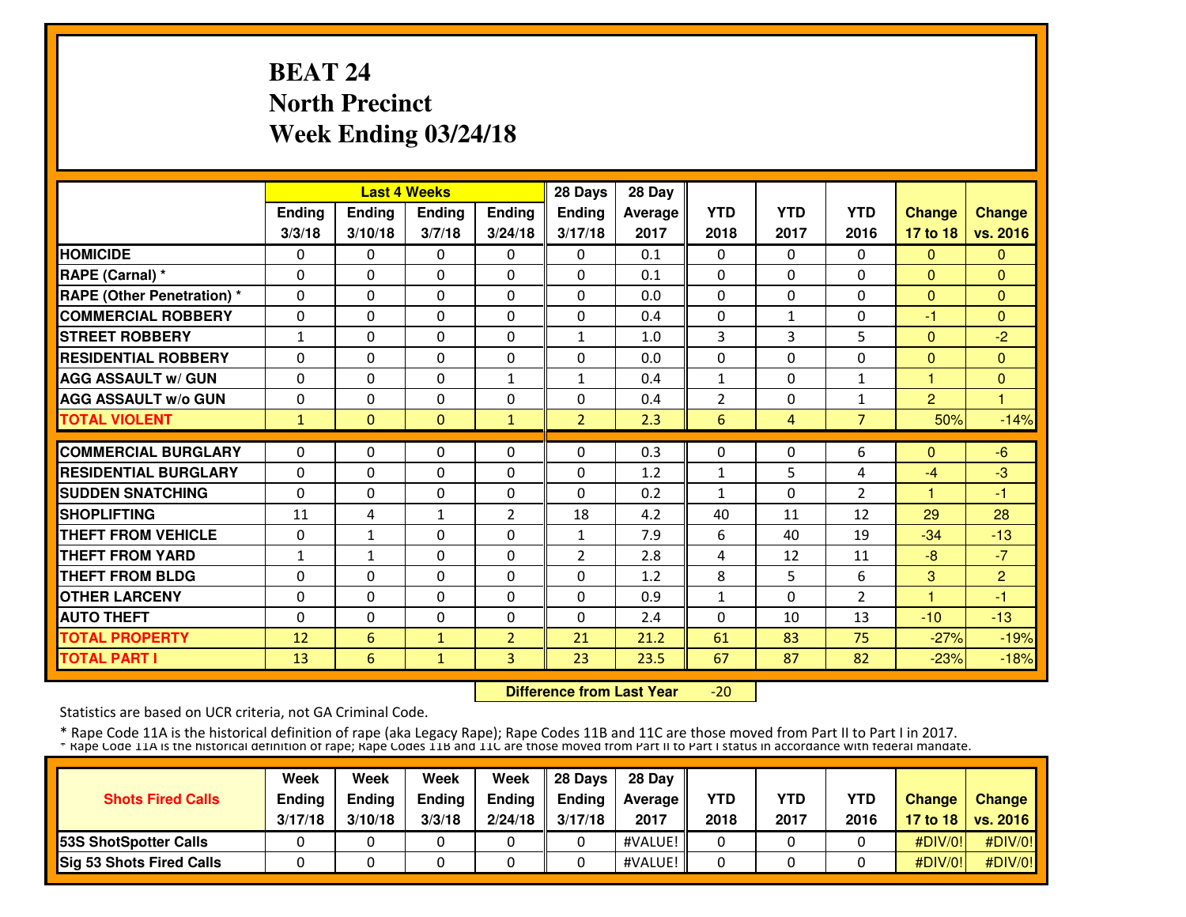# BEAT 24
# North Precinct
# Week Ending 03/24/18

| | Last 4 Weeks | | | | 28 Days | 28 Day | | | | | |
|---|---|---|---|---|---|---|---|---|---|---|---|
| | Ending 3/3/18 | Ending 3/10/18 | Ending 3/7/18 | Ending 3/24/18 | Ending 3/17/18 | Average 2017 | YTD 2018 | YTD 2017 | YTD 2016 | Change 17 to 18 | Change vs. 2016 |
| HOMICIDE | 0 | 0 | 0 | 0 | 0 | 0.1 | 0 | 0 | 0 | 0 | 0 |
| RAPE (Carnal) * | 0 | 0 | 0 | 0 | 0 | 0.1 | 0 | 0 | 0 | 0 | 0 |
| RAPE (Other Penetration) * | 0 | 0 | 0 | 0 | 0 | 0.0 | 0 | 0 | 0 | 0 | 0 |
| COMMERCIAL ROBBERY | 0 | 0 | 0 | 0 | 0 | 0.4 | 0 | 1 | 0 | -1 | 0 |
| STREET ROBBERY | 1 | 0 | 0 | 0 | 1 | 1.0 | 3 | 3 | 5 | 0 | -2 |
| RESIDENTIAL ROBBERY | 0 | 0 | 0 | 0 | 0 | 0.0 | 0 | 0 | 0 | 0 | 0 |
| AGG ASSAULT w/ GUN | 0 | 0 | 0 | 1 | 1 | 0.4 | 1 | 0 | 1 | 1 | 0 |
| AGG ASSAULT w/o GUN | 0 | 0 | 0 | 0 | 0 | 0.4 | 2 | 0 | 1 | 2 | 1 |
| TOTAL VIOLENT | 1 | 0 | 0 | 1 | 2 | 2.3 | 6 | 4 | 7 | 50% | -14% |
| COMMERCIAL BURGLARY | 0 | 0 | 0 | 0 | 0 | 0.3 | 0 | 0 | 6 | 0 | -6 |
| RESIDENTIAL BURGLARY | 0 | 0 | 0 | 0 | 0 | 1.2 | 1 | 5 | 4 | -4 | -3 |
| SUDDEN SNATCHING | 0 | 0 | 0 | 0 | 0 | 0.2 | 1 | 0 | 2 | 1 | -1 |
| SHOPLIFTING | 11 | 4 | 1 | 2 | 18 | 4.2 | 40 | 11 | 12 | 29 | 28 |
| THEFT FROM VEHICLE | 0 | 1 | 0 | 0 | 1 | 7.9 | 6 | 40 | 19 | -34 | -13 |
| THEFT FROM YARD | 1 | 1 | 0 | 0 | 2 | 2.8 | 4 | 12 | 11 | -8 | -7 |
| THEFT FROM BLDG | 0 | 0 | 0 | 0 | 0 | 1.2 | 8 | 5 | 6 | 3 | 2 |
| OTHER LARCENY | 0 | 0 | 0 | 0 | 0 | 0.9 | 1 | 0 | 2 | 1 | -1 |
| AUTO THEFT | 0 | 0 | 0 | 0 | 0 | 2.4 | 0 | 10 | 13 | -10 | -13 |
| TOTAL PROPERTY | 12 | 6 | 1 | 2 | 21 | 21.2 | 61 | 83 | 75 | -27% | -19% |
| TOTAL PART I | 13 | 6 | 1 | 3 | 23 | 23.5 | 67 | 87 | 82 | -23% | -18% |

**Difference from Last Year** -20

Statistics are based on UCR criteria, not GA Criminal Code.

* Rape Code 11A is the historical definition of rape (aka Legacy Rape); Rape Codes 11B and 11C are those moved from Part II to Part I in 2017.
* Rape Code 11A is the historical definition of rape; Rape Codes 11B and 11C are those moved from Part II to Part I status in accordance with federal mandate.

| Shots Fired Calls | Week Ending 3/17/18 | Week Ending 3/10/18 | Week Ending 3/3/18 | Week Ending 2/24/18 | 28 Days Ending 3/17/18 | 28 Day Average 2017 | YTD 2018 | YTD 2017 | YTD 2016 | Change 17 to 18 | Change vs. 2016 |
|---|---|---|---|---|---|---|---|---|---|---|---|
| 53S ShotSpotter Calls | 0 | 0 | 0 | 0 | 0 | #VALUE! | 0 | 0 | 0 | #DIV/0! | #DIV/0! |
| Sig 53 Shots Fired Calls | 0 | 0 | 0 | 0 | 0 | #VALUE! | 0 | 0 | 0 | #DIV/0! | #DIV/0! |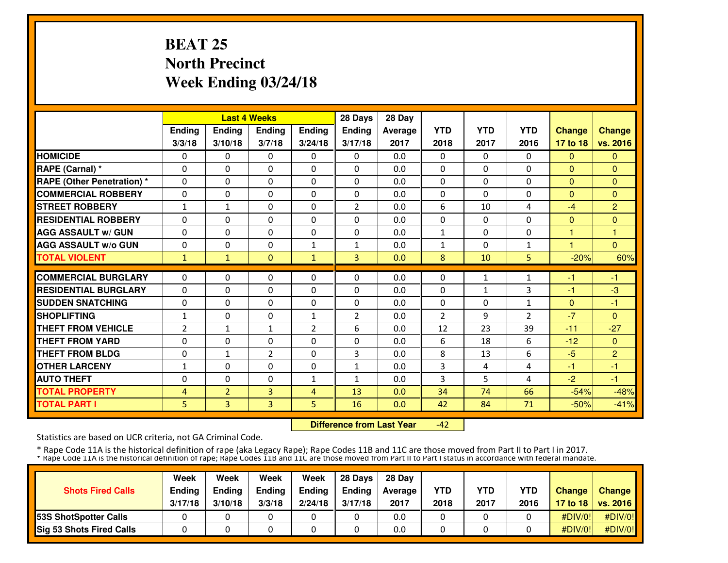# BEAT 25
# North Precinct
# Week Ending 03/24/18

| | Last 4 Weeks | | | | 28 Days | 28 Day | | | | | |
|---|---|---|---|---|---|---|---|---|---|---|---|
| | Ending 3/3/18 | Ending 3/10/18 | Ending 3/7/18 | Ending 3/24/18 | Ending 3/17/18 | Average 2017 | YTD 2018 | YTD 2017 | YTD 2016 | Change 17 to 18 | Change vs. 2016 |
| HOMICIDE | 0 | 0 | 0 | 0 | 0 | 0.0 | 0 | 0 | 0 | 0 | 0 |
| RAPE (Carnal) * | 0 | 0 | 0 | 0 | 0 | 0.0 | 0 | 0 | 0 | 0 | 0 |
| RAPE (Other Penetration) * | 0 | 0 | 0 | 0 | 0 | 0.0 | 0 | 0 | 0 | 0 | 0 |
| COMMERCIAL ROBBERY | 0 | 0 | 0 | 0 | 0 | 0.0 | 0 | 0 | 0 | 0 | 0 |
| STREET ROBBERY | 1 | 1 | 0 | 0 | 2 | 0.0 | 6 | 10 | 4 | -4 | 2 |
| RESIDENTIAL ROBBERY | 0 | 0 | 0 | 0 | 0 | 0.0 | 0 | 0 | 0 | 0 | 0 |
| AGG ASSAULT w/ GUN | 0 | 0 | 0 | 0 | 0 | 0.0 | 1 | 0 | 0 | 1 | 1 |
| AGG ASSAULT w/o GUN | 0 | 0 | 0 | 1 | 1 | 0.0 | 1 | 0 | 1 | 1 | 0 |
| TOTAL VIOLENT | 1 | 1 | 0 | 1 | 3 | 0.0 | 8 | 10 | 5 | -20% | 60% |
| COMMERCIAL BURGLARY | 0 | 0 | 0 | 0 | 0 | 0.0 | 0 | 1 | 1 | -1 | -1 |
| RESIDENTIAL BURGLARY | 0 | 0 | 0 | 0 | 0 | 0.0 | 0 | 1 | 3 | -1 | -3 |
| SUDDEN SNATCHING | 0 | 0 | 0 | 0 | 0 | 0.0 | 0 | 0 | 1 | 0 | -1 |
| SHOPLIFTING | 1 | 0 | 0 | 1 | 2 | 0.0 | 2 | 9 | 2 | -7 | 0 |
| THEFT FROM VEHICLE | 2 | 1 | 1 | 2 | 6 | 0.0 | 12 | 23 | 39 | -11 | -27 |
| THEFT FROM YARD | 0 | 0 | 0 | 0 | 0 | 0.0 | 6 | 18 | 6 | -12 | 0 |
| THEFT FROM BLDG | 0 | 1 | 2 | 0 | 3 | 0.0 | 8 | 13 | 6 | -5 | 2 |
| OTHER LARCENY | 1 | 0 | 0 | 0 | 1 | 0.0 | 3 | 4 | 4 | -1 | -1 |
| AUTO THEFT | 0 | 0 | 0 | 1 | 1 | 0.0 | 3 | 5 | 4 | -2 | -1 |
| TOTAL PROPERTY | 4 | 2 | 3 | 4 | 13 | 0.0 | 34 | 74 | 66 | -54% | -48% |
| TOTAL PART I | 5 | 3 | 3 | 5 | 16 | 0.0 | 42 | 84 | 71 | -50% | -41% |

**Difference from Last Year** -42

Statistics are based on UCR criteria, not GA Criminal Code.

* Rape Code 11A is the historical definition of rape (aka Legacy Rape); Rape Codes 11B and 11C are those moved from Part II to Part I in 2017.
* Rape Code 11A is the historical definition of rape; Rape Codes 11B and 11C are those moved from Part II to Part I status in accordance with federal mandate.

| Shots Fired Calls | Week Ending 3/17/18 | Week Ending 3/10/18 | Week Ending 3/3/18 | Week Ending 2/24/18 | 28 Days Ending 3/17/18 | 28 Day Average 2017 | YTD 2018 | YTD 2017 | YTD 2016 | Change 17 to 18 | Change vs. 2016 |
|---|---|---|---|---|---|---|---|---|---|---|---|
| 53S ShotSpotter Calls | 0 | 0 | 0 | 0 | 0 | 0.0 | 0 | 0 | 0 | #DIV/0! | #DIV/0! |
| Sig 53 Shots Fired Calls | 0 | 0 | 0 | 0 | 0 | 0.0 | 0 | 0 | 0 | #DIV/0! | #DIV/0! |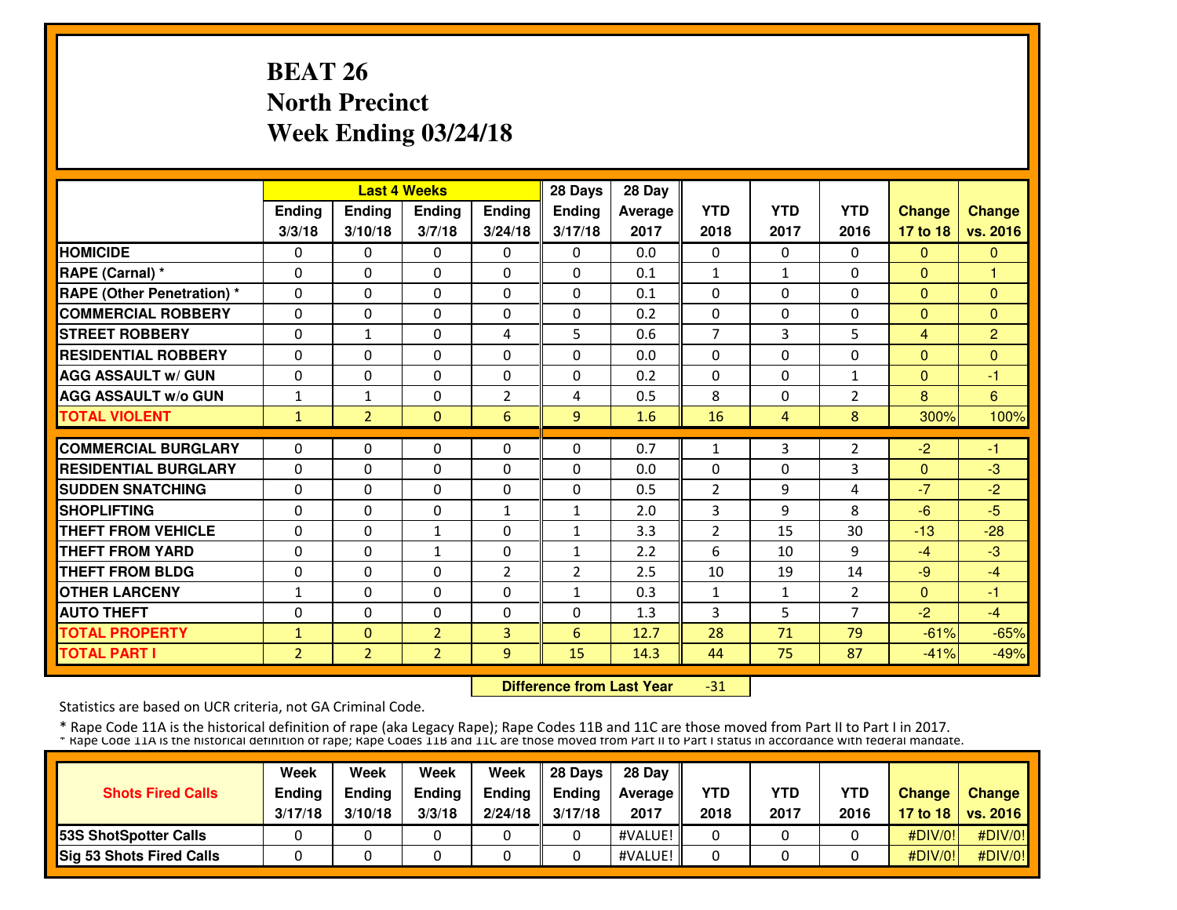# BEAT 26
# North Precinct
# Week Ending 03/24/18

| | Last 4 Weeks | | | | 28 Days | 28 Day | | | | | |
|---|---|---|---|---|---|---|---|---|---|---|---|
| | Ending 3/3/18 | Ending 3/10/18 | Ending 3/7/18 | Ending 3/24/18 | Ending 3/17/18 | Average 2017 | YTD 2018 | YTD 2017 | YTD 2016 | Change 17 to 18 | Change vs. 2016 |
| HOMICIDE | 0 | 0 | 0 | 0 | 0 | 0.0 | 0 | 0 | 0 | 0 | 0 |
| RAPE (Carnal) * | 0 | 0 | 0 | 0 | 0 | 0.1 | 1 | 1 | 0 | 0 | 1 |
| RAPE (Other Penetration) * | 0 | 0 | 0 | 0 | 0 | 0.1 | 0 | 0 | 0 | 0 | 0 |
| COMMERCIAL ROBBERY | 0 | 0 | 0 | 0 | 0 | 0.2 | 0 | 0 | 0 | 0 | 0 |
| STREET ROBBERY | 0 | 1 | 0 | 4 | 5 | 0.6 | 7 | 3 | 5 | 4 | 2 |
| RESIDENTIAL ROBBERY | 0 | 0 | 0 | 0 | 0 | 0.0 | 0 | 0 | 0 | 0 | 0 |
| AGG ASSAULT w/ GUN | 0 | 0 | 0 | 0 | 0 | 0.2 | 0 | 0 | 1 | 0 | -1 |
| AGG ASSAULT w/o GUN | 1 | 1 | 0 | 2 | 4 | 0.5 | 8 | 0 | 2 | 8 | 6 |
| TOTAL VIOLENT | 1 | 2 | 0 | 6 | 9 | 1.6 | 16 | 4 | 8 | 300% | 100% |
| COMMERCIAL BURGLARY | 0 | 0 | 0 | 0 | 0 | 0.7 | 1 | 3 | 2 | -2 | -1 |
| RESIDENTIAL BURGLARY | 0 | 0 | 0 | 0 | 0 | 0.0 | 0 | 0 | 3 | 0 | -3 |
| SUDDEN SNATCHING | 0 | 0 | 0 | 0 | 0 | 0.5 | 2 | 9 | 4 | -7 | -2 |
| SHOPLIFTING | 0 | 0 | 0 | 1 | 1 | 2.0 | 3 | 9 | 8 | -6 | -5 |
| THEFT FROM VEHICLE | 0 | 0 | 1 | 0 | 1 | 3.3 | 2 | 15 | 30 | -13 | -28 |
| THEFT FROM YARD | 0 | 0 | 1 | 0 | 1 | 2.2 | 6 | 10 | 9 | -4 | -3 |
| THEFT FROM BLDG | 0 | 0 | 0 | 2 | 2 | 2.5 | 10 | 19 | 14 | -9 | -4 |
| OTHER LARCENY | 1 | 0 | 0 | 0 | 1 | 0.3 | 1 | 1 | 2 | 0 | -1 |
| AUTO THEFT | 0 | 0 | 0 | 0 | 0 | 1.3 | 3 | 5 | 7 | -2 | -4 |
| TOTAL PROPERTY | 1 | 0 | 2 | 3 | 6 | 12.7 | 28 | 71 | 79 | -61% | -65% |
| TOTAL PART I | 2 | 2 | 2 | 9 | 15 | 14.3 | 44 | 75 | 87 | -41% | -49% |

**Difference from Last Year** -31

Statistics are based on UCR criteria, not GA Criminal Code.

* Rape Code 11A is the historical definition of rape (aka Legacy Rape); Rape Codes 11B and 11C are those moved from Part II to Part I in 2017.
* Rape Code 11A is the historical definition of rape; Rape Codes 11B and 11C are those moved from Part II to Part I status in accordance with federal mandate.

| Shots Fired Calls | Week Ending 3/17/18 | Week Ending 3/10/18 | Week Ending 3/3/18 | Week Ending 2/24/18 | 28 Days Ending 3/17/18 | 28 Day Average 2017 | YTD 2018 | YTD 2017 | YTD 2016 | Change 17 to 18 | Change vs. 2016 |
|---|---|---|---|---|---|---|---|---|---|---|---|
| 53S ShotSpotter Calls | 0 | 0 | 0 | 0 | 0 | #VALUE! | 0 | 0 | 0 | #DIV/0! | #DIV/0! |
| Sig 53 Shots Fired Calls | 0 | 0 | 0 | 0 | 0 | #VALUE! | 0 | 0 | 0 | #DIV/0! | #DIV/0! |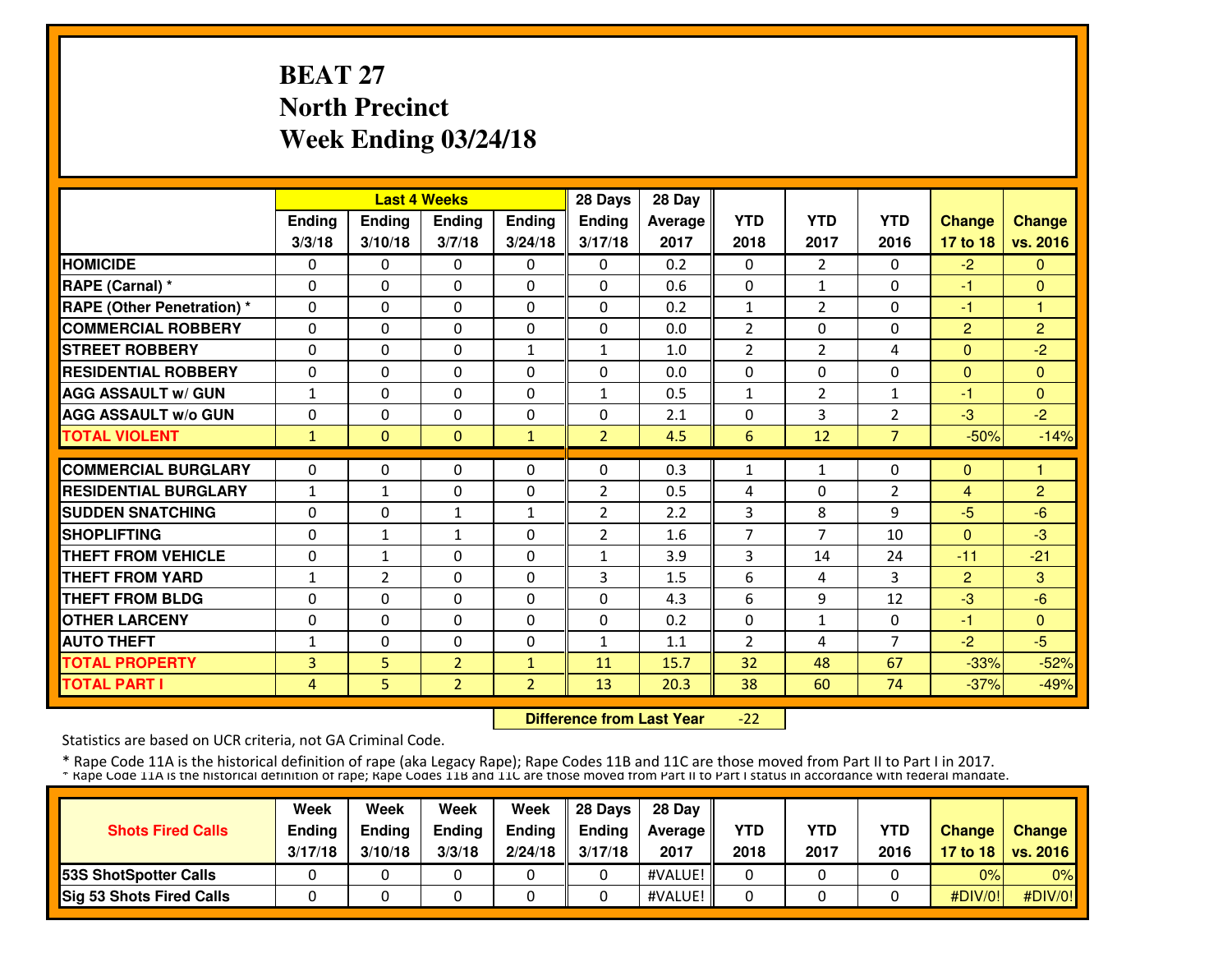# BEAT 27
# North Precinct
# Week Ending 03/24/18

| | Last 4 Weeks | | | | 28 Days | 28 Day | | | | | |
|---|---|---|---|---|---|---|---|---|---|---|---|
| | Ending 3/3/18 | Ending 3/10/18 | Ending 3/7/18 | Ending 3/24/18 | Ending 3/17/18 | Average 2017 | YTD 2018 | YTD 2017 | YTD 2016 | Change 17 to 18 | Change vs. 2016 |
| HOMICIDE | 0 | 0 | 0 | 0 | 0 | 0.2 | 0 | 2 | 0 | -2 | 0 |
| RAPE (Carnal) * | 0 | 0 | 0 | 0 | 0 | 0.6 | 0 | 1 | 0 | -1 | 0 |
| RAPE (Other Penetration) * | 0 | 0 | 0 | 0 | 0 | 0.2 | 1 | 2 | 0 | -1 | 1 |
| COMMERCIAL ROBBERY | 0 | 0 | 0 | 0 | 0 | 0.0 | 2 | 0 | 0 | 2 | 2 |
| STREET ROBBERY | 0 | 0 | 0 | 1 | 1 | 1.0 | 2 | 2 | 4 | 0 | -2 |
| RESIDENTIAL ROBBERY | 0 | 0 | 0 | 0 | 0 | 0.0 | 0 | 0 | 0 | 0 | 0 |
| AGG ASSAULT w/ GUN | 1 | 0 | 0 | 0 | 1 | 0.5 | 1 | 2 | 1 | -1 | 0 |
| AGG ASSAULT w/o GUN | 0 | 0 | 0 | 0 | 0 | 2.1 | 0 | 3 | 2 | -3 | -2 |
| TOTAL VIOLENT | 1 | 0 | 0 | 1 | 2 | 4.5 | 6 | 12 | 7 | -50% | -14% |
| COMMERCIAL BURGLARY | 0 | 0 | 0 | 0 | 0 | 0.3 | 1 | 1 | 0 | 0 | 1 |
| RESIDENTIAL BURGLARY | 1 | 1 | 0 | 0 | 2 | 0.5 | 4 | 0 | 2 | 4 | 2 |
| SUDDEN SNATCHING | 0 | 0 | 1 | 1 | 2 | 2.2 | 3 | 8 | 9 | -5 | -6 |
| SHOPLIFTING | 0 | 1 | 1 | 0 | 2 | 1.6 | 7 | 7 | 10 | 0 | -3 |
| THEFT FROM VEHICLE | 0 | 1 | 0 | 0 | 1 | 3.9 | 3 | 14 | 24 | -11 | -21 |
| THEFT FROM YARD | 1 | 2 | 0 | 0 | 3 | 1.5 | 6 | 4 | 3 | 2 | 3 |
| THEFT FROM BLDG | 0 | 0 | 0 | 0 | 0 | 4.3 | 6 | 9 | 12 | -3 | -6 |
| OTHER LARCENY | 0 | 0 | 0 | 0 | 0 | 0.2 | 0 | 1 | 0 | -1 | 0 |
| AUTO THEFT | 1 | 0 | 0 | 0 | 1 | 1.1 | 2 | 4 | 7 | -2 | -5 |
| TOTAL PROPERTY | 3 | 5 | 2 | 1 | 11 | 15.7 | 32 | 48 | 67 | -33% | -52% |
| TOTAL PART I | 4 | 5 | 2 | 2 | 13 | 20.3 | 38 | 60 | 74 | -37% | -49% |

**Difference from Last Year** -22

Statistics are based on UCR criteria, not GA Criminal Code.

* Rape Code 11A is the historical definition of rape (aka Legacy Rape); Rape Codes 11B and 11C are those moved from Part II to Part I in 2017.
* Rape Code 11A is the historical definition of rape; Rape Codes 11B and 11C are those moved from Part II to Part I status in accordance with federal mandate.

| Shots Fired Calls | Week Ending 3/17/18 | Week Ending 3/10/18 | Week Ending 3/3/18 | Week Ending 2/24/18 | 28 Days Ending 3/17/18 | 28 Day Average 2017 | YTD 2018 | YTD 2017 | YTD 2016 | Change 17 to 18 | Change vs. 2016 |
|---|---|---|---|---|---|---|---|---|---|---|---|
| 53S ShotSpotter Calls | 0 | 0 | 0 | 0 | 0 | #VALUE! | 0 | 0 | 0 | 0% | 0% |
| Sig 53 Shots Fired Calls | 0 | 0 | 0 | 0 | 0 | #VALUE! | 0 | 0 | 0 | #DIV/0! | #DIV/0! |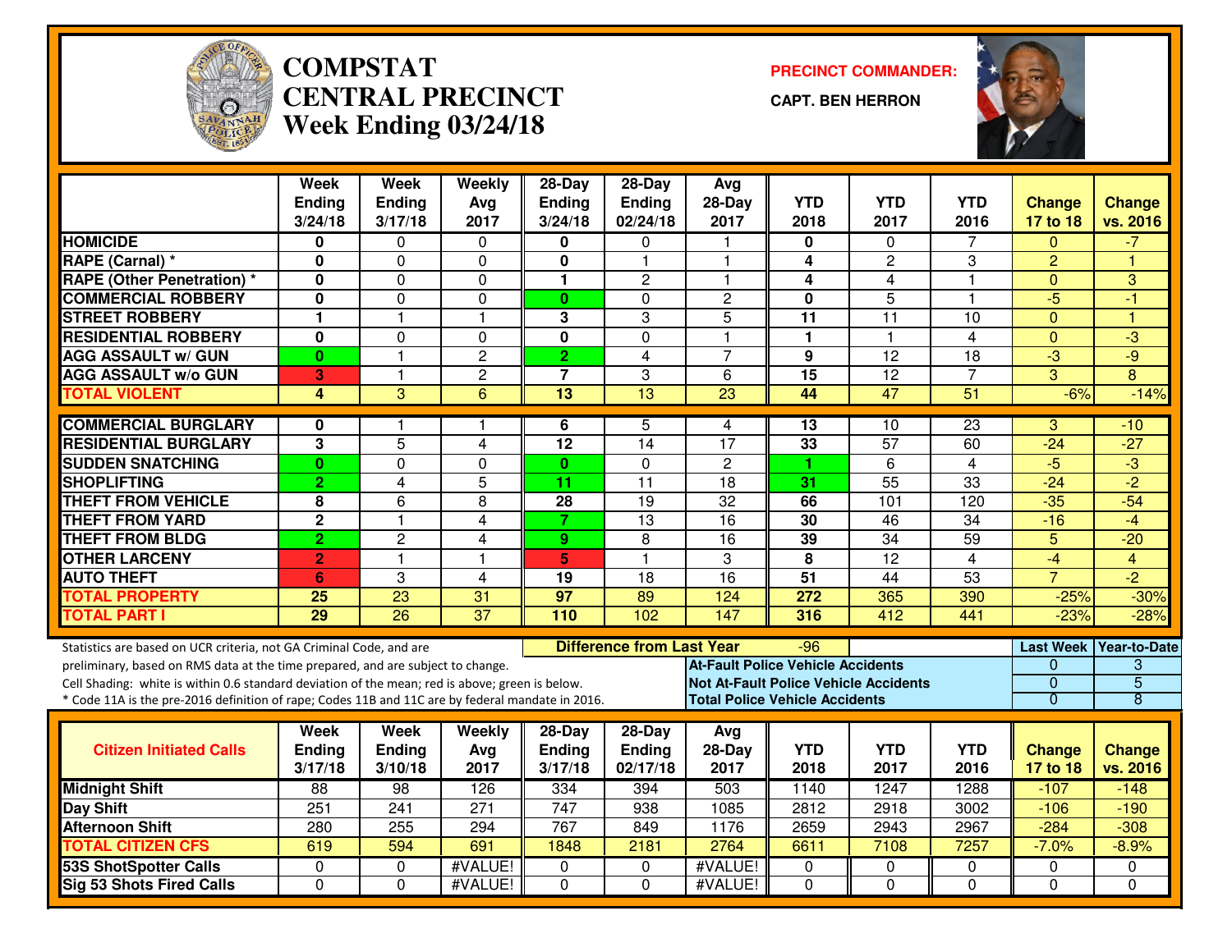# COMPSTAT
# CENTRAL PRECINCT
## Week Ending 03/24/18

**PRECINCT COMMANDER:**

**CAPT. BEN HERRON**

| | Week Ending 3/24/18 | Week Ending 3/17/18 | Weekly Avg 2017 | 28-Day Ending 3/24/18 | 28-Day Ending 02/24/18 | Avg 28-Day 2017 | YTD 2018 | YTD 2017 | YTD 2016 | Change 17 to 18 | Change vs. 2016 |
|---|---|---|---|---|---|---|---|---|---|---|---|
| HOMICIDE | 0 | 0 | 0 | 0 | 0 | 1 | 0 | 0 | 7 | 0 | -7 |
| RAPE (Carnal) * | 0 | 0 | 0 | 0 | 1 | 1 | 4 | 2 | 3 | 2 | 1 |
| RAPE (Other Penetration) * | 0 | 0 | 0 | 1 | 2 | 1 | 4 | 4 | 1 | 0 | 3 |
| COMMERCIAL ROBBERY | 0 | 0 | 0 | 0 | 0 | 2 | 0 | 5 | 1 | -5 | -1 |
| STREET ROBBERY | 1 | 1 | 1 | 3 | 3 | 5 | 11 | 11 | 10 | 0 | 1 |
| RESIDENTIAL ROBBERY | 0 | 0 | 0 | 0 | 0 | 1 | 1 | 1 | 4 | 0 | -3 |
| AGG ASSAULT w/ GUN | 0 | 1 | 2 | 2 | 4 | 7 | 9 | 12 | 18 | -3 | -9 |
| AGG ASSAULT w/o GUN | 3 | 1 | 2 | 7 | 3 | 6 | 15 | 12 | 7 | 3 | 8 |
| TOTAL VIOLENT | 4 | 3 | 6 | 13 | 13 | 23 | 44 | 47 | 51 | -6% | -14% |
| COMMERCIAL BURGLARY | 0 | 1 | 1 | 6 | 5 | 4 | 13 | 10 | 23 | 3 | -10 |
| RESIDENTIAL BURGLARY | 3 | 5 | 4 | 12 | 14 | 17 | 33 | 57 | 60 | -24 | -27 |
| SUDDEN SNATCHING | 0 | 0 | 0 | 0 | 0 | 2 | 1 | 6 | 4 | -5 | -3 |
| SHOPLIFTING | 2 | 4 | 5 | 11 | 11 | 18 | 31 | 55 | 33 | -24 | -2 |
| THEFT FROM VEHICLE | 8 | 6 | 8 | 28 | 19 | 32 | 66 | 101 | 120 | -35 | -54 |
| THEFT FROM YARD | 2 | 1 | 4 | 7 | 13 | 16 | 30 | 46 | 34 | -16 | -4 |
| THEFT FROM BLDG | 2 | 2 | 4 | 9 | 8 | 16 | 39 | 34 | 59 | 5 | -20 |
| OTHER LARCENY | 2 | 1 | 1 | 5 | 1 | 3 | 8 | 12 | 4 | -4 | 4 |
| AUTO THEFT | 6 | 3 | 4 | 19 | 18 | 16 | 51 | 44 | 53 | 7 | -2 |
| TOTAL PROPERTY | 25 | 23 | 31 | 97 | 89 | 124 | 272 | 365 | 390 | -25% | -30% |
| TOTAL PART I | 29 | 26 | 37 | 110 | 102 | 147 | 316 | 412 | 441 | -23% | -28% |

Statistics are based on UCR criteria, not GA Criminal Code, and are preliminary, based on RMS data at the time prepared, and are subject to change.
Cell Shading: white is within 0.6 standard deviation of the mean; red is above; green is below.
* Code 11A is the pre-2016 definition of rape; Codes 11B and 11C are by federal mandate in 2016.

**Difference from Last Year:** -96

| | Last Week | Year-to-Date |
|---|---|---|
| At-Fault Police Vehicle Accidents | 0 | 3 |
| Not At-Fault Police Vehicle Accidents | 0 | 5 |
| Total Police Vehicle Accidents | 0 | 8 |

| Citizen Initiated Calls | Week Ending 3/17/18 | Week Ending 3/10/18 | Weekly Avg 2017 | 28-Day Ending 3/17/18 | 28-Day Ending 02/17/18 | Avg 28-Day 2017 | YTD 2018 | YTD 2017 | YTD 2016 | Change 17 to 18 | Change vs. 2016 |
|---|---|---|---|---|---|---|---|---|---|---|---|
| Midnight Shift | 88 | 98 | 126 | 334 | 394 | 503 | 1140 | 1247 | 1288 | -107 | -148 |
| Day Shift | 251 | 241 | 271 | 747 | 938 | 1085 | 2812 | 2918 | 3002 | -106 | -190 |
| Afternoon Shift | 280 | 255 | 294 | 767 | 849 | 1176 | 2659 | 2943 | 2967 | -284 | -308 |
| TOTAL CITIZEN CFS | 619 | 594 | 691 | 1848 | 2181 | 2764 | 6611 | 7108 | 7257 | -7.0% | -8.9% |
| 53S ShotSpotter Calls | 0 | 0 | #VALUE! | 0 | 0 | #VALUE! | 0 | 0 | 0 | 0 | 0 |
| Sig 53 Shots Fired Calls | 0 | 0 | #VALUE! | 0 | 0 | #VALUE! | 0 | 0 | 0 | 0 | 0 |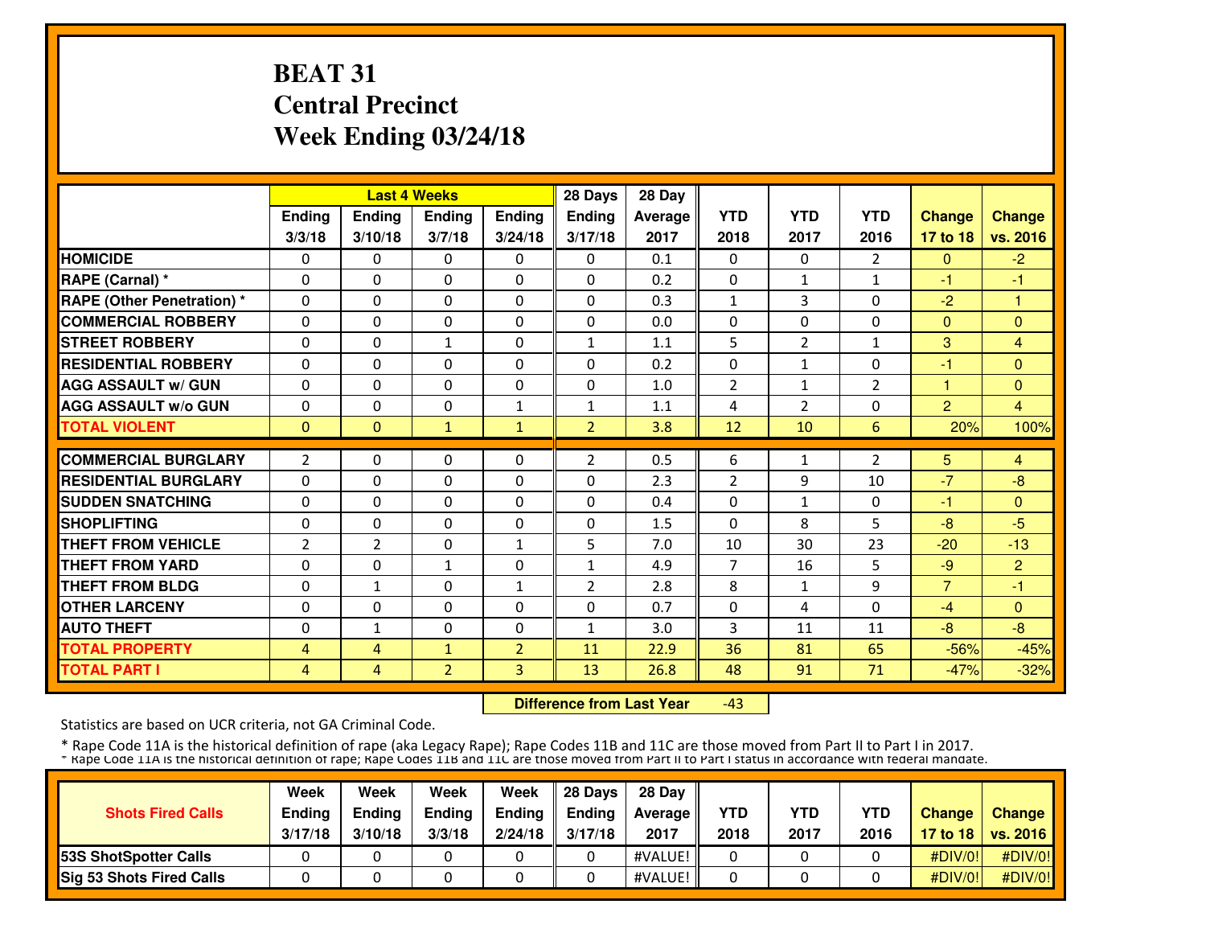# BEAT 31
## Central Precinct
## Week Ending 03/24/18

| | Last 4 Weeks | | | | 28 Days | 28 Day | | | | | |
|---|---|---|---|---|---|---|---|---|---|---|---|
| | Ending 3/3/18 | Ending 3/10/18 | Ending 3/7/18 | Ending 3/24/18 | Ending 3/17/18 | Average 2017 | YTD 2018 | YTD 2017 | YTD 2016 | Change 17 to 18 | Change vs. 2016 |
| HOMICIDE | 0 | 0 | 0 | 0 | 0 | 0.1 | 0 | 0 | 2 | 0 | -2 |
| RAPE (Carnal) * | 0 | 0 | 0 | 0 | 0 | 0.2 | 0 | 1 | 1 | -1 | -1 |
| RAPE (Other Penetration) * | 0 | 0 | 0 | 0 | 0 | 0.3 | 1 | 3 | 0 | -2 | 1 |
| COMMERCIAL ROBBERY | 0 | 0 | 0 | 0 | 0 | 0.0 | 0 | 0 | 0 | 0 | 0 |
| STREET ROBBERY | 0 | 0 | 1 | 0 | 1 | 1.1 | 5 | 2 | 1 | 3 | 4 |
| RESIDENTIAL ROBBERY | 0 | 0 | 0 | 0 | 0 | 0.2 | 0 | 1 | 0 | -1 | 0 |
| AGG ASSAULT w/ GUN | 0 | 0 | 0 | 0 | 0 | 1.0 | 2 | 1 | 2 | 1 | 0 |
| AGG ASSAULT w/o GUN | 0 | 0 | 0 | 1 | 1 | 1.1 | 4 | 2 | 0 | 2 | 4 |
| TOTAL VIOLENT | 0 | 0 | 1 | 1 | 2 | 3.8 | 12 | 10 | 6 | 20% | 100% |
| COMMERCIAL BURGLARY | 2 | 0 | 0 | 0 | 2 | 0.5 | 6 | 1 | 2 | 5 | 4 |
| RESIDENTIAL BURGLARY | 0 | 0 | 0 | 0 | 0 | 2.3 | 2 | 9 | 10 | -7 | -8 |
| SUDDEN SNATCHING | 0 | 0 | 0 | 0 | 0 | 0.4 | 0 | 1 | 0 | -1 | 0 |
| SHOPLIFTING | 0 | 0 | 0 | 0 | 0 | 1.5 | 0 | 8 | 5 | -8 | -5 |
| THEFT FROM VEHICLE | 2 | 2 | 0 | 1 | 5 | 7.0 | 10 | 30 | 23 | -20 | -13 |
| THEFT FROM YARD | 0 | 0 | 1 | 0 | 1 | 4.9 | 7 | 16 | 5 | -9 | 2 |
| THEFT FROM BLDG | 0 | 1 | 0 | 1 | 2 | 2.8 | 8 | 1 | 9 | 7 | -1 |
| OTHER LARCENY | 0 | 0 | 0 | 0 | 0 | 0.7 | 0 | 4 | 0 | -4 | 0 |
| AUTO THEFT | 0 | 1 | 0 | 0 | 1 | 3.0 | 3 | 11 | 11 | -8 | -8 |
| TOTAL PROPERTY | 4 | 4 | 1 | 2 | 11 | 22.9 | 36 | 81 | 65 | -56% | -45% |
| TOTAL PART I | 4 | 4 | 2 | 3 | 13 | 26.8 | 48 | 91 | 71 | -47% | -32% |

**Difference from Last Year** -43

Statistics are based on UCR criteria, not GA Criminal Code.

\* Rape Code 11A is the historical definition of rape (aka Legacy Rape); Rape Codes 11B and 11C are those moved from Part II to Part I in 2017.

\* Rape Code 11A is the historical definition of rape; Rape Codes 11B and 11C are those moved from Part II to Part I status in accordance with federal mandate.

| Shots Fired Calls | Week Ending 3/17/18 | Week Ending 3/10/18 | Week Ending 3/3/18 | Week Ending 2/24/18 | 28 Days Ending 3/17/18 | 28 Day Average 2017 | YTD 2018 | YTD 2017 | YTD 2016 | Change 17 to 18 | Change vs. 2016 |
|---|---|---|---|---|---|---|---|---|---|---|---|
| 53S ShotSpotter Calls | 0 | 0 | 0 | 0 | 0 | #VALUE! | 0 | 0 | 0 | #DIV/0! | #DIV/0! |
| Sig 53 Shots Fired Calls | 0 | 0 | 0 | 0 | 0 | #VALUE! | 0 | 0 | 0 | #DIV/0! | #DIV/0! |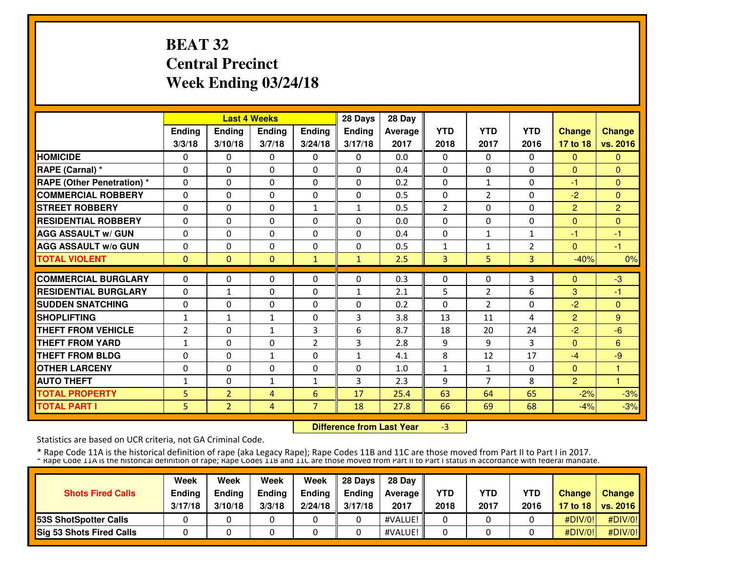# BEAT 32
# Central Precinct
# Week Ending 03/24/18

| | Last 4 Weeks | | | | 28 Days | 28 Day | YTD | YTD | YTD | Change | Change |
|---|---|---|---|---|---|---|---|---|---|---|---|
| | Ending 3/3/18 | Ending 3/10/18 | Ending 3/7/18 | Ending 3/24/18 | Ending 3/17/18 | Average 2017 | 2018 | 2017 | 2016 | 17 to 18 | vs. 2016 |
| HOMICIDE | 0 | 0 | 0 | 0 | 0 | 0.0 | 0 | 0 | 0 | 0 | 0 |
| RAPE (Carnal) * | 0 | 0 | 0 | 0 | 0 | 0.4 | 0 | 0 | 0 | 0 | 0 |
| RAPE (Other Penetration) * | 0 | 0 | 0 | 0 | 0 | 0.2 | 0 | 1 | 0 | -1 | 0 |
| COMMERCIAL ROBBERY | 0 | 0 | 0 | 0 | 0 | 0.5 | 0 | 2 | 0 | -2 | 0 |
| STREET ROBBERY | 0 | 0 | 0 | 1 | 1 | 0.5 | 2 | 0 | 0 | 2 | 2 |
| RESIDENTIAL ROBBERY | 0 | 0 | 0 | 0 | 0 | 0.0 | 0 | 0 | 0 | 0 | 0 |
| AGG ASSAULT w/ GUN | 0 | 0 | 0 | 0 | 0 | 0.4 | 0 | 1 | 1 | -1 | -1 |
| AGG ASSAULT w/o GUN | 0 | 0 | 0 | 0 | 0 | 0.5 | 1 | 1 | 2 | 0 | -1 |
| TOTAL VIOLENT | 0 | 0 | 0 | 1 | 1 | 2.5 | 3 | 5 | 3 | -40% | 0% |
| COMMERCIAL BURGLARY | 0 | 0 | 0 | 0 | 0 | 0.3 | 0 | 0 | 3 | 0 | -3 |
| RESIDENTIAL BURGLARY | 0 | 1 | 0 | 0 | 1 | 2.1 | 5 | 2 | 6 | 3 | -1 |
| SUDDEN SNATCHING | 0 | 0 | 0 | 0 | 0 | 0.2 | 0 | 2 | 0 | -2 | 0 |
| SHOPLIFTING | 1 | 1 | 1 | 0 | 3 | 3.8 | 13 | 11 | 4 | 2 | 9 |
| THEFT FROM VEHICLE | 2 | 0 | 1 | 3 | 6 | 8.7 | 18 | 20 | 24 | -2 | -6 |
| THEFT FROM YARD | 1 | 0 | 0 | 2 | 3 | 2.8 | 9 | 9 | 3 | 0 | 6 |
| THEFT FROM BLDG | 0 | 0 | 1 | 0 | 1 | 4.1 | 8 | 12 | 17 | -4 | -9 |
| OTHER LARCENY | 0 | 0 | 0 | 0 | 0 | 1.0 | 1 | 1 | 0 | 0 | 1 |
| AUTO THEFT | 1 | 0 | 1 | 1 | 3 | 2.3 | 9 | 7 | 8 | 2 | 1 |
| TOTAL PROPERTY | 5 | 2 | 4 | 6 | 17 | 25.4 | 63 | 64 | 65 | -2% | -3% |
| TOTAL PART I | 5 | 2 | 4 | 7 | 18 | 27.8 | 66 | 69 | 68 | -4% | -3% |

**Difference from Last Year** -3

Statistics are based on UCR criteria, not GA Criminal Code.

\* Rape Code 11A is the historical definition of rape (aka Legacy Rape); Rape Codes 11B and 11C are those moved from Part II to Part I in 2017.
\* Rape Code 11A is the historical definition of rape; Rape Codes 11B and 11C are those moved from Part II to Part I status in accordance with federal mandate.

| Shots Fired Calls | Week Ending 3/17/18 | Week Ending 3/10/18 | Week Ending 3/3/18 | Week Ending 2/24/18 | 28 Days Ending 3/17/18 | 28 Day Average 2017 | YTD 2018 | YTD 2017 | YTD 2016 | Change 17 to 18 | Change vs. 2016 |
|---|---|---|---|---|---|---|---|---|---|---|---|
| 53S ShotSpotter Calls | 0 | 0 | 0 | 0 | 0 | #VALUE! | 0 | 0 | 0 | #DIV/0! | #DIV/0! |
| Sig 53 Shots Fired Calls | 0 | 0 | 0 | 0 | 0 | #VALUE! | 0 | 0 | 0 | #DIV/0! | #DIV/0! |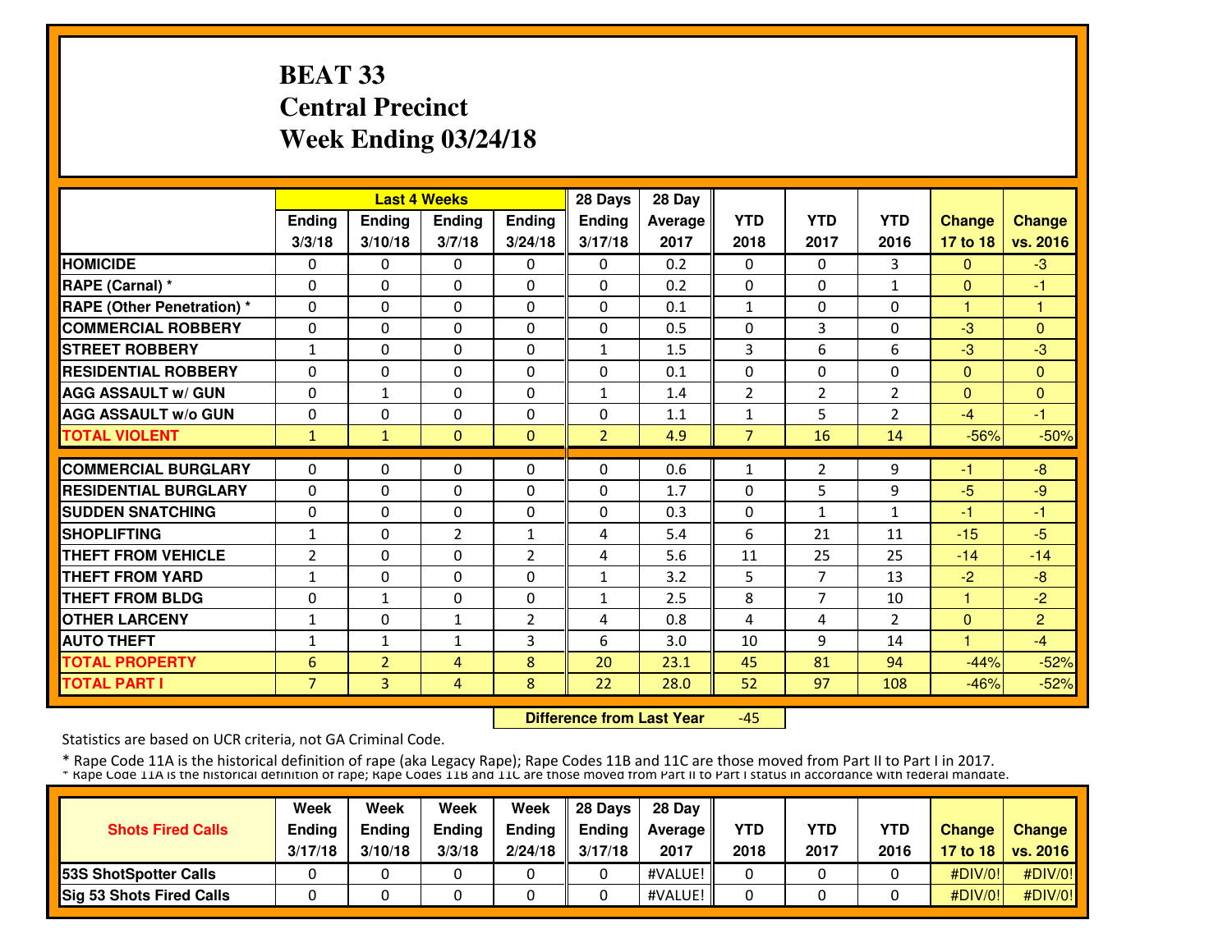# BEAT 33
# Central Precinct
# Week Ending 03/24/18

| | Last 4 Weeks | | | | 28 Days | 28 Day | YTD | YTD | YTD | Change | Change |
|---|---|---|---|---|---|---|---|---|---|---|---|
| | Ending 3/3/18 | Ending 3/10/18 | Ending 3/7/18 | Ending 3/24/18 | Ending 3/17/18 | Average 2017 | 2018 | 2017 | 2016 | 17 to 18 | vs. 2016 |
| HOMICIDE | 0 | 0 | 0 | 0 | 0 | 0.2 | 0 | 0 | 3 | 0 | -3 |
| RAPE (Carnal) * | 0 | 0 | 0 | 0 | 0 | 0.2 | 0 | 0 | 1 | 0 | -1 |
| RAPE (Other Penetration) * | 0 | 0 | 0 | 0 | 0 | 0.1 | 1 | 0 | 0 | 1 | 1 |
| COMMERCIAL ROBBERY | 0 | 0 | 0 | 0 | 0 | 0.5 | 0 | 3 | 0 | -3 | 0 |
| STREET ROBBERY | 1 | 0 | 0 | 0 | 1 | 1.5 | 3 | 6 | 6 | -3 | -3 |
| RESIDENTIAL ROBBERY | 0 | 0 | 0 | 0 | 0 | 0.1 | 0 | 0 | 0 | 0 | 0 |
| AGG ASSAULT w/ GUN | 0 | 1 | 0 | 0 | 1 | 1.4 | 2 | 2 | 2 | 0 | 0 |
| AGG ASSAULT w/o GUN | 0 | 0 | 0 | 0 | 0 | 1.1 | 1 | 5 | 2 | -4 | -1 |
| TOTAL VIOLENT | 1 | 1 | 0 | 0 | 2 | 4.9 | 7 | 16 | 14 | -56% | -50% |
| COMMERCIAL BURGLARY | 0 | 0 | 0 | 0 | 0 | 0.6 | 1 | 2 | 9 | -1 | -8 |
| RESIDENTIAL BURGLARY | 0 | 0 | 0 | 0 | 0 | 1.7 | 0 | 5 | 9 | -5 | -9 |
| SUDDEN SNATCHING | 0 | 0 | 0 | 0 | 0 | 0.3 | 0 | 1 | 1 | -1 | -1 |
| SHOPLIFTING | 1 | 0 | 2 | 1 | 4 | 5.4 | 6 | 21 | 11 | -15 | -5 |
| THEFT FROM VEHICLE | 2 | 0 | 0 | 2 | 4 | 5.6 | 11 | 25 | 25 | -14 | -14 |
| THEFT FROM YARD | 1 | 0 | 0 | 0 | 1 | 3.2 | 5 | 7 | 13 | -2 | -8 |
| THEFT FROM BLDG | 0 | 1 | 0 | 0 | 1 | 2.5 | 8 | 7 | 10 | 1 | -2 |
| OTHER LARCENY | 1 | 0 | 1 | 2 | 4 | 0.8 | 4 | 4 | 2 | 0 | 2 |
| AUTO THEFT | 1 | 1 | 1 | 3 | 6 | 3.0 | 10 | 9 | 14 | 1 | -4 |
| TOTAL PROPERTY | 6 | 2 | 4 | 8 | 20 | 23.1 | 45 | 81 | 94 | -44% | -52% |
| TOTAL PART I | 7 | 3 | 4 | 8 | 22 | 28.0 | 52 | 97 | 108 | -46% | -52% |

**Difference from Last Year** -45

Statistics are based on UCR criteria, not GA Criminal Code.

\* Rape Code 11A is the historical definition of rape (aka Legacy Rape); Rape Codes 11B and 11C are those moved from Part II to Part I in 2017.

\* Rape Code 11A is the historical definition of rape; Rape Codes 11B and 11C are those moved from Part II to Part I status in accordance with federal mandate.

| Shots Fired Calls | Week Ending 3/17/18 | Week Ending 3/10/18 | Week Ending 3/3/18 | Week Ending 2/24/18 | 28 Days Ending 3/17/18 | 28 Day Average 2017 | YTD 2018 | YTD 2017 | YTD 2016 | Change 17 to 18 | Change vs. 2016 |
|---|---|---|---|---|---|---|---|---|---|---|---|
| 53S ShotSpotter Calls | 0 | 0 | 0 | 0 | 0 | #VALUE! | 0 | 0 | 0 | #DIV/0! | #DIV/0! |
| Sig 53 Shots Fired Calls | 0 | 0 | 0 | 0 | 0 | #VALUE! | 0 | 0 | 0 | #DIV/0! | #DIV/0! |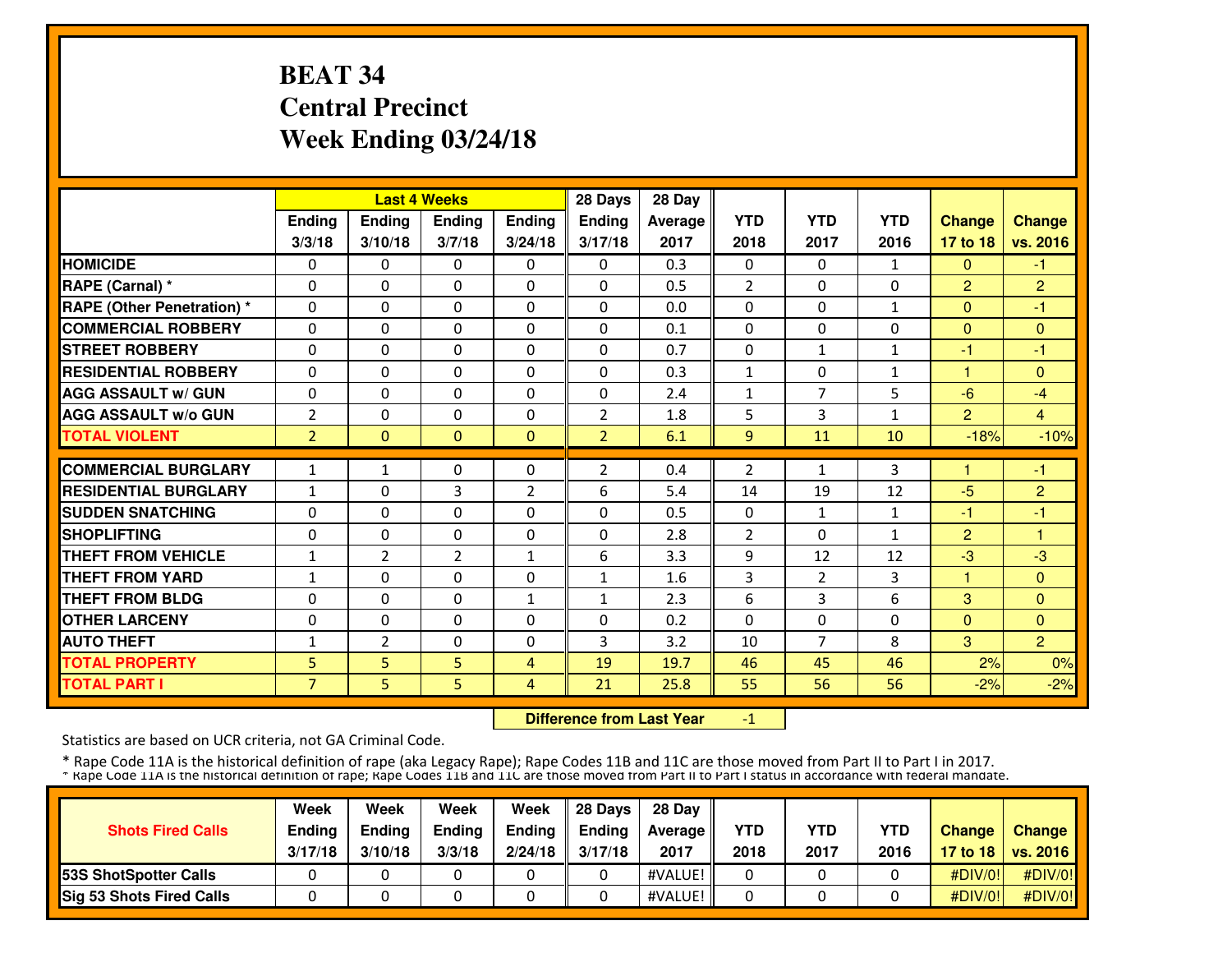# BEAT 34
# Central Precinct
# Week Ending 03/24/18

| | Last 4 Weeks | | | | 28 Days | 28 Day | | | | | |
|---|---|---|---|---|---|---|---|---|---|---|---|
| | Ending 3/3/18 | Ending 3/10/18 | Ending 3/7/18 | Ending 3/24/18 | Ending 3/17/18 | Average 2017 | YTD 2018 | YTD 2017 | YTD 2016 | Change 17 to 18 | Change vs. 2016 |
| HOMICIDE | 0 | 0 | 0 | 0 | 0 | 0.3 | 0 | 0 | 1 | 0 | -1 |
| RAPE (Carnal) * | 0 | 0 | 0 | 0 | 0 | 0.5 | 2 | 0 | 0 | 2 | 2 |
| RAPE (Other Penetration) * | 0 | 0 | 0 | 0 | 0 | 0.0 | 0 | 0 | 1 | 0 | -1 |
| COMMERCIAL ROBBERY | 0 | 0 | 0 | 0 | 0 | 0.1 | 0 | 0 | 0 | 0 | 0 |
| STREET ROBBERY | 0 | 0 | 0 | 0 | 0 | 0.7 | 0 | 1 | 1 | -1 | -1 |
| RESIDENTIAL ROBBERY | 0 | 0 | 0 | 0 | 0 | 0.3 | 1 | 0 | 1 | 1 | 0 |
| AGG ASSAULT w/ GUN | 0 | 0 | 0 | 0 | 0 | 2.4 | 1 | 7 | 5 | -6 | -4 |
| AGG ASSAULT w/o GUN | 2 | 0 | 0 | 0 | 2 | 1.8 | 5 | 3 | 1 | 2 | 4 |
| TOTAL VIOLENT | 2 | 0 | 0 | 0 | 2 | 6.1 | 9 | 11 | 10 | -18% | -10% |
| COMMERCIAL BURGLARY | 1 | 1 | 0 | 0 | 2 | 0.4 | 2 | 1 | 3 | 1 | -1 |
| RESIDENTIAL BURGLARY | 1 | 0 | 3 | 2 | 6 | 5.4 | 14 | 19 | 12 | -5 | 2 |
| SUDDEN SNATCHING | 0 | 0 | 0 | 0 | 0 | 0.5 | 0 | 1 | 1 | -1 | -1 |
| SHOPLIFTING | 0 | 0 | 0 | 0 | 0 | 2.8 | 2 | 0 | 1 | 2 | 1 |
| THEFT FROM VEHICLE | 1 | 2 | 2 | 1 | 6 | 3.3 | 9 | 12 | 12 | -3 | -3 |
| THEFT FROM YARD | 1 | 0 | 0 | 0 | 1 | 1.6 | 3 | 2 | 3 | 1 | 0 |
| THEFT FROM BLDG | 0 | 0 | 0 | 1 | 1 | 2.3 | 6 | 3 | 6 | 3 | 0 |
| OTHER LARCENY | 0 | 0 | 0 | 0 | 0 | 0.2 | 0 | 0 | 0 | 0 | 0 |
| AUTO THEFT | 1 | 2 | 0 | 0 | 3 | 3.2 | 10 | 7 | 8 | 3 | 2 |
| TOTAL PROPERTY | 5 | 5 | 5 | 4 | 19 | 19.7 | 46 | 45 | 46 | 2% | 0% |
| TOTAL PART I | 7 | 5 | 5 | 4 | 21 | 25.8 | 55 | 56 | 56 | -2% | -2% |

**Difference from Last Year** -1

Statistics are based on UCR criteria, not GA Criminal Code.

* Rape Code 11A is the historical definition of rape (aka Legacy Rape); Rape Codes 11B and 11C are those moved from Part II to Part I in 2017.
* Rape Code 11A is the historical definition of rape; Rape Codes 11B and 11C are those moved from Part II to Part I status in accordance with federal mandate.

| Shots Fired Calls | Week Ending 3/17/18 | Week Ending 3/10/18 | Week Ending 3/3/18 | Week Ending 2/24/18 | 28 Days Ending 3/17/18 | 28 Day Average 2017 | YTD 2018 | YTD 2017 | YTD 2016 | Change 17 to 18 | Change vs. 2016 |
|---|---|---|---|---|---|---|---|---|---|---|---|
| 53S ShotSpotter Calls | 0 | 0 | 0 | 0 | 0 | #VALUE! | 0 | 0 | 0 | #DIV/0! | #DIV/0! |
| Sig 53 Shots Fired Calls | 0 | 0 | 0 | 0 | 0 | #VALUE! | 0 | 0 | 0 | #DIV/0! | #DIV/0! |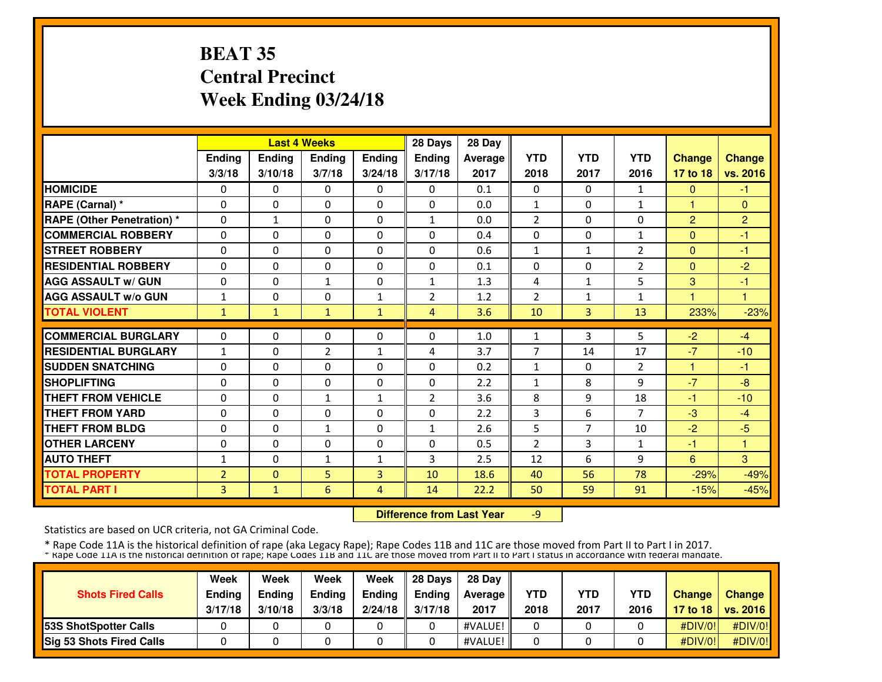# BEAT 35
## Central Precinct
## Week Ending 03/24/18

| | Last 4 Weeks | | | | 28 Days | 28 Day | | | | | |
|---|---|---|---|---|---|---|---|---|---|---|---|
| | Ending 3/3/18 | Ending 3/10/18 | Ending 3/7/18 | Ending 3/24/18 | Ending 3/17/18 | Average 2017 | YTD 2018 | YTD 2017 | YTD 2016 | Change 17 to 18 | Change vs. 2016 |
| HOMICIDE | 0 | 0 | 0 | 0 | 0 | 0.1 | 0 | 0 | 1 | 0 | -1 |
| RAPE (Carnal) * | 0 | 0 | 0 | 0 | 0 | 0.0 | 1 | 0 | 1 | 1 | 0 |
| RAPE (Other Penetration) * | 0 | 1 | 0 | 0 | 1 | 0.0 | 2 | 0 | 0 | 2 | 2 |
| COMMERCIAL ROBBERY | 0 | 0 | 0 | 0 | 0 | 0.4 | 0 | 0 | 1 | 0 | -1 |
| STREET ROBBERY | 0 | 0 | 0 | 0 | 0 | 0.6 | 1 | 1 | 2 | 0 | -1 |
| RESIDENTIAL ROBBERY | 0 | 0 | 0 | 0 | 0 | 0.1 | 0 | 0 | 2 | 0 | -2 |
| AGG ASSAULT w/ GUN | 0 | 0 | 1 | 0 | 1 | 1.3 | 4 | 1 | 5 | 3 | -1 |
| AGG ASSAULT w/o GUN | 1 | 0 | 0 | 1 | 2 | 1.2 | 2 | 1 | 1 | 1 | 1 |
| TOTAL VIOLENT | 1 | 1 | 1 | 1 | 4 | 3.6 | 10 | 3 | 13 | 233% | -23% |
| COMMERCIAL BURGLARY | 0 | 0 | 0 | 0 | 0 | 1.0 | 1 | 3 | 5 | -2 | -4 |
| RESIDENTIAL BURGLARY | 1 | 0 | 2 | 1 | 4 | 3.7 | 7 | 14 | 17 | -7 | -10 |
| SUDDEN SNATCHING | 0 | 0 | 0 | 0 | 0 | 0.2 | 1 | 0 | 2 | 1 | -1 |
| SHOPLIFTING | 0 | 0 | 0 | 0 | 0 | 2.2 | 1 | 8 | 9 | -7 | -8 |
| THEFT FROM VEHICLE | 0 | 0 | 1 | 1 | 2 | 3.6 | 8 | 9 | 18 | -1 | -10 |
| THEFT FROM YARD | 0 | 0 | 0 | 0 | 0 | 2.2 | 3 | 6 | 7 | -3 | -4 |
| THEFT FROM BLDG | 0 | 0 | 1 | 0 | 1 | 2.6 | 5 | 7 | 10 | -2 | -5 |
| OTHER LARCENY | 0 | 0 | 0 | 0 | 0 | 0.5 | 2 | 3 | 1 | -1 | 1 |
| AUTO THEFT | 1 | 0 | 1 | 1 | 3 | 2.5 | 12 | 6 | 9 | 6 | 3 |
| TOTAL PROPERTY | 2 | 0 | 5 | 3 | 10 | 18.6 | 40 | 56 | 78 | -29% | -49% |
| TOTAL PART I | 3 | 1 | 6 | 4 | 14 | 22.2 | 50 | 59 | 91 | -15% | -45% |

**Difference from Last Year** -9

Statistics are based on UCR criteria, not GA Criminal Code.

* Rape Code 11A is the historical definition of rape (aka Legacy Rape); Rape Codes 11B and 11C are those moved from Part II to Part I in 2017.
* Rape Code 11A is the historical definition of rape; Rape Codes 11B and 11C are those moved from Part II to Part I status in accordance with federal mandate.

| Shots Fired Calls | Week Ending 3/17/18 | Week Ending 3/10/18 | Week Ending 3/3/18 | Week Ending 2/24/18 | 28 Days Ending 3/17/18 | 28 Day Average 2017 | YTD 2018 | YTD 2017 | YTD 2016 | Change 17 to 18 | Change vs. 2016 |
|---|---|---|---|---|---|---|---|---|---|---|---|
| 53S ShotSpotter Calls | 0 | 0 | 0 | 0 | 0 | #VALUE! | 0 | 0 | 0 | #DIV/0! | #DIV/0! |
| Sig 53 Shots Fired Calls | 0 | 0 | 0 | 0 | 0 | #VALUE! | 0 | 0 | 0 | #DIV/0! | #DIV/0! |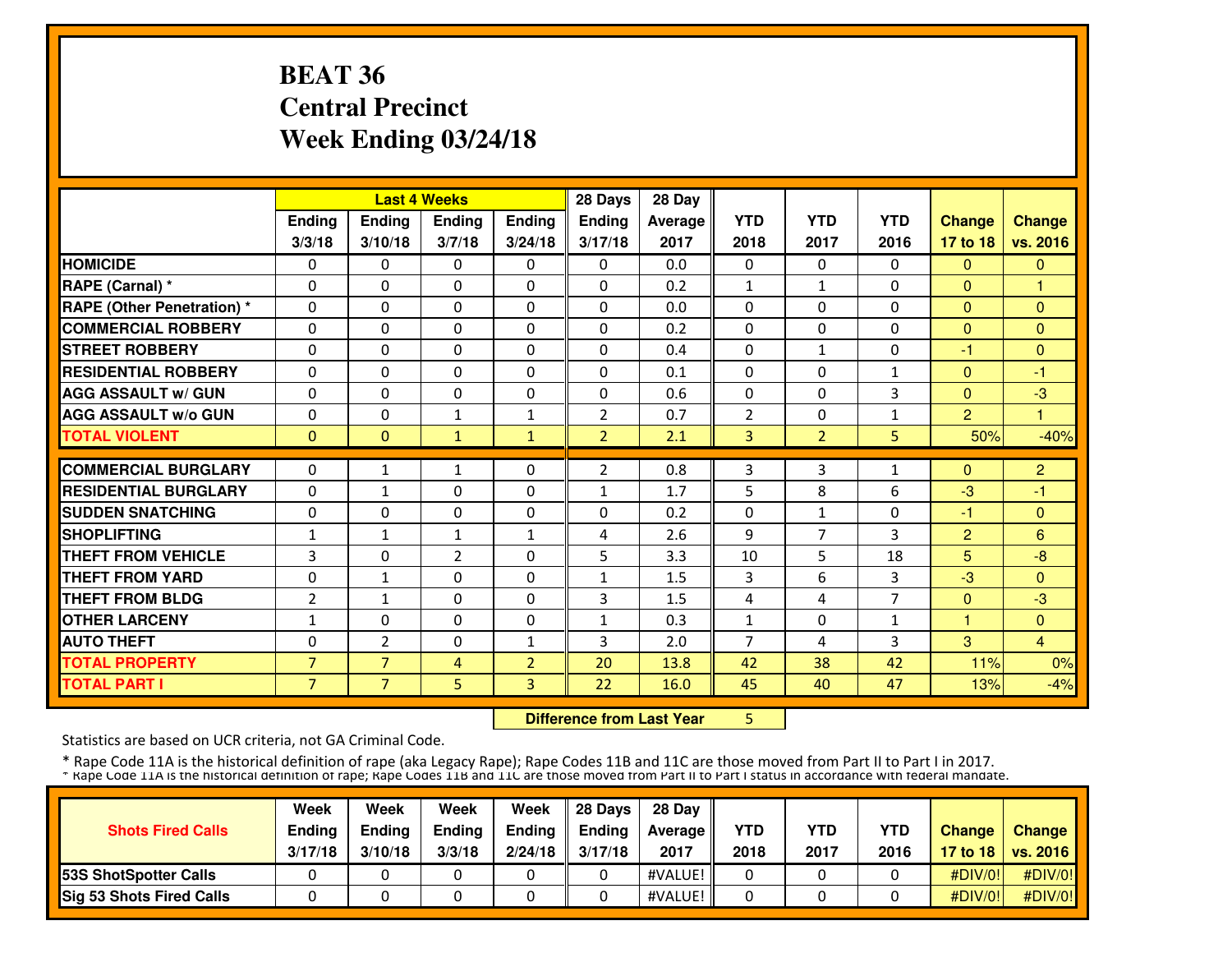# BEAT 36
# Central Precinct
# Week Ending 03/24/18

| | Last 4 Weeks | | | | 28 Days | 28 Day | YTD | YTD | YTD | Change | Change |
|---|---|---|---|---|---|---|---|---|---|---|---|
| | Ending 3/3/18 | Ending 3/10/18 | Ending 3/7/18 | Ending 3/24/18 | Ending 3/17/18 | Average 2017 | 2018 | 2017 | 2016 | 17 to 18 | vs. 2016 |
| HOMICIDE | 0 | 0 | 0 | 0 | 0 | 0.0 | 0 | 0 | 0 | 0 | 0 |
| RAPE (Carnal) * | 0 | 0 | 0 | 0 | 0 | 0.2 | 1 | 1 | 0 | 0 | 1 |
| RAPE (Other Penetration) * | 0 | 0 | 0 | 0 | 0 | 0.0 | 0 | 0 | 0 | 0 | 0 |
| COMMERCIAL ROBBERY | 0 | 0 | 0 | 0 | 0 | 0.2 | 0 | 0 | 0 | 0 | 0 |
| STREET ROBBERY | 0 | 0 | 0 | 0 | 0 | 0.4 | 0 | 1 | 0 | -1 | 0 |
| RESIDENTIAL ROBBERY | 0 | 0 | 0 | 0 | 0 | 0.1 | 0 | 0 | 1 | 0 | -1 |
| AGG ASSAULT w/ GUN | 0 | 0 | 0 | 0 | 0 | 0.6 | 0 | 0 | 3 | 0 | -3 |
| AGG ASSAULT w/o GUN | 0 | 0 | 1 | 1 | 2 | 0.7 | 2 | 0 | 1 | 2 | 1 |
| TOTAL VIOLENT | 0 | 0 | 1 | 1 | 2 | 2.1 | 3 | 2 | 5 | 50% | -40% |
| COMMERCIAL BURGLARY | 0 | 1 | 1 | 0 | 2 | 0.8 | 3 | 3 | 1 | 0 | 2 |
| RESIDENTIAL BURGLARY | 0 | 1 | 0 | 0 | 1 | 1.7 | 5 | 8 | 6 | -3 | -1 |
| SUDDEN SNATCHING | 0 | 0 | 0 | 0 | 0 | 0.2 | 0 | 1 | 0 | -1 | 0 |
| SHOPLIFTING | 1 | 1 | 1 | 1 | 4 | 2.6 | 9 | 7 | 3 | 2 | 6 |
| THEFT FROM VEHICLE | 3 | 0 | 2 | 0 | 5 | 3.3 | 10 | 5 | 18 | 5 | -8 |
| THEFT FROM YARD | 0 | 1 | 0 | 0 | 1 | 1.5 | 3 | 6 | 3 | -3 | 0 |
| THEFT FROM BLDG | 2 | 1 | 0 | 0 | 3 | 1.5 | 4 | 4 | 7 | 0 | -3 |
| OTHER LARCENY | 1 | 0 | 0 | 0 | 1 | 0.3 | 1 | 0 | 1 | 1 | 0 |
| AUTO THEFT | 0 | 2 | 0 | 1 | 3 | 2.0 | 7 | 4 | 3 | 3 | 4 |
| TOTAL PROPERTY | 7 | 7 | 4 | 2 | 20 | 13.8 | 42 | 38 | 42 | 11% | 0% |
| TOTAL PART I | 7 | 7 | 5 | 3 | 22 | 16.0 | 45 | 40 | 47 | 13% | -4% |

**Difference from Last Year** 5

Statistics are based on UCR criteria, not GA Criminal Code.

* Rape Code 11A is the historical definition of rape (aka Legacy Rape); Rape Codes 11B and 11C are those moved from Part II to Part I in 2017.

* Rape Code 11A is the historical definition of rape; Rape Codes 11B and 11C are those moved from Part II to Part I status in accordance with federal mandate.

| Shots Fired Calls | Week Ending 3/17/18 | Week Ending 3/10/18 | Week Ending 3/3/18 | Week Ending 2/24/18 | 28 Days Ending 3/17/18 | 28 Day Average 2017 | YTD 2018 | YTD 2017 | YTD 2016 | Change 17 to 18 | Change vs. 2016 |
|---|---|---|---|---|---|---|---|---|---|---|---|
| 53S ShotSpotter Calls | 0 | 0 | 0 | 0 | 0 | #VALUE! | 0 | 0 | 0 | #DIV/0! | #DIV/0! |
| Sig 53 Shots Fired Calls | 0 | 0 | 0 | 0 | 0 | #VALUE! | 0 | 0 | 0 | #DIV/0! | #DIV/0! |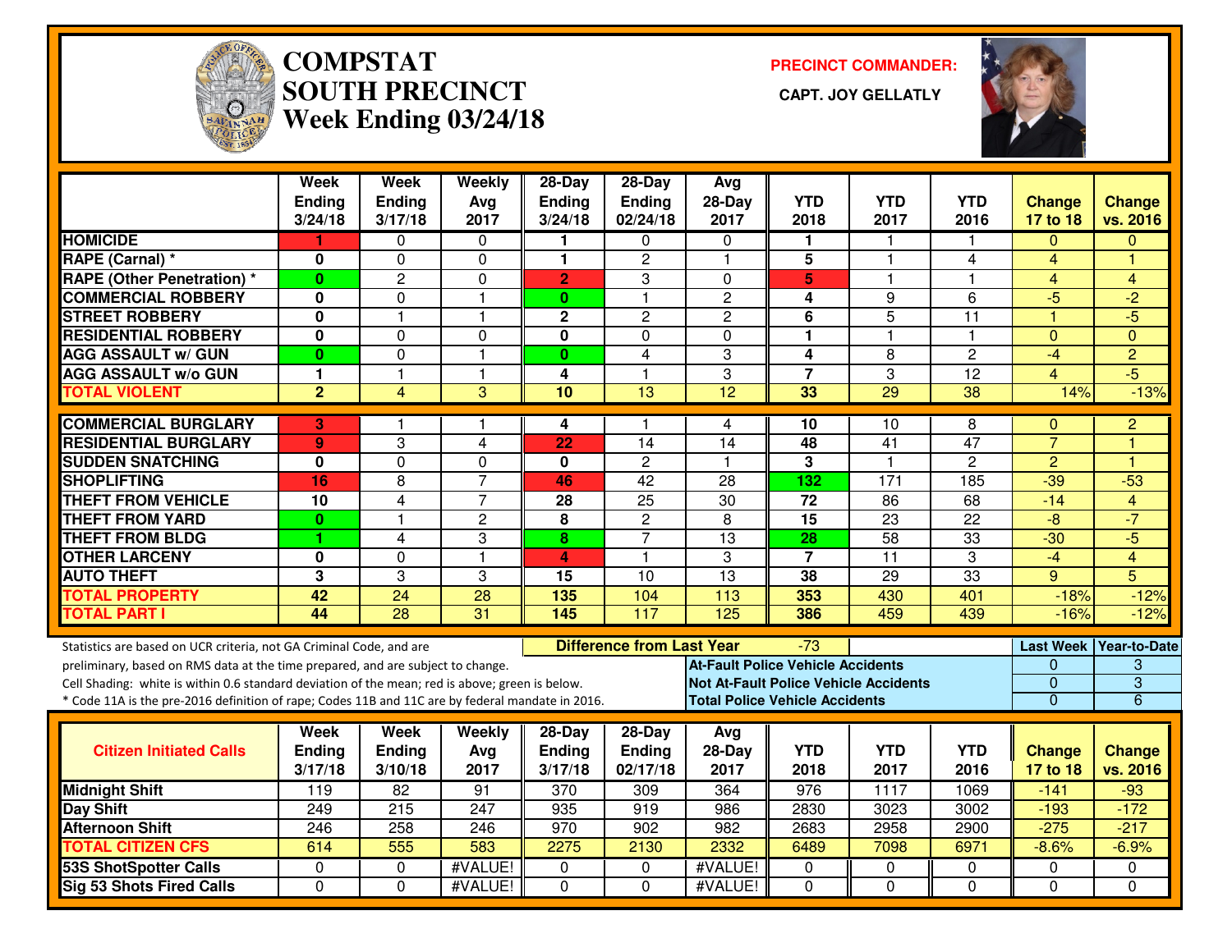# COMPSTAT
# SOUTH PRECINCT
## Week Ending 03/24/18

**PRECINCT COMMANDER:**

**CAPT. JOY GELLATLY**

| | Week Ending 3/24/18 | Week Ending 3/17/18 | Weekly Avg 2017 | 28-Day Ending 3/24/18 | 28-Day Ending 02/24/18 | Avg 28-Day 2017 | YTD 2018 | YTD 2017 | YTD 2016 | Change 17 to 18 | Change vs. 2016 |
|---|---|---|---|---|---|---|---|---|---|---|---|
| HOMICIDE | 1 | 0 | 0 | 1 | 0 | 0 | 1 | 1 | 1 | 0 | 0 |
| RAPE (Carnal) * | 0 | 0 | 0 | 1 | 2 | 1 | 5 | 1 | 4 | 4 | 1 |
| RAPE (Other Penetration) * | 0 | 2 | 0 | 2 | 3 | 0 | 5 | 1 | 1 | 4 | 4 |
| COMMERCIAL ROBBERY | 0 | 0 | 1 | 0 | 1 | 2 | 4 | 9 | 6 | -5 | -2 |
| STREET ROBBERY | 0 | 1 | 1 | 2 | 2 | 2 | 6 | 5 | 11 | 1 | -5 |
| RESIDENTIAL ROBBERY | 0 | 0 | 0 | 0 | 0 | 0 | 1 | 1 | 1 | 0 | 0 |
| AGG ASSAULT w/ GUN | 0 | 0 | 1 | 0 | 4 | 3 | 4 | 8 | 2 | -4 | 2 |
| AGG ASSAULT w/o GUN | 1 | 1 | 1 | 4 | 1 | 3 | 7 | 3 | 12 | 4 | -5 |
| TOTAL VIOLENT | 2 | 4 | 3 | 10 | 13 | 12 | 33 | 29 | 38 | 14% | -13% |
| COMMERCIAL BURGLARY | 3 | 1 | 1 | 4 | 1 | 4 | 10 | 10 | 8 | 0 | 2 |
| RESIDENTIAL BURGLARY | 9 | 3 | 4 | 22 | 14 | 14 | 48 | 41 | 47 | 7 | 1 |
| SUDDEN SNATCHING | 0 | 0 | 0 | 0 | 2 | 1 | 3 | 1 | 2 | 2 | 1 |
| SHOPLIFTING | 16 | 8 | 7 | 46 | 42 | 28 | 132 | 171 | 185 | -39 | -53 |
| THEFT FROM VEHICLE | 10 | 4 | 7 | 28 | 25 | 30 | 72 | 86 | 68 | -14 | 4 |
| THEFT FROM YARD | 0 | 1 | 2 | 8 | 2 | 8 | 15 | 23 | 22 | -8 | -7 |
| THEFT FROM BLDG | 1 | 4 | 3 | 8 | 7 | 13 | 28 | 58 | 33 | -30 | -5 |
| OTHER LARCENY | 0 | 0 | 1 | 4 | 1 | 3 | 7 | 11 | 3 | -4 | 4 |
| AUTO THEFT | 3 | 3 | 3 | 15 | 10 | 13 | 38 | 29 | 33 | 9 | 5 |
| TOTAL PROPERTY | 42 | 24 | 28 | 135 | 104 | 113 | 353 | 430 | 401 | -18% | -12% |
| TOTAL PART I | 44 | 28 | 31 | 145 | 117 | 125 | 386 | 459 | 439 | -16% | -12% |

Statistics are based on UCR criteria, not GA Criminal Code, and are preliminary, based on RMS data at the time prepared, and are subject to change.
Cell Shading: white is within 0.6 standard deviation of the mean; red is above; green is below.
* Code 11A is the pre-2016 definition of rape; Codes 11B and 11C are by federal mandate in 2016.

**Difference from Last Year:** -73

| | Last Week | Year-to-Date |
|---|---|---|
| At-Fault Police Vehicle Accidents | 0 | 3 |
| Not At-Fault Police Vehicle Accidents | 0 | 3 |
| Total Police Vehicle Accidents | 0 | 6 |

| Citizen Initiated Calls | Week Ending 3/17/18 | Week Ending 3/10/18 | Weekly Avg 2017 | 28-Day Ending 3/17/18 | 28-Day Ending 02/17/18 | Avg 28-Day 2017 | YTD 2018 | YTD 2017 | YTD 2016 | Change 17 to 18 | Change vs. 2016 |
|---|---|---|---|---|---|---|---|---|---|---|---|
| Midnight Shift | 119 | 82 | 91 | 370 | 309 | 364 | 976 | 1117 | 1069 | -141 | -93 |
| Day Shift | 249 | 215 | 247 | 935 | 919 | 986 | 2830 | 3023 | 3002 | -193 | -172 |
| Afternoon Shift | 246 | 258 | 246 | 970 | 902 | 982 | 2683 | 2958 | 2900 | -275 | -217 |
| TOTAL CITIZEN CFS | 614 | 555 | 583 | 2275 | 2130 | 2332 | 6489 | 7098 | 6971 | -8.6% | -6.9% |
| 53S ShotSpotter Calls | 0 | 0 | #VALUE! | 0 | 0 | #VALUE! | 0 | 0 | 0 | 0 | 0 |
| Sig 53 Shots Fired Calls | 0 | 0 | #VALUE! | 0 | 0 | #VALUE! | 0 | 0 | 0 | 0 | 0 |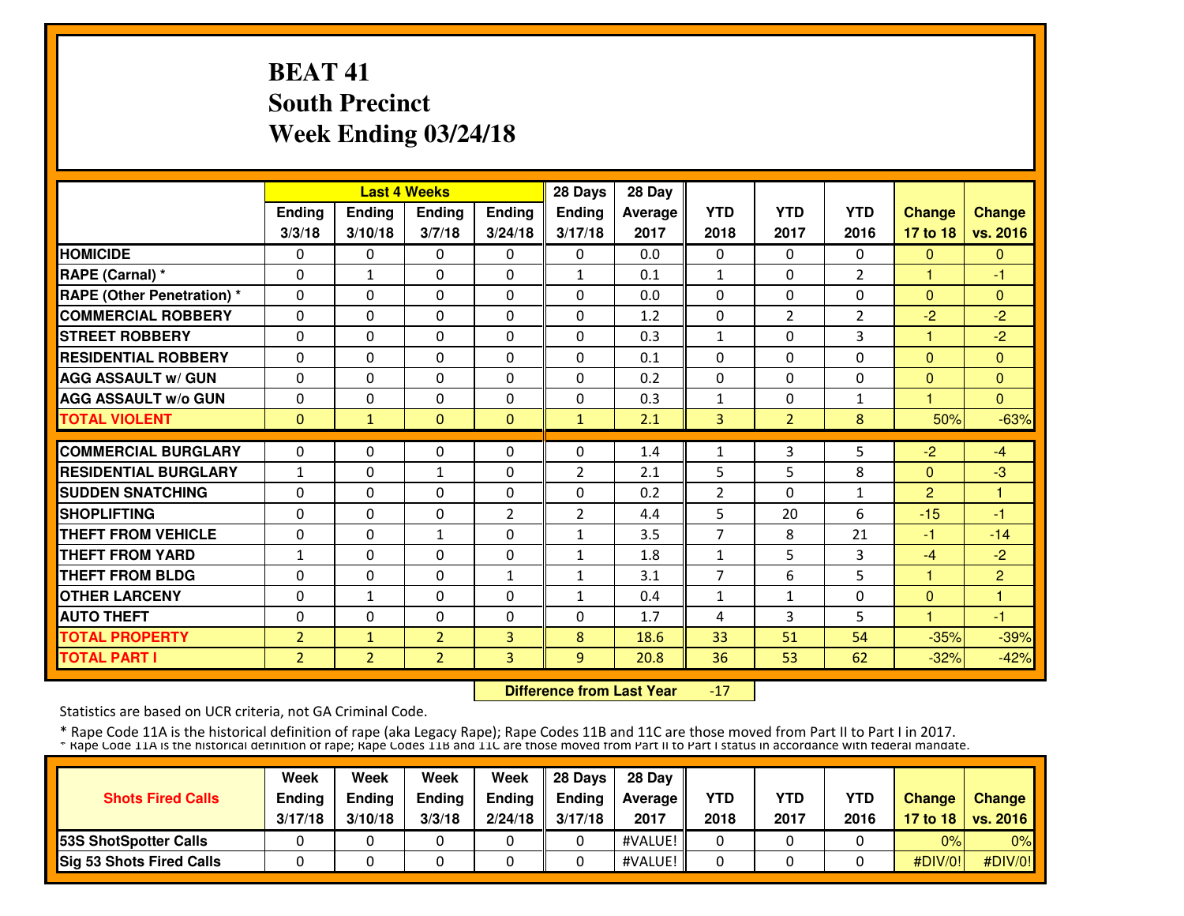# BEAT 41
# South Precinct
# Week Ending 03/24/18

| | Last 4 Weeks | | | | 28 Days | 28 Day | | | | | |
|---|---|---|---|---|---|---|---|---|---|---|---|
| | Ending 3/3/18 | Ending 3/10/18 | Ending 3/7/18 | Ending 3/24/18 | Ending 3/17/18 | Average 2017 | YTD 2018 | YTD 2017 | YTD 2016 | Change 17 to 18 | Change vs. 2016 |
| HOMICIDE | 0 | 0 | 0 | 0 | 0 | 0.0 | 0 | 0 | 0 | 0 | 0 |
| RAPE (Carnal) * | 0 | 1 | 0 | 0 | 1 | 0.1 | 1 | 0 | 2 | 1 | -1 |
| RAPE (Other Penetration) * | 0 | 0 | 0 | 0 | 0 | 0.0 | 0 | 0 | 0 | 0 | 0 |
| COMMERCIAL ROBBERY | 0 | 0 | 0 | 0 | 0 | 1.2 | 0 | 2 | 2 | -2 | -2 |
| STREET ROBBERY | 0 | 0 | 0 | 0 | 0 | 0.3 | 1 | 0 | 3 | 1 | -2 |
| RESIDENTIAL ROBBERY | 0 | 0 | 0 | 0 | 0 | 0.1 | 0 | 0 | 0 | 0 | 0 |
| AGG ASSAULT w/ GUN | 0 | 0 | 0 | 0 | 0 | 0.2 | 0 | 0 | 0 | 0 | 0 |
| AGG ASSAULT w/o GUN | 0 | 0 | 0 | 0 | 0 | 0.3 | 1 | 0 | 1 | 1 | 0 |
| TOTAL VIOLENT | 0 | 1 | 0 | 0 | 1 | 2.1 | 3 | 2 | 8 | 50% | -63% |
| COMMERCIAL BURGLARY | 0 | 0 | 0 | 0 | 0 | 1.4 | 1 | 3 | 5 | -2 | -4 |
| RESIDENTIAL BURGLARY | 1 | 0 | 1 | 0 | 2 | 2.1 | 5 | 5 | 8 | 0 | -3 |
| SUDDEN SNATCHING | 0 | 0 | 0 | 0 | 0 | 0.2 | 2 | 0 | 1 | 2 | 1 |
| SHOPLIFTING | 0 | 0 | 0 | 2 | 2 | 4.4 | 5 | 20 | 6 | -15 | -1 |
| THEFT FROM VEHICLE | 0 | 0 | 1 | 0 | 1 | 3.5 | 7 | 8 | 21 | -1 | -14 |
| THEFT FROM YARD | 1 | 0 | 0 | 0 | 1 | 1.8 | 1 | 5 | 3 | -4 | -2 |
| THEFT FROM BLDG | 0 | 0 | 0 | 1 | 1 | 3.1 | 7 | 6 | 5 | 1 | 2 |
| OTHER LARCENY | 0 | 1 | 0 | 0 | 1 | 0.4 | 1 | 1 | 0 | 0 | 1 |
| AUTO THEFT | 0 | 0 | 0 | 0 | 0 | 1.7 | 4 | 3 | 5 | 1 | -1 |
| TOTAL PROPERTY | 2 | 1 | 2 | 3 | 8 | 18.6 | 33 | 51 | 54 | -35% | -39% |
| TOTAL PART I | 2 | 2 | 2 | 3 | 9 | 20.8 | 36 | 53 | 62 | -32% | -42% |

**Difference from Last Year** -17

Statistics are based on UCR criteria, not GA Criminal Code.

* Rape Code 11A is the historical definition of rape (aka Legacy Rape); Rape Codes 11B and 11C are those moved from Part II to Part I in 2017.
* Rape Code 11A is the historical definition of rape; Rape Codes 11B and 11C are those moved from Part II to Part I status in accordance with federal mandate.

| Shots Fired Calls | Week Ending 3/17/18 | Week Ending 3/10/18 | Week Ending 3/3/18 | Week Ending 2/24/18 | 28 Days Ending 3/17/18 | 28 Day Average 2017 | YTD 2018 | YTD 2017 | YTD 2016 | Change 17 to 18 | Change vs. 2016 |
|---|---|---|---|---|---|---|---|---|---|---|---|
| 53S ShotSpotter Calls | 0 | 0 | 0 | 0 | 0 | #VALUE! | 0 | 0 | 0 | 0% | 0% |
| Sig 53 Shots Fired Calls | 0 | 0 | 0 | 0 | 0 | #VALUE! | 0 | 0 | 0 | #DIV/0! | #DIV/0! |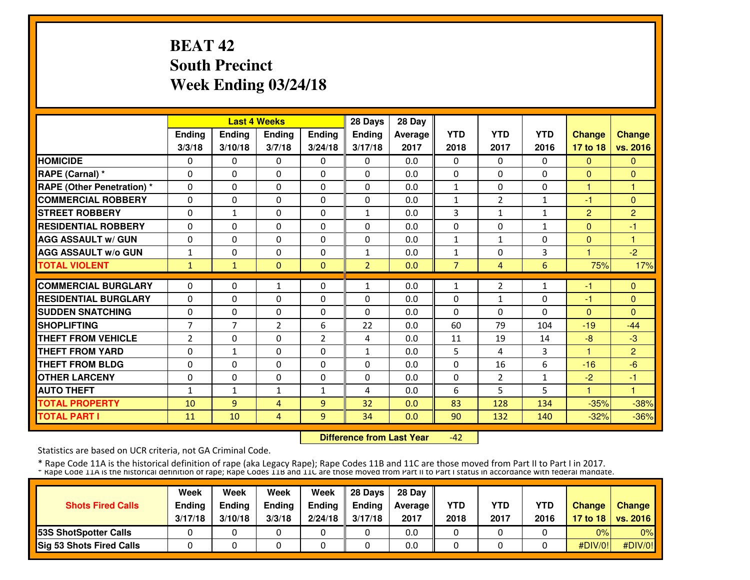# BEAT 42
# South Precinct
# Week Ending 03/24/18

| | Last 4 Weeks | | | | 28 Days | 28 Day | | | | | |
|---|---|---|---|---|---|---|---|---|---|---|---|
| | Ending 3/3/18 | Ending 3/10/18 | Ending 3/7/18 | Ending 3/24/18 | Ending 3/17/18 | Average 2017 | YTD 2018 | YTD 2017 | YTD 2016 | Change 17 to 18 | Change vs. 2016 |
| HOMICIDE | 0 | 0 | 0 | 0 | 0 | 0.0 | 0 | 0 | 0 | 0 | 0 |
| RAPE (Carnal) * | 0 | 0 | 0 | 0 | 0 | 0.0 | 0 | 0 | 0 | 0 | 0 |
| RAPE (Other Penetration) * | 0 | 0 | 0 | 0 | 0 | 0.0 | 1 | 0 | 0 | 1 | 1 |
| COMMERCIAL ROBBERY | 0 | 0 | 0 | 0 | 0 | 0.0 | 1 | 2 | 1 | -1 | 0 |
| STREET ROBBERY | 0 | 1 | 0 | 0 | 1 | 0.0 | 3 | 1 | 1 | 2 | 2 |
| RESIDENTIAL ROBBERY | 0 | 0 | 0 | 0 | 0 | 0.0 | 0 | 0 | 1 | 0 | -1 |
| AGG ASSAULT w/ GUN | 0 | 0 | 0 | 0 | 0 | 0.0 | 1 | 1 | 0 | 0 | 1 |
| AGG ASSAULT w/o GUN | 1 | 0 | 0 | 0 | 1 | 0.0 | 1 | 0 | 3 | 1 | -2 |
| TOTAL VIOLENT | 1 | 1 | 0 | 0 | 2 | 0.0 | 7 | 4 | 6 | 75% | 17% |
| COMMERCIAL BURGLARY | 0 | 0 | 1 | 0 | 1 | 0.0 | 1 | 2 | 1 | -1 | 0 |
| RESIDENTIAL BURGLARY | 0 | 0 | 0 | 0 | 0 | 0.0 | 0 | 1 | 0 | -1 | 0 |
| SUDDEN SNATCHING | 0 | 0 | 0 | 0 | 0 | 0.0 | 0 | 0 | 0 | 0 | 0 |
| SHOPLIFTING | 7 | 7 | 2 | 6 | 22 | 0.0 | 60 | 79 | 104 | -19 | -44 |
| THEFT FROM VEHICLE | 2 | 0 | 0 | 2 | 4 | 0.0 | 11 | 19 | 14 | -8 | -3 |
| THEFT FROM YARD | 0 | 1 | 0 | 0 | 1 | 0.0 | 5 | 4 | 3 | 1 | 2 |
| THEFT FROM BLDG | 0 | 0 | 0 | 0 | 0 | 0.0 | 0 | 16 | 6 | -16 | -6 |
| OTHER LARCENY | 0 | 0 | 0 | 0 | 0 | 0.0 | 0 | 2 | 1 | -2 | -1 |
| AUTO THEFT | 1 | 1 | 1 | 1 | 4 | 0.0 | 6 | 5 | 5 | 1 | 1 |
| TOTAL PROPERTY | 10 | 9 | 4 | 9 | 32 | 0.0 | 83 | 128 | 134 | -35% | -38% |
| TOTAL PART I | 11 | 10 | 4 | 9 | 34 | 0.0 | 90 | 132 | 140 | -32% | -36% |

**Difference from Last Year** -42

Statistics are based on UCR criteria, not GA Criminal Code.

\* Rape Code 11A is the historical definition of rape (aka Legacy Rape); Rape Codes 11B and 11C are those moved from Part II to Part I in 2017.

\* Rape Code 11A is the historical definition of rape; Rape Codes 11B and 11C are those moved from Part II to Part I status in accordance with federal mandate.

| Shots Fired Calls | Week Ending 3/17/18 | Week Ending 3/10/18 | Week Ending 3/3/18 | Week Ending 2/24/18 | 28 Days Ending 3/17/18 | 28 Day Average 2017 | YTD 2018 | YTD 2017 | YTD 2016 | Change 17 to 18 | Change vs. 2016 |
|---|---|---|---|---|---|---|---|---|---|---|---|
| 53S ShotSpotter Calls | 0 | 0 | 0 | 0 | 0 | 0.0 | 0 | 0 | 0 | 0% | 0% |
| Sig 53 Shots Fired Calls | 0 | 0 | 0 | 0 | 0 | 0.0 | 0 | 0 | 0 | #DIV/0! | #DIV/0! |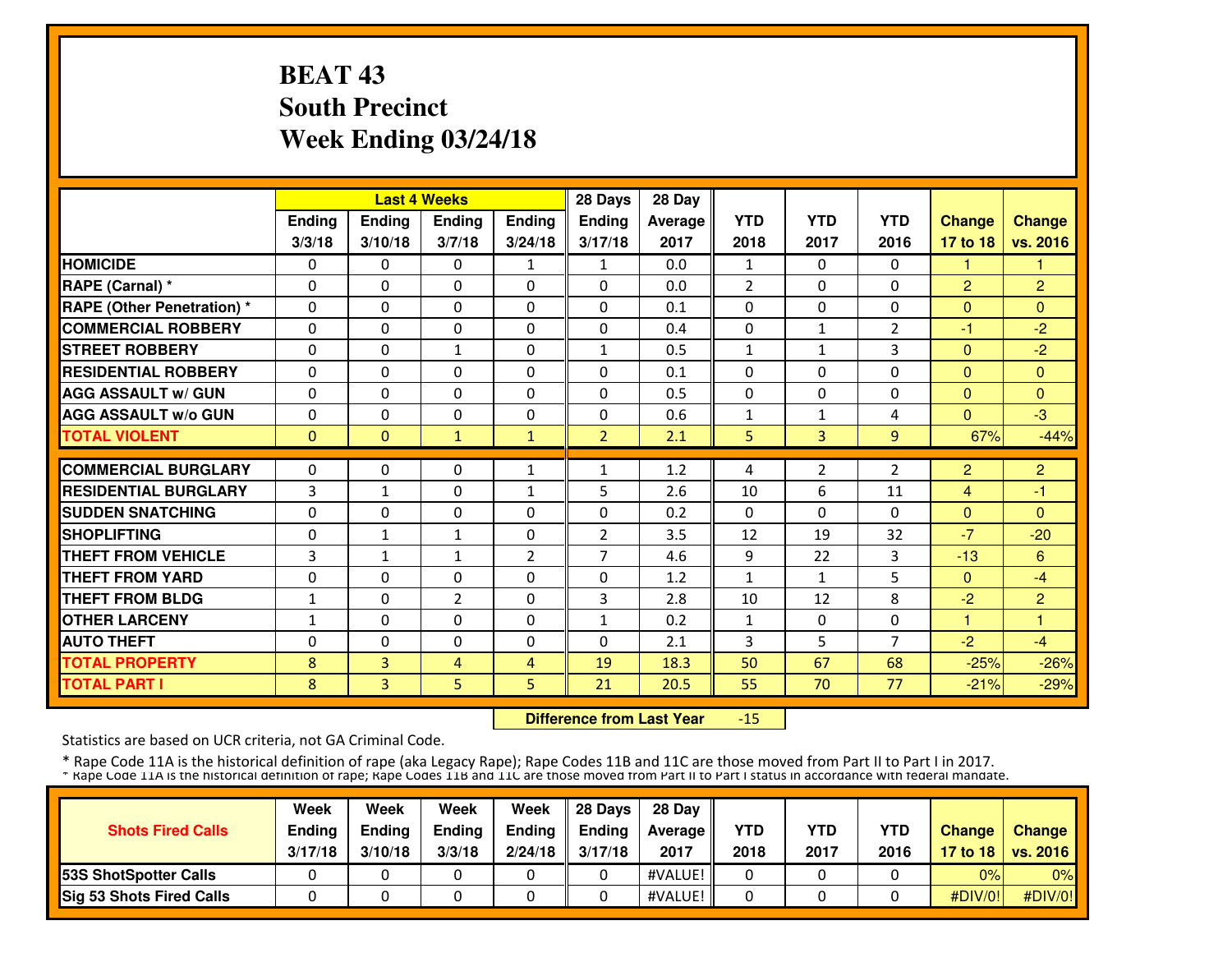# BEAT 43
# South Precinct
# Week Ending 03/24/18

| | Last 4 Weeks | | | | 28 Days | 28 Day | | | | | |
|---|---|---|---|---|---|---|---|---|---|---|---|
| | Ending 3/3/18 | Ending 3/10/18 | Ending 3/7/18 | Ending 3/24/18 | Ending 3/17/18 | Average 2017 | YTD 2018 | YTD 2017 | YTD 2016 | Change 17 to 18 | Change vs. 2016 |
| **HOMICIDE** | 0 | 0 | 0 | 1 | 1 | 0.0 | 1 | 0 | 0 | 1 | 1 |
| **RAPE (Carnal) *** | 0 | 0 | 0 | 0 | 0 | 0.0 | 2 | 0 | 0 | 2 | 2 |
| **RAPE (Other Penetration) *** | 0 | 0 | 0 | 0 | 0 | 0.1 | 0 | 0 | 0 | 0 | 0 |
| **COMMERCIAL ROBBERY** | 0 | 0 | 0 | 0 | 0 | 0.4 | 0 | 1 | 2 | -1 | -2 |
| **STREET ROBBERY** | 0 | 0 | 1 | 0 | 1 | 0.5 | 1 | 1 | 3 | 0 | -2 |
| **RESIDENTIAL ROBBERY** | 0 | 0 | 0 | 0 | 0 | 0.1 | 0 | 0 | 0 | 0 | 0 |
| **AGG ASSAULT w/ GUN** | 0 | 0 | 0 | 0 | 0 | 0.5 | 0 | 0 | 0 | 0 | 0 |
| **AGG ASSAULT w/o GUN** | 0 | 0 | 0 | 0 | 0 | 0.6 | 1 | 1 | 4 | 0 | -3 |
| **TOTAL VIOLENT** | 0 | 0 | 1 | 1 | 2 | 2.1 | 5 | 3 | 9 | 67% | -44% |
| **COMMERCIAL BURGLARY** | 0 | 0 | 0 | 1 | 1 | 1.2 | 4 | 2 | 2 | 2 | 2 |
| **RESIDENTIAL BURGLARY** | 3 | 1 | 0 | 1 | 5 | 2.6 | 10 | 6 | 11 | 4 | -1 |
| **SUDDEN SNATCHING** | 0 | 0 | 0 | 0 | 0 | 0.2 | 0 | 0 | 0 | 0 | 0 |
| **SHOPLIFTING** | 0 | 1 | 1 | 0 | 2 | 3.5 | 12 | 19 | 32 | -7 | -20 |
| **THEFT FROM VEHICLE** | 3 | 1 | 1 | 2 | 7 | 4.6 | 9 | 22 | 3 | -13 | 6 |
| **THEFT FROM YARD** | 0 | 0 | 0 | 0 | 0 | 1.2 | 1 | 1 | 5 | 0 | -4 |
| **THEFT FROM BLDG** | 1 | 0 | 2 | 0 | 3 | 2.8 | 10 | 12 | 8 | -2 | 2 |
| **OTHER LARCENY** | 1 | 0 | 0 | 0 | 1 | 0.2 | 1 | 0 | 0 | 1 | 1 |
| **AUTO THEFT** | 0 | 0 | 0 | 0 | 0 | 2.1 | 3 | 5 | 7 | -2 | -4 |
| **TOTAL PROPERTY** | 8 | 3 | 4 | 4 | 19 | 18.3 | 50 | 67 | 68 | -25% | -26% |
| **TOTAL PART I** | 8 | 3 | 5 | 5 | 21 | 20.5 | 55 | 70 | 77 | -21% | -29% |

**Difference from Last Year** -15

Statistics are based on UCR criteria, not GA Criminal Code.

* Rape Code 11A is the historical definition of rape (aka Legacy Rape); Rape Codes 11B and 11C are those moved from Part II to Part I in 2017.

* Rape Code 11A is the historical definition of rape; Rape Codes 11B and 11C are those moved from Part II to Part I status in accordance with federal mandate.

| Shots Fired Calls | Week Ending 3/17/18 | Week Ending 3/10/18 | Week Ending 3/3/18 | Week Ending 2/24/18 | 28 Days Ending 3/17/18 | 28 Day Average 2017 | YTD 2018 | YTD 2017 | YTD 2016 | Change 17 to 18 | Change vs. 2016 |
|---|---|---|---|---|---|---|---|---|---|---|---|
| **53S ShotSpotter Calls** | 0 | 0 | 0 | 0 | 0 | #VALUE! | 0 | 0 | 0 | 0% | 0% |
| **Sig 53 Shots Fired Calls** | 0 | 0 | 0 | 0 | 0 | #VALUE! | 0 | 0 | 0 | #DIV/0! | #DIV/0! |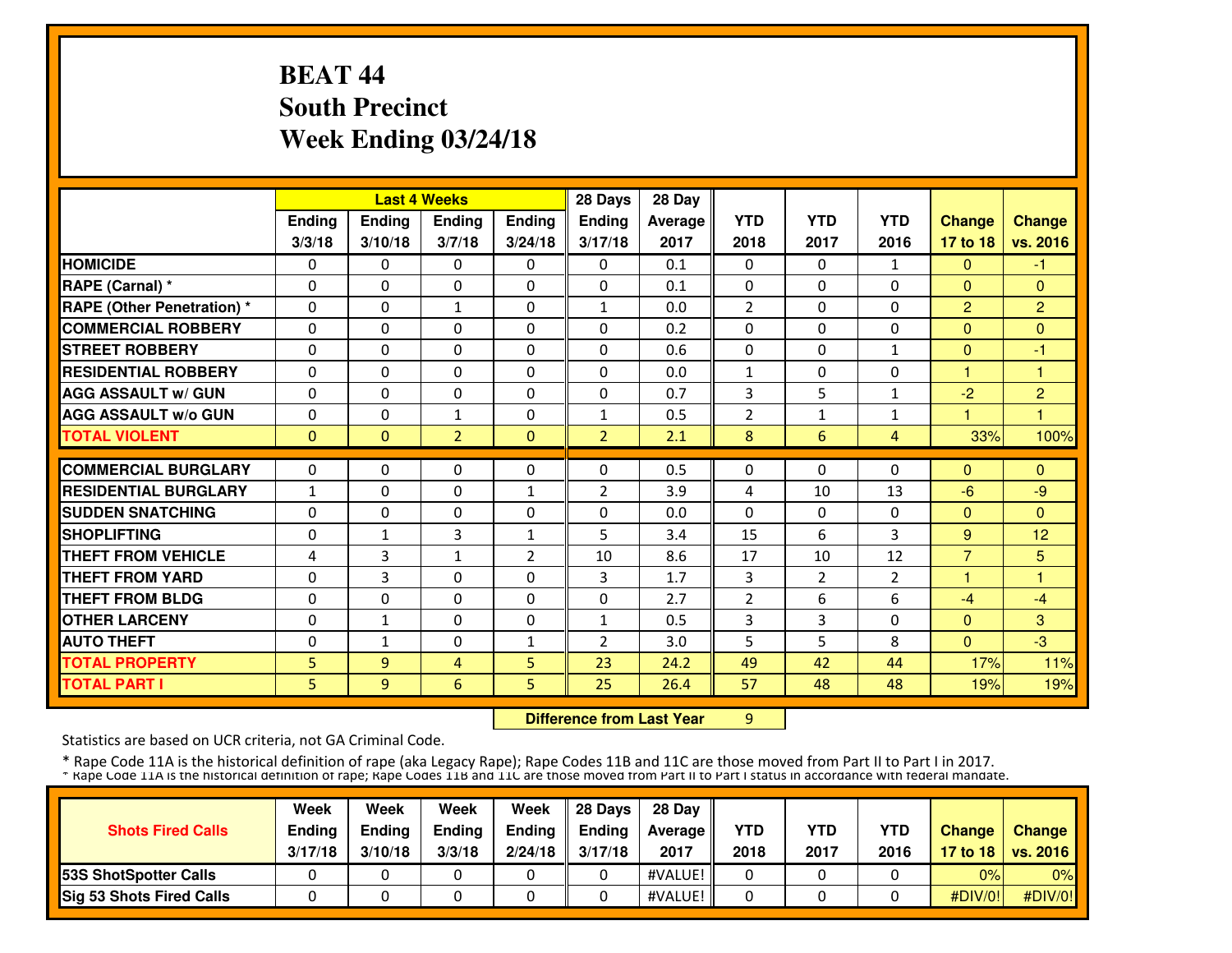# BEAT 44
## South Precinct
## Week Ending 03/24/18

| | Last 4 Weeks | | | | 28 Days | 28 Day | YTD | YTD | YTD | Change | Change |
|---|---|---|---|---|---|---|---|---|---|---|---|
| | Ending 3/3/18 | Ending 3/10/18 | Ending 3/7/18 | Ending 3/24/18 | Ending 3/17/18 | Average 2017 | 2018 | 2017 | 2016 | 17 to 18 | vs. 2016 |
| **HOMICIDE** | 0 | 0 | 0 | 0 | 0 | 0.1 | 0 | 0 | 1 | 0 | -1 |
| **RAPE (Carnal) *** | 0 | 0 | 0 | 0 | 0 | 0.1 | 0 | 0 | 0 | 0 | 0 |
| **RAPE (Other Penetration) *** | 0 | 0 | 1 | 0 | 1 | 0.0 | 2 | 0 | 0 | 2 | 2 |
| **COMMERCIAL ROBBERY** | 0 | 0 | 0 | 0 | 0 | 0.2 | 0 | 0 | 0 | 0 | 0 |
| **STREET ROBBERY** | 0 | 0 | 0 | 0 | 0 | 0.6 | 0 | 0 | 1 | 0 | -1 |
| **RESIDENTIAL ROBBERY** | 0 | 0 | 0 | 0 | 0 | 0.0 | 1 | 0 | 0 | 1 | 1 |
| **AGG ASSAULT w/ GUN** | 0 | 0 | 0 | 0 | 0 | 0.7 | 3 | 5 | 1 | -2 | 2 |
| **AGG ASSAULT w/o GUN** | 0 | 0 | 1 | 0 | 1 | 0.5 | 2 | 1 | 1 | 1 | 1 |
| **TOTAL VIOLENT** | 0 | 0 | 2 | 0 | 2 | 2.1 | 8 | 6 | 4 | 33% | 100% |
| **COMMERCIAL BURGLARY** | 0 | 0 | 0 | 0 | 0 | 0.5 | 0 | 0 | 0 | 0 | 0 |
| **RESIDENTIAL BURGLARY** | 1 | 0 | 0 | 1 | 2 | 3.9 | 4 | 10 | 13 | -6 | -9 |
| **SUDDEN SNATCHING** | 0 | 0 | 0 | 0 | 0 | 0.0 | 0 | 0 | 0 | 0 | 0 |
| **SHOPLIFTING** | 0 | 1 | 3 | 1 | 5 | 3.4 | 15 | 6 | 3 | 9 | 12 |
| **THEFT FROM VEHICLE** | 4 | 3 | 1 | 2 | 10 | 8.6 | 17 | 10 | 12 | 7 | 5 |
| **THEFT FROM YARD** | 0 | 3 | 0 | 0 | 3 | 1.7 | 3 | 2 | 2 | 1 | 1 |
| **THEFT FROM BLDG** | 0 | 0 | 0 | 0 | 0 | 2.7 | 2 | 6 | 6 | -4 | -4 |
| **OTHER LARCENY** | 0 | 1 | 0 | 0 | 1 | 0.5 | 3 | 3 | 0 | 0 | 3 |
| **AUTO THEFT** | 0 | 1 | 0 | 1 | 2 | 3.0 | 5 | 5 | 8 | 0 | -3 |
| **TOTAL PROPERTY** | 5 | 9 | 4 | 5 | 23 | 24.2 | 49 | 42 | 44 | 17% | 11% |
| **TOTAL PART I** | 5 | 9 | 6 | 5 | 25 | 26.4 | 57 | 48 | 48 | 19% | 19% |

**Difference from Last Year** 9

Statistics are based on UCR criteria, not GA Criminal Code.

* Rape Code 11A is the historical definition of rape (aka Legacy Rape); Rape Codes 11B and 11C are those moved from Part II to Part I in 2017.
* Rape Code 11A is the historical definition of rape; Rape Codes 11B and 11C are those moved from Part II to Part I status in accordance with federal mandate.

| Shots Fired Calls | Week Ending 3/17/18 | Week Ending 3/10/18 | Week Ending 3/3/18 | Week Ending 2/24/18 | 28 Days Ending 3/17/18 | 28 Day Average 2017 | YTD 2018 | YTD 2017 | YTD 2016 | Change 17 to 18 | Change vs. 2016 |
|---|---|---|---|---|---|---|---|---|---|---|---|
| **53S ShotSpotter Calls** | 0 | 0 | 0 | 0 | 0 | #VALUE! | 0 | 0 | 0 | 0% | 0% |
| **Sig 53 Shots Fired Calls** | 0 | 0 | 0 | 0 | 0 | #VALUE! | 0 | 0 | 0 | #DIV/0! | #DIV/0! |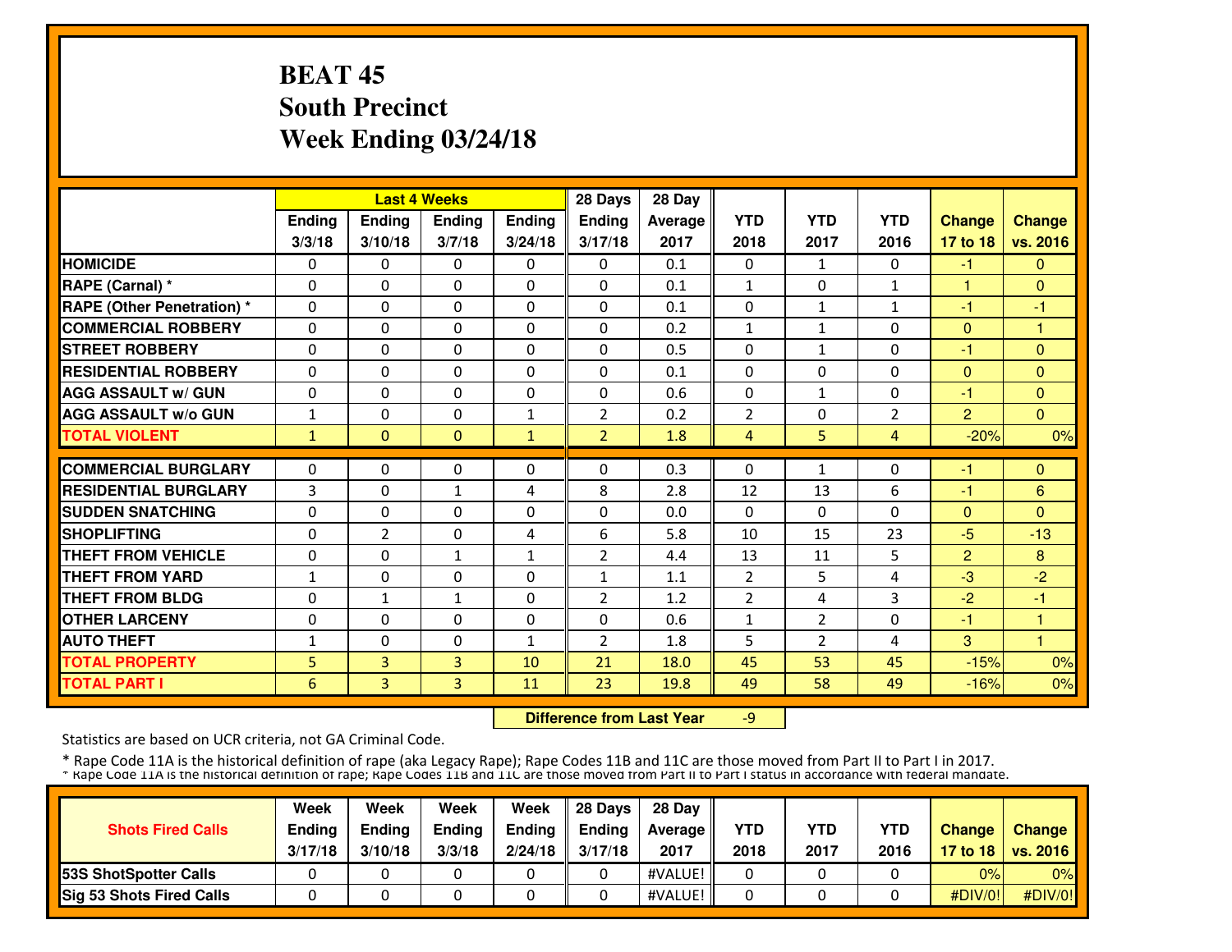# BEAT 45
## South Precinct
## Week Ending 03/24/18

| | Last 4 Weeks | | | | 28 Days | 28 Day | YTD | YTD | YTD | Change | Change |
|---|---|---|---|---|---|---|---|---|---|---|---|
| | Ending 3/3/18 | Ending 3/10/18 | Ending 3/7/18 | Ending 3/24/18 | Ending 3/17/18 | Average 2017 | 2018 | 2017 | 2016 | 17 to 18 | vs. 2016 |
| **HOMICIDE** | 0 | 0 | 0 | 0 | 0 | 0.1 | 0 | 1 | 0 | -1 | 0 |
| **RAPE (Carnal) *** | 0 | 0 | 0 | 0 | 0 | 0.1 | 1 | 0 | 1 | 1 | 0 |
| **RAPE (Other Penetration) *** | 0 | 0 | 0 | 0 | 0 | 0.1 | 0 | 1 | 1 | -1 | -1 |
| **COMMERCIAL ROBBERY** | 0 | 0 | 0 | 0 | 0 | 0.2 | 1 | 1 | 0 | 0 | 1 |
| **STREET ROBBERY** | 0 | 0 | 0 | 0 | 0 | 0.5 | 0 | 1 | 0 | -1 | 0 |
| **RESIDENTIAL ROBBERY** | 0 | 0 | 0 | 0 | 0 | 0.1 | 0 | 0 | 0 | 0 | 0 |
| **AGG ASSAULT w/ GUN** | 0 | 0 | 0 | 0 | 0 | 0.6 | 0 | 1 | 0 | -1 | 0 |
| **AGG ASSAULT w/o GUN** | 1 | 0 | 0 | 1 | 2 | 0.2 | 2 | 0 | 2 | 2 | 0 |
| **TOTAL VIOLENT** | 1 | 0 | 0 | 1 | 2 | 1.8 | 4 | 5 | 4 | -20% | 0% |
| **COMMERCIAL BURGLARY** | 0 | 0 | 0 | 0 | 0 | 0.3 | 0 | 1 | 0 | -1 | 0 |
| **RESIDENTIAL BURGLARY** | 3 | 0 | 1 | 4 | 8 | 2.8 | 12 | 13 | 6 | -1 | 6 |
| **SUDDEN SNATCHING** | 0 | 0 | 0 | 0 | 0 | 0.0 | 0 | 0 | 0 | 0 | 0 |
| **SHOPLIFTING** | 0 | 2 | 0 | 4 | 6 | 5.8 | 10 | 15 | 23 | -5 | -13 |
| **THEFT FROM VEHICLE** | 0 | 0 | 1 | 1 | 2 | 4.4 | 13 | 11 | 5 | 2 | 8 |
| **THEFT FROM YARD** | 1 | 0 | 0 | 0 | 1 | 1.1 | 2 | 5 | 4 | -3 | -2 |
| **THEFT FROM BLDG** | 0 | 1 | 1 | 0 | 2 | 1.2 | 2 | 4 | 3 | -2 | -1 |
| **OTHER LARCENY** | 0 | 0 | 0 | 0 | 0 | 0.6 | 1 | 2 | 0 | -1 | 1 |
| **AUTO THEFT** | 1 | 0 | 0 | 1 | 2 | 1.8 | 5 | 2 | 4 | 3 | 1 |
| **TOTAL PROPERTY** | 5 | 3 | 3 | 10 | 21 | 18.0 | 45 | 53 | 45 | -15% | 0% |
| **TOTAL PART I** | 6 | 3 | 3 | 11 | 23 | 19.8 | 49 | 58 | 49 | -16% | 0% |

**Difference from Last Year** -9

Statistics are based on UCR criteria, not GA Criminal Code.

* Rape Code 11A is the historical definition of rape (aka Legacy Rape); Rape Codes 11B and 11C are those moved from Part II to Part I in 2017.

* Rape Code 11A is the historical definition of rape; Rape Codes 11B and 11C are those moved from Part II to Part I status in accordance with federal mandate.

| Shots Fired Calls | Week Ending 3/17/18 | Week Ending 3/10/18 | Week Ending 3/3/18 | Week Ending 2/24/18 | 28 Days Ending 3/17/18 | 28 Day Average 2017 | YTD 2018 | YTD 2017 | YTD 2016 | Change 17 to 18 | Change vs. 2016 |
|---|---|---|---|---|---|---|---|---|---|---|---|
| **53S ShotSpotter Calls** | 0 | 0 | 0 | 0 | 0 | #VALUE! | 0 | 0 | 0 | 0% | 0% |
| **Sig 53 Shots Fired Calls** | 0 | 0 | 0 | 0 | 0 | #VALUE! | 0 | 0 | 0 | #DIV/0! | #DIV/0! |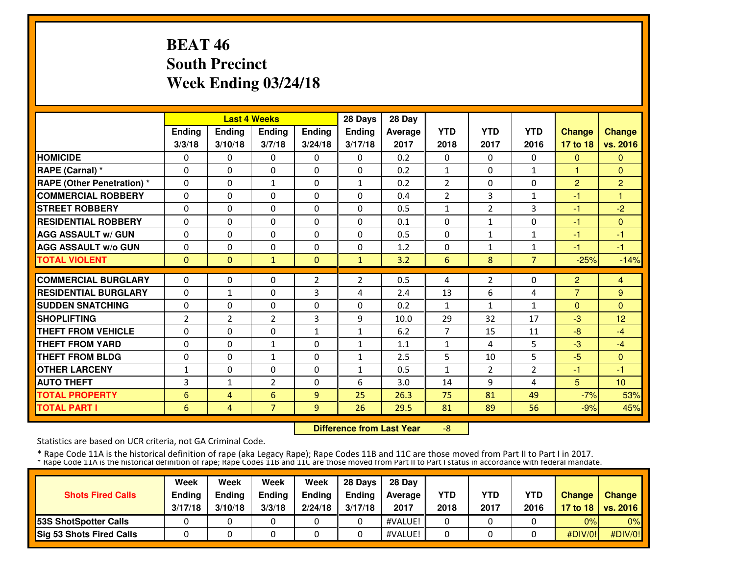# BEAT 46
# South Precinct
# Week Ending 03/24/18

| | Last 4 Weeks | | | | 28 Days | 28 Day | | | | | |
|---|---|---|---|---|---|---|---|---|---|---|---|
| | Ending 3/3/18 | Ending 3/10/18 | Ending 3/7/18 | Ending 3/24/18 | Ending 3/17/18 | Average 2017 | YTD 2018 | YTD 2017 | YTD 2016 | Change 17 to 18 | Change vs. 2016 |
| HOMICIDE | 0 | 0 | 0 | 0 | 0 | 0.2 | 0 | 0 | 0 | 0 | 0 |
| RAPE (Carnal) * | 0 | 0 | 0 | 0 | 0 | 0.2 | 1 | 0 | 1 | 1 | 0 |
| RAPE (Other Penetration) * | 0 | 0 | 1 | 0 | 1 | 0.2 | 2 | 0 | 0 | 2 | 2 |
| COMMERCIAL ROBBERY | 0 | 0 | 0 | 0 | 0 | 0.4 | 2 | 3 | 1 | -1 | 1 |
| STREET ROBBERY | 0 | 0 | 0 | 0 | 0 | 0.5 | 1 | 2 | 3 | -1 | -2 |
| RESIDENTIAL ROBBERY | 0 | 0 | 0 | 0 | 0 | 0.1 | 0 | 1 | 0 | -1 | 0 |
| AGG ASSAULT w/ GUN | 0 | 0 | 0 | 0 | 0 | 0.5 | 0 | 1 | 1 | -1 | -1 |
| AGG ASSAULT w/o GUN | 0 | 0 | 0 | 0 | 0 | 1.2 | 0 | 1 | 1 | -1 | -1 |
| TOTAL VIOLENT | 0 | 0 | 1 | 0 | 1 | 3.2 | 6 | 8 | 7 | -25% | -14% |
| COMMERCIAL BURGLARY | 0 | 0 | 0 | 2 | 2 | 0.5 | 4 | 2 | 0 | 2 | 4 |
| RESIDENTIAL BURGLARY | 0 | 1 | 0 | 3 | 4 | 2.4 | 13 | 6 | 4 | 7 | 9 |
| SUDDEN SNATCHING | 0 | 0 | 0 | 0 | 0 | 0.2 | 1 | 1 | 1 | 0 | 0 |
| SHOPLIFTING | 2 | 2 | 2 | 3 | 9 | 10.0 | 29 | 32 | 17 | -3 | 12 |
| THEFT FROM VEHICLE | 0 | 0 | 0 | 1 | 1 | 6.2 | 7 | 15 | 11 | -8 | -4 |
| THEFT FROM YARD | 0 | 0 | 1 | 0 | 1 | 1.1 | 1 | 4 | 5 | -3 | -4 |
| THEFT FROM BLDG | 0 | 0 | 1 | 0 | 1 | 2.5 | 5 | 10 | 5 | -5 | 0 |
| OTHER LARCENY | 1 | 0 | 0 | 0 | 1 | 0.5 | 1 | 2 | 2 | -1 | -1 |
| AUTO THEFT | 3 | 1 | 2 | 0 | 6 | 3.0 | 14 | 9 | 4 | 5 | 10 |
| TOTAL PROPERTY | 6 | 4 | 6 | 9 | 25 | 26.3 | 75 | 81 | 49 | -7% | 53% |
| TOTAL PART I | 6 | 4 | 7 | 9 | 26 | 29.5 | 81 | 89 | 56 | -9% | 45% |

**Difference from Last Year** -8

Statistics are based on UCR criteria, not GA Criminal Code.

* Rape Code 11A is the historical definition of rape (aka Legacy Rape); Rape Codes 11B and 11C are those moved from Part II to Part I in 2017.
* Rape Code 11A is the historical definition of rape; Rape Codes 11B and 11C are those moved from Part II to Part I status in accordance with federal mandate.

| Shots Fired Calls | Week Ending 3/17/18 | Week Ending 3/10/18 | Week Ending 3/3/18 | Week Ending 2/24/18 | 28 Days Ending 3/17/18 | 28 Day Average 2017 | YTD 2018 | YTD 2017 | YTD 2016 | Change 17 to 18 | Change vs. 2016 |
|---|---|---|---|---|---|---|---|---|---|---|---|
| 53S ShotSpotter Calls | 0 | 0 | 0 | 0 | 0 | #VALUE! | 0 | 0 | 0 | 0% | 0% |
| Sig 53 Shots Fired Calls | 0 | 0 | 0 | 0 | 0 | #VALUE! | 0 | 0 | 0 | #DIV/0! | #DIV/0! |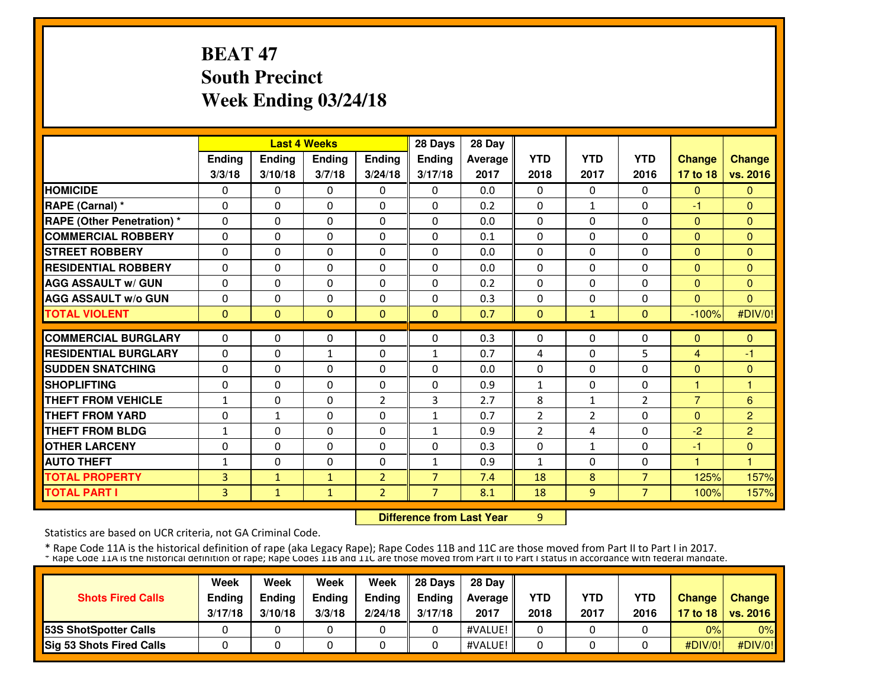# BEAT 47
# South Precinct
# Week Ending 03/24/18

| | Last 4 Weeks | | | | 28 Days | 28 Day | | | | | |
|---|---|---|---|---|---|---|---|---|---|---|---|
| | Ending 3/3/18 | Ending 3/10/18 | Ending 3/7/18 | Ending 3/24/18 | Ending 3/17/18 | Average 2017 | YTD 2018 | YTD 2017 | YTD 2016 | Change 17 to 18 | Change vs. 2016 |
| HOMICIDE | 0 | 0 | 0 | 0 | 0 | 0.0 | 0 | 0 | 0 | 0 | 0 |
| RAPE (Carnal) * | 0 | 0 | 0 | 0 | 0 | 0.2 | 0 | 1 | 0 | -1 | 0 |
| RAPE (Other Penetration) * | 0 | 0 | 0 | 0 | 0 | 0.0 | 0 | 0 | 0 | 0 | 0 |
| COMMERCIAL ROBBERY | 0 | 0 | 0 | 0 | 0 | 0.1 | 0 | 0 | 0 | 0 | 0 |
| STREET ROBBERY | 0 | 0 | 0 | 0 | 0 | 0.0 | 0 | 0 | 0 | 0 | 0 |
| RESIDENTIAL ROBBERY | 0 | 0 | 0 | 0 | 0 | 0.0 | 0 | 0 | 0 | 0 | 0 |
| AGG ASSAULT w/ GUN | 0 | 0 | 0 | 0 | 0 | 0.2 | 0 | 0 | 0 | 0 | 0 |
| AGG ASSAULT w/o GUN | 0 | 0 | 0 | 0 | 0 | 0.3 | 0 | 0 | 0 | 0 | 0 |
| TOTAL VIOLENT | 0 | 0 | 0 | 0 | 0 | 0.7 | 0 | 1 | 0 | -100% | #DIV/0! |
| COMMERCIAL BURGLARY | 0 | 0 | 0 | 0 | 0 | 0.3 | 0 | 0 | 0 | 0 | 0 |
| RESIDENTIAL BURGLARY | 0 | 0 | 1 | 0 | 1 | 0.7 | 4 | 0 | 5 | 4 | -1 |
| SUDDEN SNATCHING | 0 | 0 | 0 | 0 | 0 | 0.0 | 0 | 0 | 0 | 0 | 0 |
| SHOPLIFTING | 0 | 0 | 0 | 0 | 0 | 0.9 | 1 | 0 | 0 | 1 | 1 |
| THEFT FROM VEHICLE | 1 | 0 | 0 | 2 | 3 | 2.7 | 8 | 1 | 2 | 7 | 6 |
| THEFT FROM YARD | 0 | 1 | 0 | 0 | 1 | 0.7 | 2 | 2 | 0 | 0 | 2 |
| THEFT FROM BLDG | 1 | 0 | 0 | 0 | 1 | 0.9 | 2 | 4 | 0 | -2 | 2 |
| OTHER LARCENY | 0 | 0 | 0 | 0 | 0 | 0.3 | 0 | 1 | 0 | -1 | 0 |
| AUTO THEFT | 1 | 0 | 0 | 0 | 1 | 0.9 | 1 | 0 | 0 | 1 | 1 |
| TOTAL PROPERTY | 3 | 1 | 1 | 2 | 7 | 7.4 | 18 | 8 | 7 | 125% | 157% |
| TOTAL PART I | 3 | 1 | 1 | 2 | 7 | 8.1 | 18 | 9 | 7 | 100% | 157% |

**Difference from Last Year** 9

Statistics are based on UCR criteria, not GA Criminal Code.

* Rape Code 11A is the historical definition of rape (aka Legacy Rape); Rape Codes 11B and 11C are those moved from Part II to Part I in 2017.

* Rape Code 11A is the historical definition of rape; Rape Codes 11B and 11C are those moved from Part II to Part I status in accordance with federal mandate.

| Shots Fired Calls | Week Ending 3/17/18 | Week Ending 3/10/18 | Week Ending 3/3/18 | Week Ending 2/24/18 | 28 Days Ending 3/17/18 | 28 Day Average 2017 | YTD 2018 | YTD 2017 | YTD 2016 | Change 17 to 18 | Change vs. 2016 |
|---|---|---|---|---|---|---|---|---|---|---|---|
| 53S ShotSpotter Calls | 0 | 0 | 0 | 0 | 0 | #VALUE! | 0 | 0 | 0 | 0% | 0% |
| Sig 53 Shots Fired Calls | 0 | 0 | 0 | 0 | 0 | #VALUE! | 0 | 0 | 0 | #DIV/0! | #DIV/0! |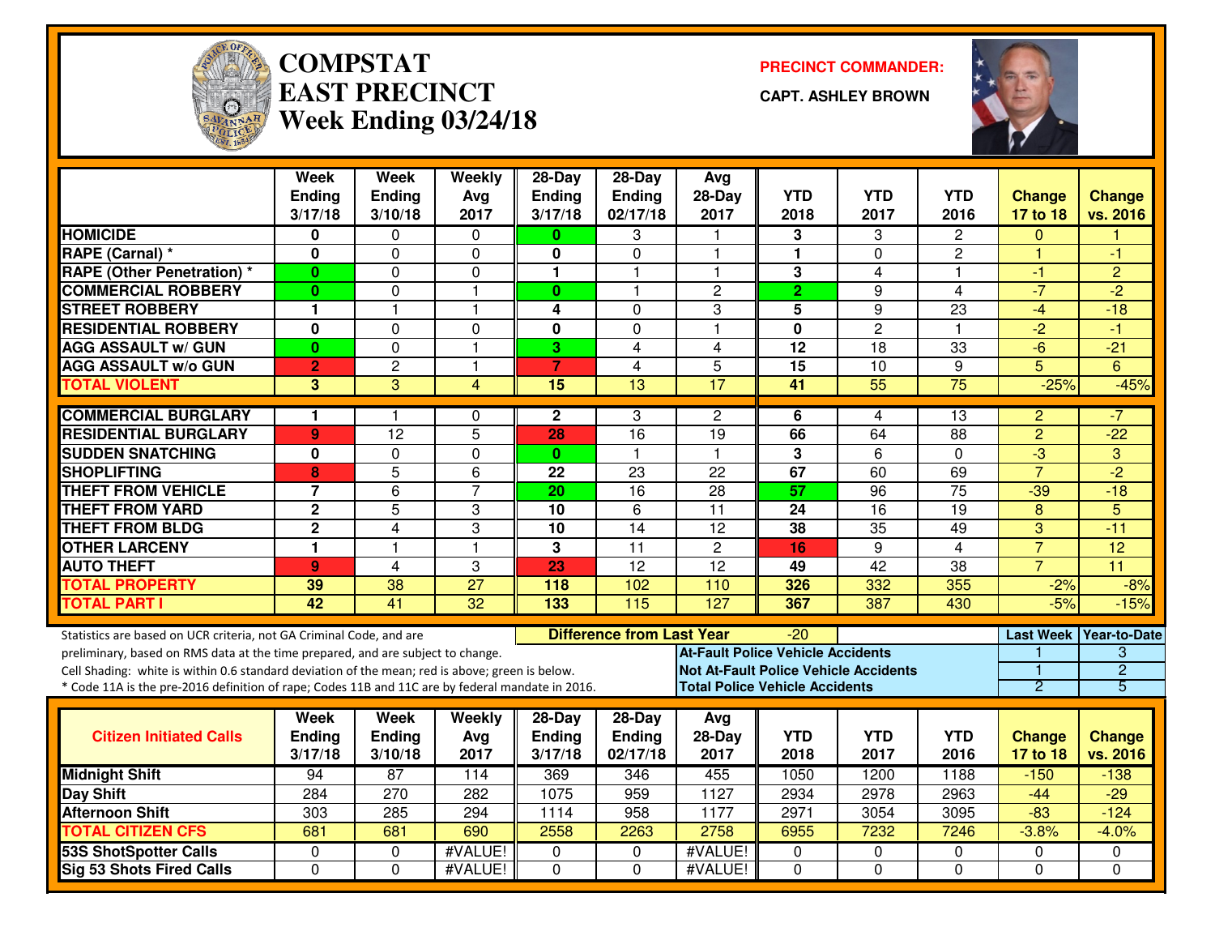# COMPSTAT
# EAST PRECINCT
# Week Ending 03/24/18

**PRECINCT COMMANDER:**

**CAPT. ASHLEY BROWN**

| | Week Ending 3/17/18 | Week Ending 3/10/18 | Weekly Avg 2017 | 28-Day Ending 3/17/18 | 28-Day Ending 02/17/18 | Avg 28-Day 2017 | YTD 2018 | YTD 2017 | YTD 2016 | Change 17 to 18 | Change vs. 2016 |
|---|---|---|---|---|---|---|---|---|---|---|---|
| HOMICIDE | 0 | 0 | 0 | 0 | 3 | 1 | 3 | 3 | 2 | 0 | 1 |
| RAPE (Carnal) * | 0 | 0 | 0 | 0 | 0 | 1 | 1 | 0 | 2 | 1 | -1 |
| RAPE (Other Penetration) * | 0 | 0 | 0 | 1 | 1 | 1 | 3 | 4 | 1 | -1 | 2 |
| COMMERCIAL ROBBERY | 0 | 0 | 1 | 0 | 1 | 2 | 2 | 9 | 4 | -7 | -2 |
| STREET ROBBERY | 1 | 1 | 1 | 4 | 0 | 3 | 5 | 9 | 23 | -4 | -18 |
| RESIDENTIAL ROBBERY | 0 | 0 | 0 | 0 | 0 | 1 | 0 | 2 | 1 | -2 | -1 |
| AGG ASSAULT w/ GUN | 0 | 0 | 1 | 3 | 4 | 4 | 12 | 18 | 33 | -6 | -21 |
| AGG ASSAULT w/o GUN | 2 | 2 | 1 | 7 | 4 | 5 | 15 | 10 | 9 | 5 | 6 |
| TOTAL VIOLENT | 3 | 3 | 4 | 15 | 13 | 17 | 41 | 55 | 75 | -25% | -45% |
| COMMERCIAL BURGLARY | 1 | 1 | 0 | 2 | 3 | 2 | 6 | 4 | 13 | 2 | -7 |
| RESIDENTIAL BURGLARY | 9 | 12 | 5 | 28 | 16 | 19 | 66 | 64 | 88 | 2 | -22 |
| SUDDEN SNATCHING | 0 | 0 | 0 | 0 | 1 | 1 | 3 | 6 | 0 | -3 | 3 |
| SHOPLIFTING | 8 | 5 | 6 | 22 | 23 | 22 | 67 | 60 | 69 | 7 | -2 |
| THEFT FROM VEHICLE | 7 | 6 | 7 | 20 | 16 | 28 | 57 | 96 | 75 | -39 | -18 |
| THEFT FROM YARD | 2 | 5 | 3 | 10 | 6 | 11 | 24 | 16 | 19 | 8 | 5 |
| THEFT FROM BLDG | 2 | 4 | 3 | 10 | 14 | 12 | 38 | 35 | 49 | 3 | -11 |
| OTHER LARCENY | 1 | 1 | 1 | 3 | 11 | 2 | 16 | 9 | 4 | 7 | 12 |
| AUTO THEFT | 9 | 4 | 3 | 23 | 12 | 12 | 49 | 42 | 38 | 7 | 11 |
| TOTAL PROPERTY | 39 | 38 | 27 | 118 | 102 | 110 | 326 | 332 | 355 | -2% | -8% |
| TOTAL PART I | 42 | 41 | 32 | 133 | 115 | 127 | 367 | 387 | 430 | -5% | -15% |

Statistics are based on UCR criteria, not GA Criminal Code, and are preliminary, based on RMS data at the time prepared, and are subject to change.
Cell Shading: white is within 0.6 standard deviation of the mean; red is above; green is below.
* Code 11A is the pre-2016 definition of rape; Codes 11B and 11C are by federal mandate in 2016.

**Difference from Last Year:** -20

| | Last Week | Year-to-Date |
|---|---|---|
| At-Fault Police Vehicle Accidents | 1 | 3 |
| Not At-Fault Police Vehicle Accidents | 1 | 2 |
| Total Police Vehicle Accidents | 2 | 5 |

| Citizen Initiated Calls | Week Ending 3/17/18 | Week Ending 3/10/18 | Weekly Avg 2017 | 28-Day Ending 3/17/18 | 28-Day Ending 02/17/18 | Avg 28-Day 2017 | YTD 2018 | YTD 2017 | YTD 2016 | Change 17 to 18 | Change vs. 2016 |
|---|---|---|---|---|---|---|---|---|---|---|---|
| Midnight Shift | 94 | 87 | 114 | 369 | 346 | 455 | 1050 | 1200 | 1188 | -150 | -138 |
| Day Shift | 284 | 270 | 282 | 1075 | 959 | 1127 | 2934 | 2978 | 2963 | -44 | -29 |
| Afternoon Shift | 303 | 285 | 294 | 1114 | 958 | 1177 | 2971 | 3054 | 3095 | -83 | -124 |
| TOTAL CITIZEN CFS | 681 | 681 | 690 | 2558 | 2263 | 2758 | 6955 | 7232 | 7246 | -3.8% | -4.0% |
| 53S ShotSpotter Calls | 0 | 0 | #VALUE! | 0 | 0 | #VALUE! | 0 | 0 | 0 | 0 | 0 |
| Sig 53 Shots Fired Calls | 0 | 0 | #VALUE! | 0 | 0 | #VALUE! | 0 | 0 | 0 | 0 | 0 |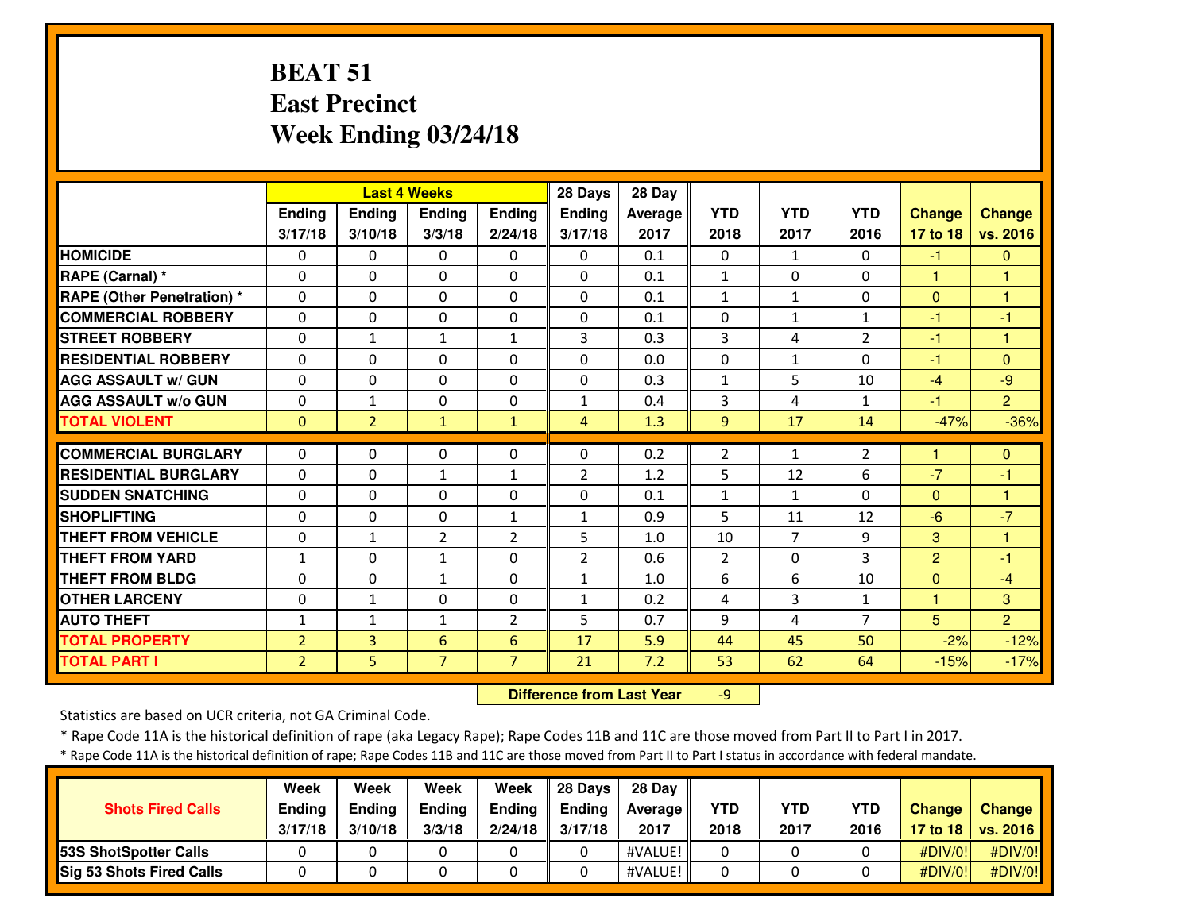# BEAT 51
## East Precinct
## Week Ending 03/24/18

| | Last 4 Weeks | | | | 28 Days | 28 Day | | | | | |
|---|---|---|---|---|---|---|---|---|---|---|---|
| | Ending 3/17/18 | Ending 3/10/18 | Ending 3/3/18 | Ending 2/24/18 | Ending 3/17/18 | Average 2017 | YTD 2018 | YTD 2017 | YTD 2016 | Change 17 to 18 | Change vs. 2016 |
| HOMICIDE | 0 | 0 | 0 | 0 | 0 | 0.1 | 0 | 1 | 0 | -1 | 0 |
| RAPE (Carnal) * | 0 | 0 | 0 | 0 | 0 | 0.1 | 1 | 0 | 0 | 1 | 1 |
| RAPE (Other Penetration) * | 0 | 0 | 0 | 0 | 0 | 0.1 | 1 | 1 | 0 | 0 | 1 |
| COMMERCIAL ROBBERY | 0 | 0 | 0 | 0 | 0 | 0.1 | 0 | 1 | 1 | -1 | -1 |
| STREET ROBBERY | 0 | 1 | 1 | 1 | 3 | 0.3 | 3 | 4 | 2 | -1 | 1 |
| RESIDENTIAL ROBBERY | 0 | 0 | 0 | 0 | 0 | 0.0 | 0 | 1 | 0 | -1 | 0 |
| AGG ASSAULT w/ GUN | 0 | 0 | 0 | 0 | 0 | 0.3 | 1 | 5 | 10 | -4 | -9 |
| AGG ASSAULT w/o GUN | 0 | 1 | 0 | 0 | 1 | 0.4 | 3 | 4 | 1 | -1 | 2 |
| TOTAL VIOLENT | 0 | 2 | 1 | 1 | 4 | 1.3 | 9 | 17 | 14 | -47% | -36% |
| COMMERCIAL BURGLARY | 0 | 0 | 0 | 0 | 0 | 0.2 | 2 | 1 | 2 | 1 | 0 |
| RESIDENTIAL BURGLARY | 0 | 0 | 1 | 1 | 2 | 1.2 | 5 | 12 | 6 | -7 | -1 |
| SUDDEN SNATCHING | 0 | 0 | 0 | 0 | 0 | 0.1 | 1 | 1 | 0 | 0 | 1 |
| SHOPLIFTING | 0 | 0 | 0 | 1 | 1 | 0.9 | 5 | 11 | 12 | -6 | -7 |
| THEFT FROM VEHICLE | 0 | 1 | 2 | 2 | 5 | 1.0 | 10 | 7 | 9 | 3 | 1 |
| THEFT FROM YARD | 1 | 0 | 1 | 0 | 2 | 0.6 | 2 | 0 | 3 | 2 | -1 |
| THEFT FROM BLDG | 0 | 0 | 1 | 0 | 1 | 1.0 | 6 | 6 | 10 | 0 | -4 |
| OTHER LARCENY | 0 | 1 | 0 | 0 | 1 | 0.2 | 4 | 3 | 1 | 1 | 3 |
| AUTO THEFT | 1 | 1 | 1 | 2 | 5 | 0.7 | 9 | 4 | 7 | 5 | 2 |
| TOTAL PROPERTY | 2 | 3 | 6 | 6 | 17 | 5.9 | 44 | 45 | 50 | -2% | -12% |
| TOTAL PART I | 2 | 5 | 7 | 7 | 21 | 7.2 | 53 | 62 | 64 | -15% | -17% |

**Difference from Last Year** -9

Statistics are based on UCR criteria, not GA Criminal Code.

* Rape Code 11A is the historical definition of rape (aka Legacy Rape); Rape Codes 11B and 11C are those moved from Part II to Part I in 2017.

* Rape Code 11A is the historical definition of rape; Rape Codes 11B and 11C are those moved from Part II to Part I status in accordance with federal mandate.

| Shots Fired Calls | Week Ending 3/17/18 | Week Ending 3/10/18 | Week Ending 3/3/18 | Week Ending 2/24/18 | 28 Days Ending 3/17/18 | 28 Day Average 2017 | YTD 2018 | YTD 2017 | YTD 2016 | Change 17 to 18 | Change vs. 2016 |
|---|---|---|---|---|---|---|---|---|---|---|---|
| 53S ShotSpotter Calls | 0 | 0 | 0 | 0 | 0 | #VALUE! | 0 | 0 | 0 | #DIV/0! | #DIV/0! |
| Sig 53 Shots Fired Calls | 0 | 0 | 0 | 0 | 0 | #VALUE! | 0 | 0 | 0 | #DIV/0! | #DIV/0! |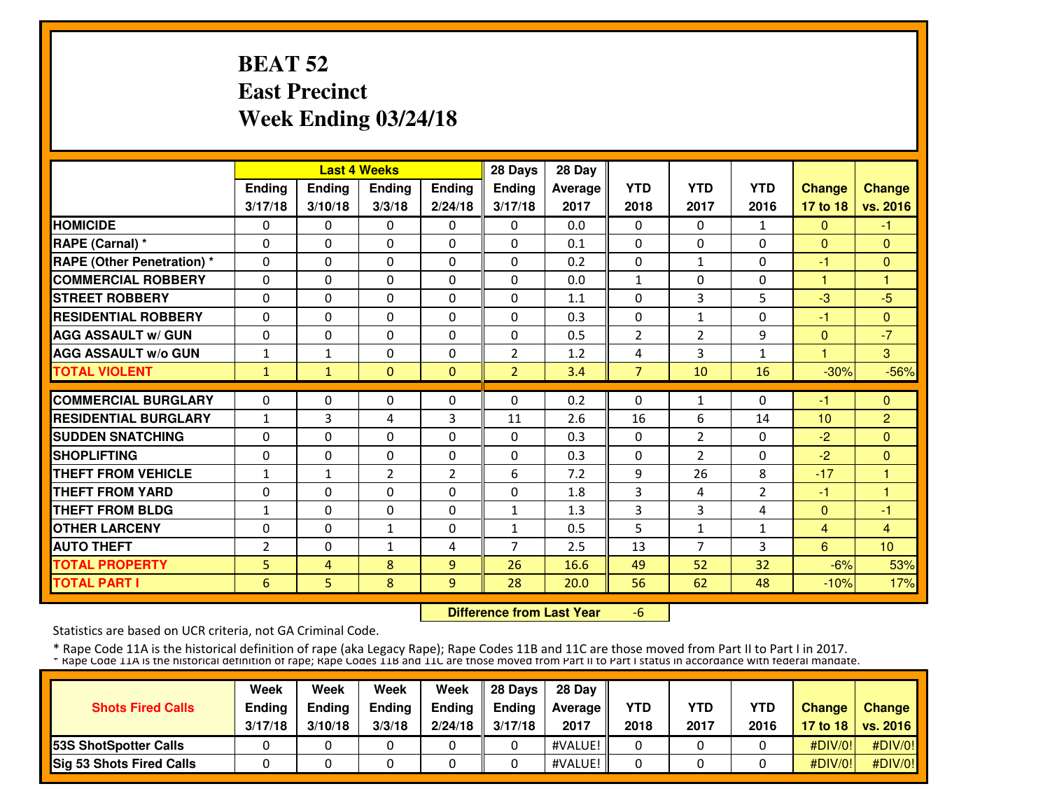# BEAT 52
# East Precinct
# Week Ending 03/24/18

| | Last 4 Weeks | | | | 28 Days | 28 Day | | | | | |
|---|---|---|---|---|---|---|---|---|---|---|---|
| | Ending 3/17/18 | Ending 3/10/18 | Ending 3/3/18 | Ending 2/24/18 | Ending 3/17/18 | Average 2017 | YTD 2018 | YTD 2017 | YTD 2016 | Change 17 to 18 | Change vs. 2016 |
| **HOMICIDE** | 0 | 0 | 0 | 0 | 0 | 0.0 | 0 | 0 | 1 | 0 | -1 |
| **RAPE (Carnal) *** | 0 | 0 | 0 | 0 | 0 | 0.1 | 0 | 0 | 0 | 0 | 0 |
| **RAPE (Other Penetration) *** | 0 | 0 | 0 | 0 | 0 | 0.2 | 0 | 1 | 0 | -1 | 0 |
| **COMMERCIAL ROBBERY** | 0 | 0 | 0 | 0 | 0 | 0.0 | 1 | 0 | 0 | 1 | 1 |
| **STREET ROBBERY** | 0 | 0 | 0 | 0 | 0 | 1.1 | 0 | 3 | 5 | -3 | -5 |
| **RESIDENTIAL ROBBERY** | 0 | 0 | 0 | 0 | 0 | 0.3 | 0 | 1 | 0 | -1 | 0 |
| **AGG ASSAULT w/ GUN** | 0 | 0 | 0 | 0 | 0 | 0.5 | 2 | 2 | 9 | 0 | -7 |
| **AGG ASSAULT w/o GUN** | 1 | 1 | 0 | 0 | 2 | 1.2 | 4 | 3 | 1 | 1 | 3 |
| **TOTAL VIOLENT** | 1 | 1 | 0 | 0 | 2 | 3.4 | 7 | 10 | 16 | -30% | -56% |
| **COMMERCIAL BURGLARY** | 0 | 0 | 0 | 0 | 0 | 0.2 | 0 | 1 | 0 | -1 | 0 |
| **RESIDENTIAL BURGLARY** | 1 | 3 | 4 | 3 | 11 | 2.6 | 16 | 6 | 14 | 10 | 2 |
| **SUDDEN SNATCHING** | 0 | 0 | 0 | 0 | 0 | 0.3 | 0 | 2 | 0 | -2 | 0 |
| **SHOPLIFTING** | 0 | 0 | 0 | 0 | 0 | 0.3 | 0 | 2 | 0 | -2 | 0 |
| **THEFT FROM VEHICLE** | 1 | 1 | 2 | 2 | 6 | 7.2 | 9 | 26 | 8 | -17 | 1 |
| **THEFT FROM YARD** | 0 | 0 | 0 | 0 | 0 | 1.8 | 3 | 4 | 2 | -1 | 1 |
| **THEFT FROM BLDG** | 1 | 0 | 0 | 0 | 1 | 1.3 | 3 | 3 | 4 | 0 | -1 |
| **OTHER LARCENY** | 0 | 0 | 1 | 0 | 1 | 0.5 | 5 | 1 | 1 | 4 | 4 |
| **AUTO THEFT** | 2 | 0 | 1 | 4 | 7 | 2.5 | 13 | 7 | 3 | 6 | 10 |
| **TOTAL PROPERTY** | 5 | 4 | 8 | 9 | 26 | 16.6 | 49 | 52 | 32 | -6% | 53% |
| **TOTAL PART I** | 6 | 5 | 8 | 9 | 28 | 20.0 | 56 | 62 | 48 | -10% | 17% |

**Difference from Last Year** -6

Statistics are based on UCR criteria, not GA Criminal Code.

* Rape Code 11A is the historical definition of rape (aka Legacy Rape); Rape Codes 11B and 11C are those moved from Part II to Part I in 2017.

* Rape Code 11A is the historical definition of rape; Rape Codes 11B and 11C are those moved from Part II to Part I status in accordance with federal mandate.

| Shots Fired Calls | Week Ending 3/17/18 | Week Ending 3/10/18 | Week Ending 3/3/18 | Week Ending 2/24/18 | 28 Days Ending 3/17/18 | 28 Day Average 2017 | YTD 2018 | YTD 2017 | YTD 2016 | Change 17 to 18 | Change vs. 2016 |
|---|---|---|---|---|---|---|---|---|---|---|---|
| **53S ShotSpotter Calls** | 0 | 0 | 0 | 0 | 0 | #VALUE! | 0 | 0 | 0 | #DIV/0! | #DIV/0! |
| **Sig 53 Shots Fired Calls** | 0 | 0 | 0 | 0 | 0 | #VALUE! | 0 | 0 | 0 | #DIV/0! | #DIV/0! |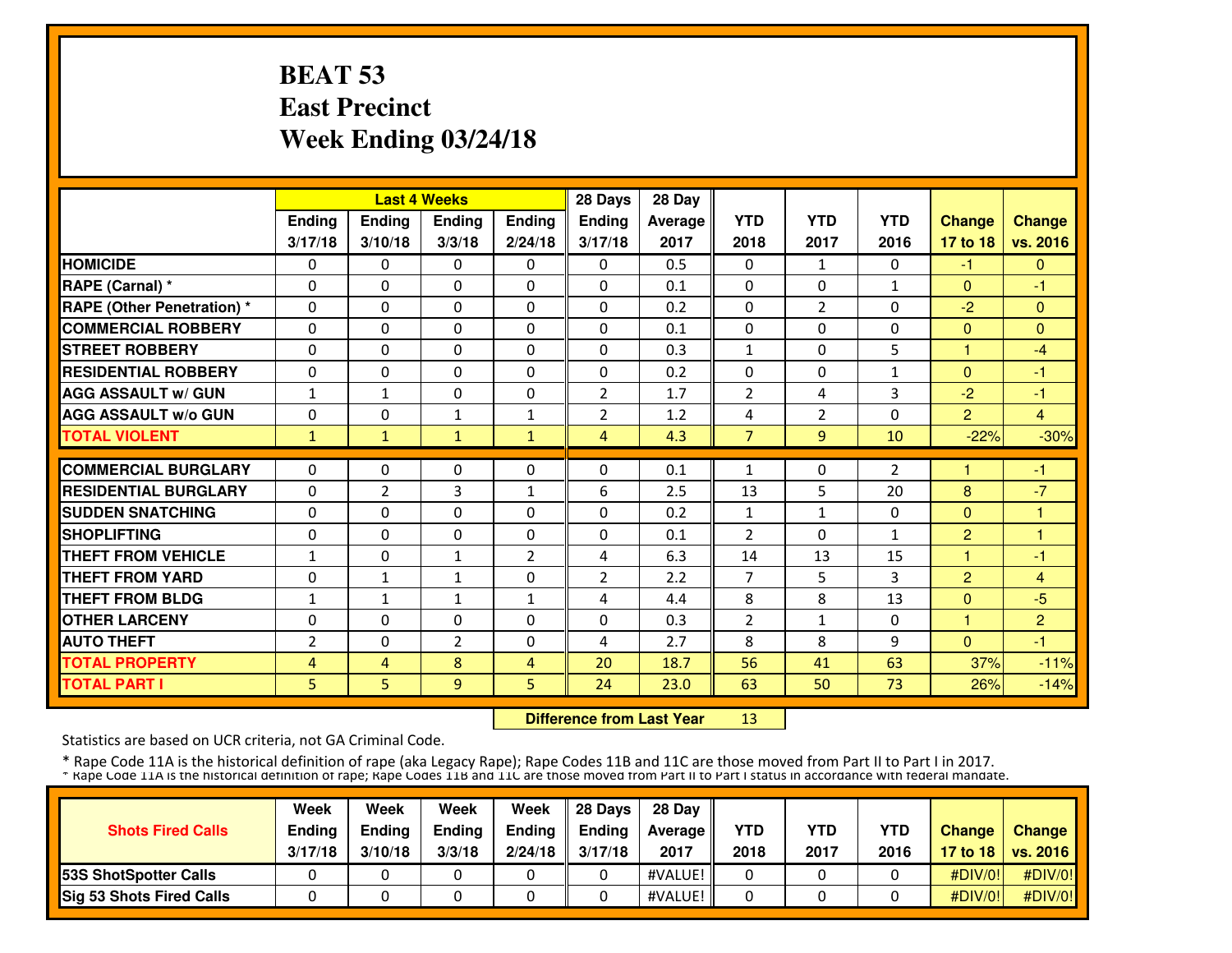# BEAT 53
# East Precinct
# Week Ending 03/24/18

| | Last 4 Weeks | | | | 28 Days | 28 Day | YTD | YTD | YTD | Change | Change |
|---|---|---|---|---|---|---|---|---|---|---|---|
| | Ending 3/17/18 | Ending 3/10/18 | Ending 3/3/18 | Ending 2/24/18 | Ending 3/17/18 | Average 2017 | 2018 | 2017 | 2016 | 17 to 18 | vs. 2016 |
| **HOMICIDE** | 0 | 0 | 0 | 0 | 0 | 0.5 | 0 | 1 | 0 | -1 | 0 |
| **RAPE (Carnal) *** | 0 | 0 | 0 | 0 | 0 | 0.1 | 0 | 0 | 1 | 0 | -1 |
| **RAPE (Other Penetration) *** | 0 | 0 | 0 | 0 | 0 | 0.2 | 0 | 2 | 0 | -2 | 0 |
| **COMMERCIAL ROBBERY** | 0 | 0 | 0 | 0 | 0 | 0.1 | 0 | 0 | 0 | 0 | 0 |
| **STREET ROBBERY** | 0 | 0 | 0 | 0 | 0 | 0.3 | 1 | 0 | 5 | 1 | -4 |
| **RESIDENTIAL ROBBERY** | 0 | 0 | 0 | 0 | 0 | 0.2 | 0 | 0 | 1 | 0 | -1 |
| **AGG ASSAULT w/ GUN** | 1 | 1 | 0 | 0 | 2 | 1.7 | 2 | 4 | 3 | -2 | -1 |
| **AGG ASSAULT w/o GUN** | 0 | 0 | 1 | 1 | 2 | 1.2 | 4 | 2 | 0 | 2 | 4 |
| **TOTAL VIOLENT** | 1 | 1 | 1 | 1 | 4 | 4.3 | 7 | 9 | 10 | -22% | -30% |
| **COMMERCIAL BURGLARY** | 0 | 0 | 0 | 0 | 0 | 0.1 | 1 | 0 | 2 | 1 | -1 |
| **RESIDENTIAL BURGLARY** | 0 | 2 | 3 | 1 | 6 | 2.5 | 13 | 5 | 20 | 8 | -7 |
| **SUDDEN SNATCHING** | 0 | 0 | 0 | 0 | 0 | 0.2 | 1 | 1 | 0 | 0 | 1 |
| **SHOPLIFTING** | 0 | 0 | 0 | 0 | 0 | 0.1 | 2 | 0 | 1 | 2 | 1 |
| **THEFT FROM VEHICLE** | 1 | 0 | 1 | 2 | 4 | 6.3 | 14 | 13 | 15 | 1 | -1 |
| **THEFT FROM YARD** | 0 | 1 | 1 | 0 | 2 | 2.2 | 7 | 5 | 3 | 2 | 4 |
| **THEFT FROM BLDG** | 1 | 1 | 1 | 1 | 4 | 4.4 | 8 | 8 | 13 | 0 | -5 |
| **OTHER LARCENY** | 0 | 0 | 0 | 0 | 0 | 0.3 | 2 | 1 | 0 | 1 | 2 |
| **AUTO THEFT** | 2 | 0 | 2 | 0 | 4 | 2.7 | 8 | 8 | 9 | 0 | -1 |
| **TOTAL PROPERTY** | 4 | 4 | 8 | 4 | 20 | 18.7 | 56 | 41 | 63 | 37% | -11% |
| **TOTAL PART I** | 5 | 5 | 9 | 5 | 24 | 23.0 | 63 | 50 | 73 | 26% | -14% |

**Difference from Last Year** 13

Statistics are based on UCR criteria, not GA Criminal Code.

* Rape Code 11A is the historical definition of rape (aka Legacy Rape); Rape Codes 11B and 11C are those moved from Part II to Part I in 2017.

* Rape Code 11A is the historical definition of rape; Rape Codes 11B and 11C are those moved from Part II to Part I status in accordance with federal mandate.

| Shots Fired Calls | Week Ending 3/17/18 | Week Ending 3/10/18 | Week Ending 3/3/18 | Week Ending 2/24/18 | 28 Days Ending 3/17/18 | 28 Day Average 2017 | YTD 2018 | YTD 2017 | YTD 2016 | Change 17 to 18 | Change vs. 2016 |
|---|---|---|---|---|---|---|---|---|---|---|---|
| **53S ShotSpotter Calls** | 0 | 0 | 0 | 0 | 0 | #VALUE! | 0 | 0 | 0 | #DIV/0! | #DIV/0! |
| **Sig 53 Shots Fired Calls** | 0 | 0 | 0 | 0 | 0 | #VALUE! | 0 | 0 | 0 | #DIV/0! | #DIV/0! |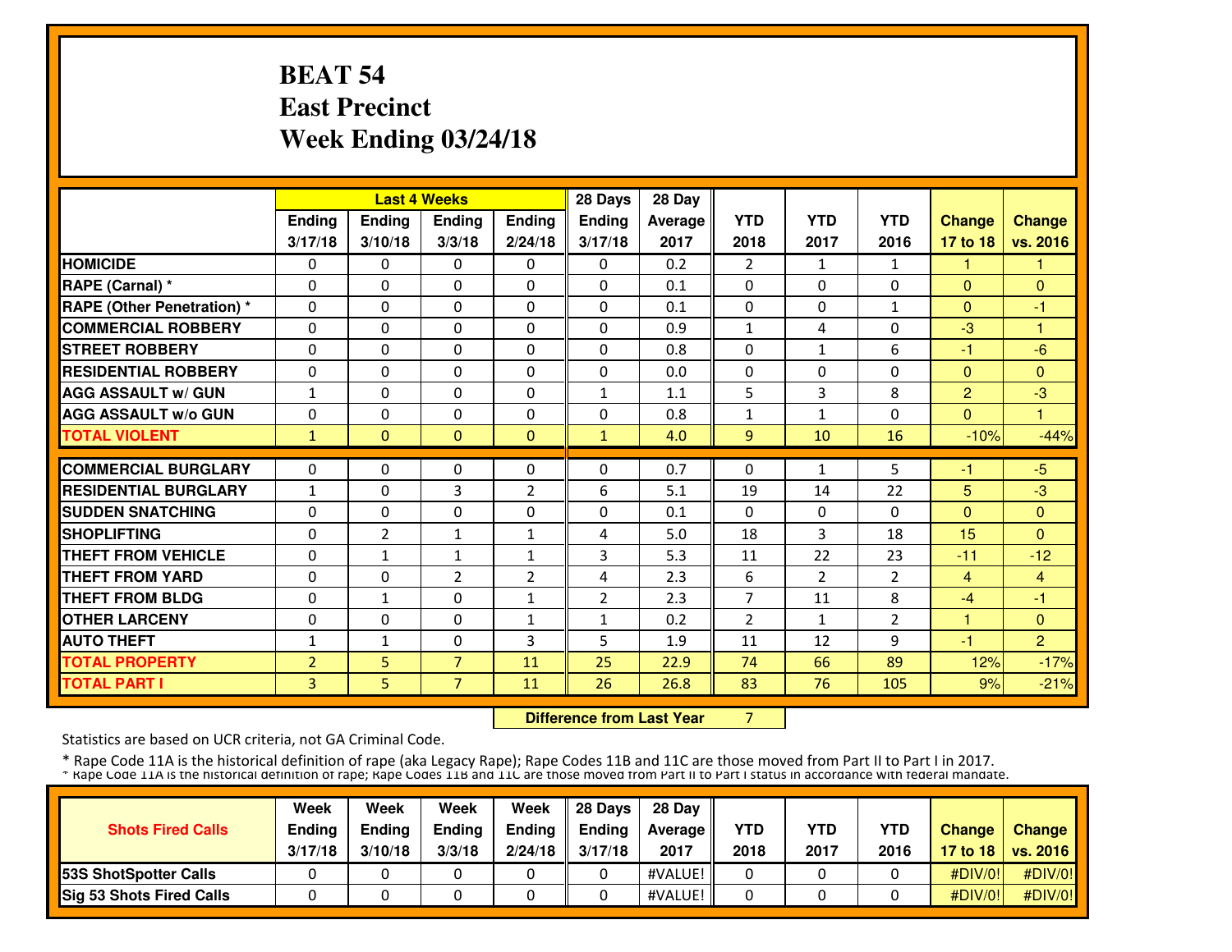# BEAT 54
## East Precinct
## Week Ending 03/24/18

| | Last 4 Weeks | | | | 28 Days | 28 Day | | | | | |
|---|---|---|---|---|---|---|---|---|---|---|---|
| | Ending 3/17/18 | Ending 3/10/18 | Ending 3/3/18 | Ending 2/24/18 | Ending 3/17/18 | Average 2017 | YTD 2018 | YTD 2017 | YTD 2016 | Change 17 to 18 | Change vs. 2016 |
| HOMICIDE | 0 | 0 | 0 | 0 | 0 | 0.2 | 2 | 1 | 1 | 1 | 1 |
| RAPE (Carnal) * | 0 | 0 | 0 | 0 | 0 | 0.1 | 0 | 0 | 0 | 0 | 0 |
| RAPE (Other Penetration) * | 0 | 0 | 0 | 0 | 0 | 0.1 | 0 | 0 | 1 | 0 | -1 |
| COMMERCIAL ROBBERY | 0 | 0 | 0 | 0 | 0 | 0.9 | 1 | 4 | 0 | -3 | 1 |
| STREET ROBBERY | 0 | 0 | 0 | 0 | 0 | 0.8 | 0 | 1 | 6 | -1 | -6 |
| RESIDENTIAL ROBBERY | 0 | 0 | 0 | 0 | 0 | 0.0 | 0 | 0 | 0 | 0 | 0 |
| AGG ASSAULT w/ GUN | 1 | 0 | 0 | 0 | 1 | 1.1 | 5 | 3 | 8 | 2 | -3 |
| AGG ASSAULT w/o GUN | 0 | 0 | 0 | 0 | 0 | 0.8 | 1 | 1 | 0 | 0 | 1 |
| TOTAL VIOLENT | 1 | 0 | 0 | 0 | 1 | 4.0 | 9 | 10 | 16 | -10% | -44% |
| COMMERCIAL BURGLARY | 0 | 0 | 0 | 0 | 0 | 0.7 | 0 | 1 | 5 | -1 | -5 |
| RESIDENTIAL BURGLARY | 1 | 0 | 3 | 2 | 6 | 5.1 | 19 | 14 | 22 | 5 | -3 |
| SUDDEN SNATCHING | 0 | 0 | 0 | 0 | 0 | 0.1 | 0 | 0 | 0 | 0 | 0 |
| SHOPLIFTING | 0 | 2 | 1 | 1 | 4 | 5.0 | 18 | 3 | 18 | 15 | 0 |
| THEFT FROM VEHICLE | 0 | 1 | 1 | 1 | 3 | 5.3 | 11 | 22 | 23 | -11 | -12 |
| THEFT FROM YARD | 0 | 0 | 2 | 2 | 4 | 2.3 | 6 | 2 | 2 | 4 | 4 |
| THEFT FROM BLDG | 0 | 1 | 0 | 1 | 2 | 2.3 | 7 | 11 | 8 | -4 | -1 |
| OTHER LARCENY | 0 | 0 | 0 | 1 | 1 | 0.2 | 2 | 1 | 2 | 1 | 0 |
| AUTO THEFT | 1 | 1 | 0 | 3 | 5 | 1.9 | 11 | 12 | 9 | -1 | 2 |
| TOTAL PROPERTY | 2 | 5 | 7 | 11 | 25 | 22.9 | 74 | 66 | 89 | 12% | -17% |
| TOTAL PART I | 3 | 5 | 7 | 11 | 26 | 26.8 | 83 | 76 | 105 | 9% | -21% |

**Difference from Last Year** 7

Statistics are based on UCR criteria, not GA Criminal Code.

\* Rape Code 11A is the historical definition of rape (aka Legacy Rape); Rape Codes 11B and 11C are those moved from Part II to Part I in 2017.

\* Rape Code 11A is the historical definition of rape; Rape Codes 11B and 11C are those moved from Part II to Part I status in accordance with federal mandate.

| Shots Fired Calls | Week Ending 3/17/18 | Week Ending 3/10/18 | Week Ending 3/3/18 | Week Ending 2/24/18 | 28 Days Ending 3/17/18 | 28 Day Average 2017 | YTD 2018 | YTD 2017 | YTD 2016 | Change 17 to 18 | Change vs. 2016 |
|---|---|---|---|---|---|---|---|---|---|---|---|
| 53S ShotSpotter Calls | 0 | 0 | 0 | 0 | 0 | #VALUE! | 0 | 0 | 0 | #DIV/0! | #DIV/0! |
| Sig 53 Shots Fired Calls | 0 | 0 | 0 | 0 | 0 | #VALUE! | 0 | 0 | 0 | #DIV/0! | #DIV/0! |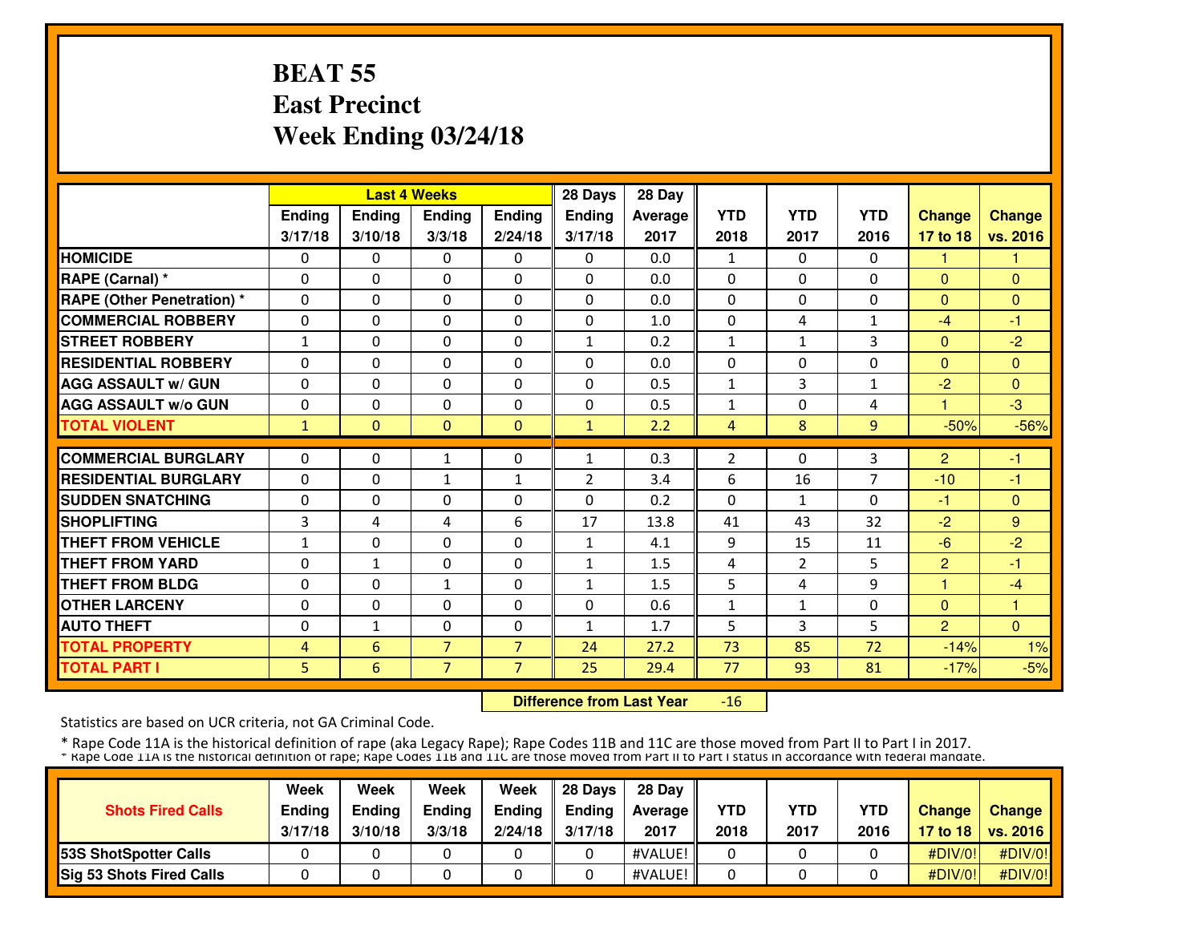# BEAT 55
# East Precinct
# Week Ending 03/24/18

| | Last 4 Weeks | | | | 28 Days | 28 Day | | | | | |
|---|---|---|---|---|---|---|---|---|---|---|---|
| | Ending 3/17/18 | Ending 3/10/18 | Ending 3/3/18 | Ending 2/24/18 | Ending 3/17/18 | Average 2017 | YTD 2018 | YTD 2017 | YTD 2016 | Change 17 to 18 | Change vs. 2016 |
| **HOMICIDE** | 0 | 0 | 0 | 0 | 0 | 0.0 | 1 | 0 | 0 | 1 | 1 |
| **RAPE (Carnal) *** | 0 | 0 | 0 | 0 | 0 | 0.0 | 0 | 0 | 0 | 0 | 0 |
| **RAPE (Other Penetration) *** | 0 | 0 | 0 | 0 | 0 | 0.0 | 0 | 0 | 0 | 0 | 0 |
| **COMMERCIAL ROBBERY** | 0 | 0 | 0 | 0 | 0 | 1.0 | 0 | 4 | 1 | -4 | -1 |
| **STREET ROBBERY** | 1 | 0 | 0 | 0 | 1 | 0.2 | 1 | 1 | 3 | 0 | -2 |
| **RESIDENTIAL ROBBERY** | 0 | 0 | 0 | 0 | 0 | 0.0 | 0 | 0 | 0 | 0 | 0 |
| **AGG ASSAULT w/ GUN** | 0 | 0 | 0 | 0 | 0 | 0.5 | 1 | 3 | 1 | -2 | 0 |
| **AGG ASSAULT w/o GUN** | 0 | 0 | 0 | 0 | 0 | 0.5 | 1 | 0 | 4 | 1 | -3 |
| **TOTAL VIOLENT** | 1 | 0 | 0 | 0 | 1 | 2.2 | 4 | 8 | 9 | -50% | -56% |
| **COMMERCIAL BURGLARY** | 0 | 0 | 1 | 0 | 1 | 0.3 | 2 | 0 | 3 | 2 | -1 |
| **RESIDENTIAL BURGLARY** | 0 | 0 | 1 | 1 | 2 | 3.4 | 6 | 16 | 7 | -10 | -1 |
| **SUDDEN SNATCHING** | 0 | 0 | 0 | 0 | 0 | 0.2 | 0 | 1 | 0 | -1 | 0 |
| **SHOPLIFTING** | 3 | 4 | 4 | 6 | 17 | 13.8 | 41 | 43 | 32 | -2 | 9 |
| **THEFT FROM VEHICLE** | 1 | 0 | 0 | 0 | 1 | 4.1 | 9 | 15 | 11 | -6 | -2 |
| **THEFT FROM YARD** | 0 | 1 | 0 | 0 | 1 | 1.5 | 4 | 2 | 5 | 2 | -1 |
| **THEFT FROM BLDG** | 0 | 0 | 1 | 0 | 1 | 1.5 | 5 | 4 | 9 | 1 | -4 |
| **OTHER LARCENY** | 0 | 0 | 0 | 0 | 0 | 0.6 | 1 | 1 | 0 | 0 | 1 |
| **AUTO THEFT** | 0 | 1 | 0 | 0 | 1 | 1.7 | 5 | 3 | 5 | 2 | 0 |
| **TOTAL PROPERTY** | 4 | 6 | 7 | 7 | 24 | 27.2 | 73 | 85 | 72 | -14% | 1% |
| **TOTAL PART I** | 5 | 6 | 7 | 7 | 25 | 29.4 | 77 | 93 | 81 | -17% | -5% |

**Difference from Last Year** -16

Statistics are based on UCR criteria, not GA Criminal Code.

* Rape Code 11A is the historical definition of rape (aka Legacy Rape); Rape Codes 11B and 11C are those moved from Part II to Part I in 2017.
* Rape Code 11A is the historical definition of rape; Rape Codes 11B and 11C are those moved from Part II to Part I status in accordance with federal mandate.

| Shots Fired Calls | Week Ending 3/17/18 | Week Ending 3/10/18 | Week Ending 3/3/18 | Week Ending 2/24/18 | 28 Days Ending 3/17/18 | 28 Day Average 2017 | YTD 2018 | YTD 2017 | YTD 2016 | Change 17 to 18 | Change vs. 2016 |
|---|---|---|---|---|---|---|---|---|---|---|---|
| **53S ShotSpotter Calls** | 0 | 0 | 0 | 0 | 0 | #VALUE! | 0 | 0 | 0 | #DIV/0! | #DIV/0! |
| **Sig 53 Shots Fired Calls** | 0 | 0 | 0 | 0 | 0 | #VALUE! | 0 | 0 | 0 | #DIV/0! | #DIV/0! |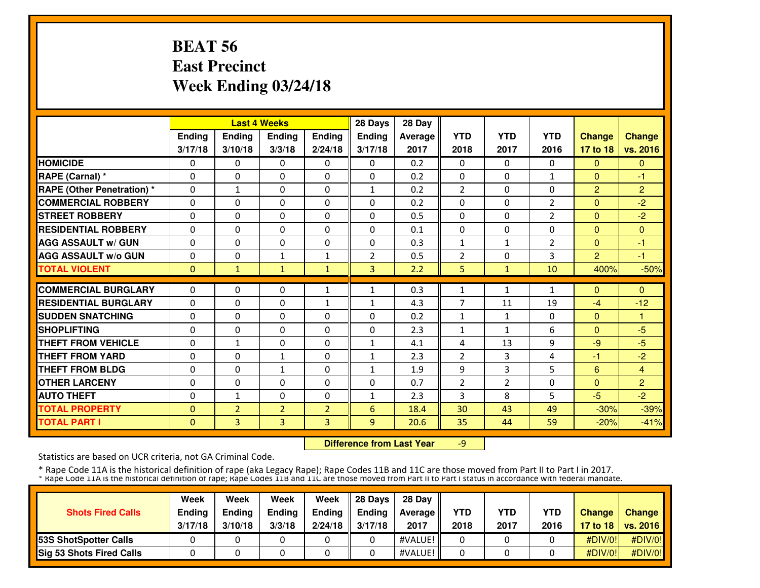# BEAT 56
## East Precinct
## Week Ending 03/24/18

| | Last 4 Weeks | | | | 28 Days | 28 Day | | | | | |
|---|---|---|---|---|---|---|---|---|---|---|---|
| | Ending 3/17/18 | Ending 3/10/18 | Ending 3/3/18 | Ending 2/24/18 | Ending 3/17/18 | Average 2017 | YTD 2018 | YTD 2017 | YTD 2016 | Change 17 to 18 | Change vs. 2016 |
| **HOMICIDE** | 0 | 0 | 0 | 0 | 0 | 0.2 | 0 | 0 | 0 | 0 | 0 |
| **RAPE (Carnal) *** | 0 | 0 | 0 | 0 | 0 | 0.2 | 0 | 0 | 1 | 0 | -1 |
| **RAPE (Other Penetration) *** | 0 | 1 | 0 | 0 | 1 | 0.2 | 2 | 0 | 0 | 2 | 2 |
| **COMMERCIAL ROBBERY** | 0 | 0 | 0 | 0 | 0 | 0.2 | 0 | 0 | 2 | 0 | -2 |
| **STREET ROBBERY** | 0 | 0 | 0 | 0 | 0 | 0.5 | 0 | 0 | 2 | 0 | -2 |
| **RESIDENTIAL ROBBERY** | 0 | 0 | 0 | 0 | 0 | 0.1 | 0 | 0 | 0 | 0 | 0 |
| **AGG ASSAULT w/ GUN** | 0 | 0 | 0 | 0 | 0 | 0.3 | 1 | 1 | 2 | 0 | -1 |
| **AGG ASSAULT w/o GUN** | 0 | 0 | 1 | 1 | 2 | 0.5 | 2 | 0 | 3 | 2 | -1 |
| **TOTAL VIOLENT** | 0 | 1 | 1 | 1 | 3 | 2.2 | 5 | 1 | 10 | 400% | -50% |
| **COMMERCIAL BURGLARY** | 0 | 0 | 0 | 1 | 1 | 0.3 | 1 | 1 | 1 | 0 | 0 |
| **RESIDENTIAL BURGLARY** | 0 | 0 | 0 | 1 | 1 | 4.3 | 7 | 11 | 19 | -4 | -12 |
| **SUDDEN SNATCHING** | 0 | 0 | 0 | 0 | 0 | 0.2 | 1 | 1 | 0 | 0 | 1 |
| **SHOPLIFTING** | 0 | 0 | 0 | 0 | 0 | 2.3 | 1 | 1 | 6 | 0 | -5 |
| **THEFT FROM VEHICLE** | 0 | 1 | 0 | 0 | 1 | 4.1 | 4 | 13 | 9 | -9 | -5 |
| **THEFT FROM YARD** | 0 | 0 | 1 | 0 | 1 | 2.3 | 2 | 3 | 4 | -1 | -2 |
| **THEFT FROM BLDG** | 0 | 0 | 1 | 0 | 1 | 1.9 | 9 | 3 | 5 | 6 | 4 |
| **OTHER LARCENY** | 0 | 0 | 0 | 0 | 0 | 0.7 | 2 | 2 | 0 | 0 | 2 |
| **AUTO THEFT** | 0 | 1 | 0 | 0 | 1 | 2.3 | 3 | 8 | 5 | -5 | -2 |
| **TOTAL PROPERTY** | 0 | 2 | 2 | 2 | 6 | 18.4 | 30 | 43 | 49 | -30% | -39% |
| **TOTAL PART I** | 0 | 3 | 3 | 3 | 9 | 20.6 | 35 | 44 | 59 | -20% | -41% |

**Difference from Last Year** -9

Statistics are based on UCR criteria, not GA Criminal Code.

* Rape Code 11A is the historical definition of rape (aka Legacy Rape); Rape Codes 11B and 11C are those moved from Part II to Part I in 2017.

* Rape Code 11A is the historical definition of rape; Rape Codes 11B and 11C are those moved from Part II to Part I status in accordance with federal mandate.

| Shots Fired Calls | Week Ending 3/17/18 | Week Ending 3/10/18 | Week Ending 3/3/18 | Week Ending 2/24/18 | 28 Days Ending 3/17/18 | 28 Day Average 2017 | YTD 2018 | YTD 2017 | YTD 2016 | Change 17 to 18 | Change vs. 2016 |
|---|---|---|---|---|---|---|---|---|---|---|---|
| **53S ShotSpotter Calls** | 0 | 0 | 0 | 0 | 0 | #VALUE! | 0 | 0 | 0 | #DIV/0! | #DIV/0! |
| **Sig 53 Shots Fired Calls** | 0 | 0 | 0 | 0 | 0 | #VALUE! | 0 | 0 | 0 | #DIV/0! | #DIV/0! |